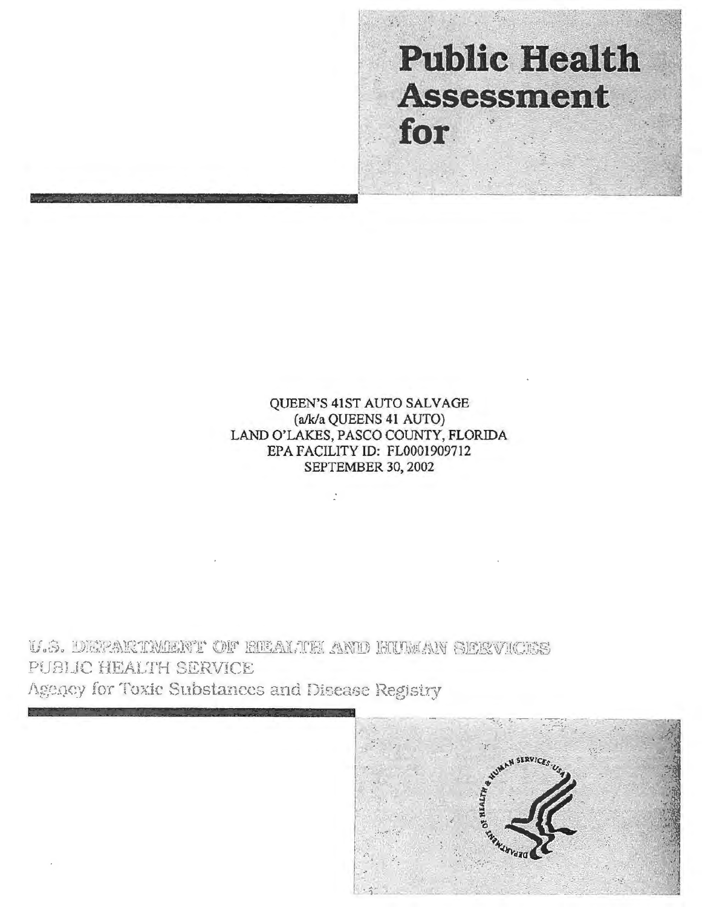# Public Health Assessment for

QUEEN'S 41ST AUTO SALVAGE
(a/k/a QUEENS 41 AUTO)
LAND O'LAKES, PASCO COUNTY, FLORIDA
EPA FACILITY ID: FL0001909712
SEPTEMBER 30, 2002

U.S. DEPARTMENT OF HEALTH AND HUMAN SERVICES
PUBLIC HEALTH SERVICE
Agency for Toxic Substances and Disease Registry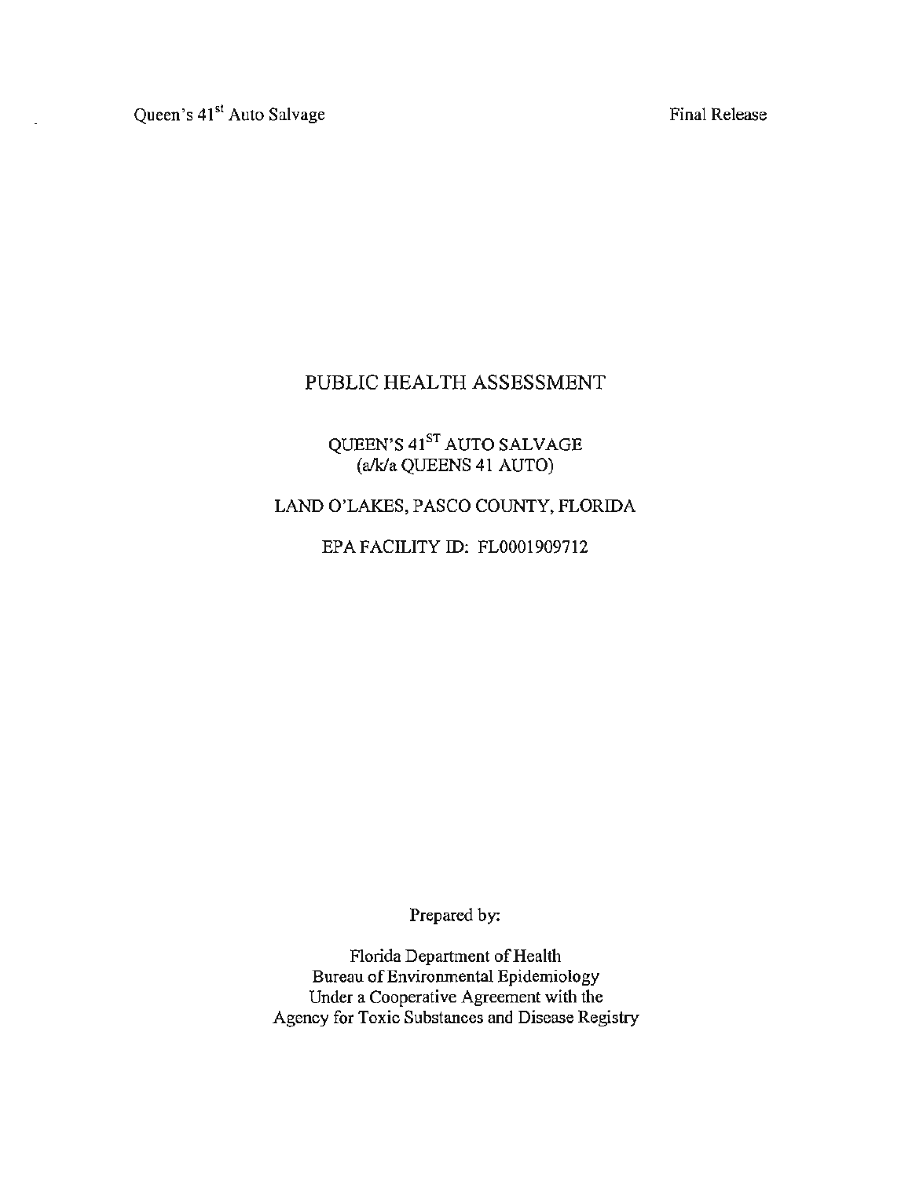# PUBLIC HEALTH ASSESSMENT

QUEEN'S 41[ST] AUTO SALVAGE
(a/k/a QUEENS 41 AUTO)

LAND O'LAKES, PASCO COUNTY, FLORIDA

EPA FACILITY ID: FL0001909712

Prepared by:

Florida Department of Health
Bureau of Environmental Epidemiology
Under a Cooperative Agreement with the
Agency for Toxic Substances and Disease Registry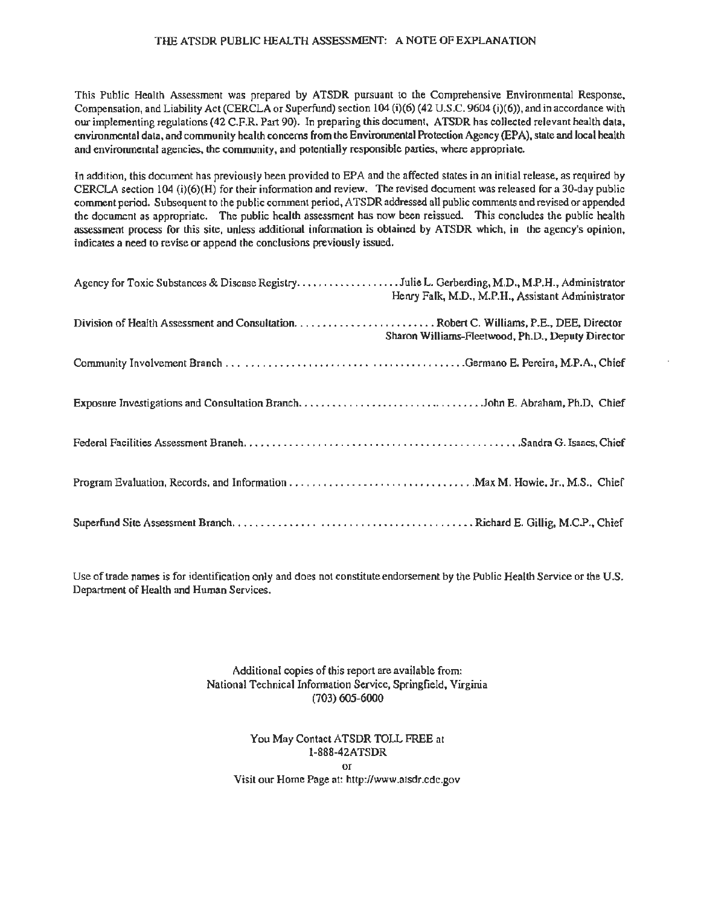# THE ATSDR PUBLIC HEALTH ASSESSMENT: A NOTE OF EXPLANATION

This Public Health Assessment was prepared by ATSDR pursuant to the Comprehensive Environmental Response, Compensation, and Liability Act (CERCLA or Superfund) section 104 (i)(6) (42 U.S.C. 9604 (i)(6)), and in accordance with our implementing regulations (42 C.F.R. Part 90). In preparing this document, ATSDR has collected relevant health data, environmental data, and community health concerns from the Environmental Protection Agency (EPA), state and local health and environmental agencies, the community, and potentially responsible parties, where appropriate.

In addition, this document has previously been provided to EPA and the affected states in an initial release, as required by CERCLA section 104 (i)(6)(H) for their information and review. The revised document was released for a 30-day public comment period. Subsequent to the public comment period, ATSDR addressed all public comments and revised or appended the document as appropriate. The public health assessment has now been reissued. This concludes the public health assessment process for this site, unless additional information is obtained by ATSDR which, in the agency's opinion, indicates a need to revise or append the conclusions previously issued.

Agency for Toxic Substances & Disease Registry.................. Julie L. Gerberding, M.D., M.P.H., Administrator
Henry Falk, M.D., M.P.H., Assistant Administrator

Division of Health Assessment and Consultation........................ Robert C. Williams, P.E., DEE, Director
Sharon Williams-Fleetwood, Ph.D., Deputy Director

Community Involvement Branch ........................................ Germano E. Pereira, M.P.A., Chief

Exposure Investigations and Consultation Branch.................................. John E. Abraham, Ph.D. Chief

Federal Facilities Assessment Branch................................................ Sandra G. Isaacs, Chief

Program Evaluation, Records, and Information ................................ Max M. Howie, Jr., M.S., Chief

Superfund Site Assessment Branch............................................ Richard E. Gillig, M.C.P., Chief

Use of trade names is for identification only and does not constitute endorsement by the Public Health Service or the U.S. Department of Health and Human Services.

Additional copies of this report are available from:
National Technical Information Service, Springfield, Virginia
(703) 605-6000

You May Contact ATSDR TOLL FREE at
1-888-42ATSDR
or
Visit our Home Page at: http://www.atsdr.cdc.gov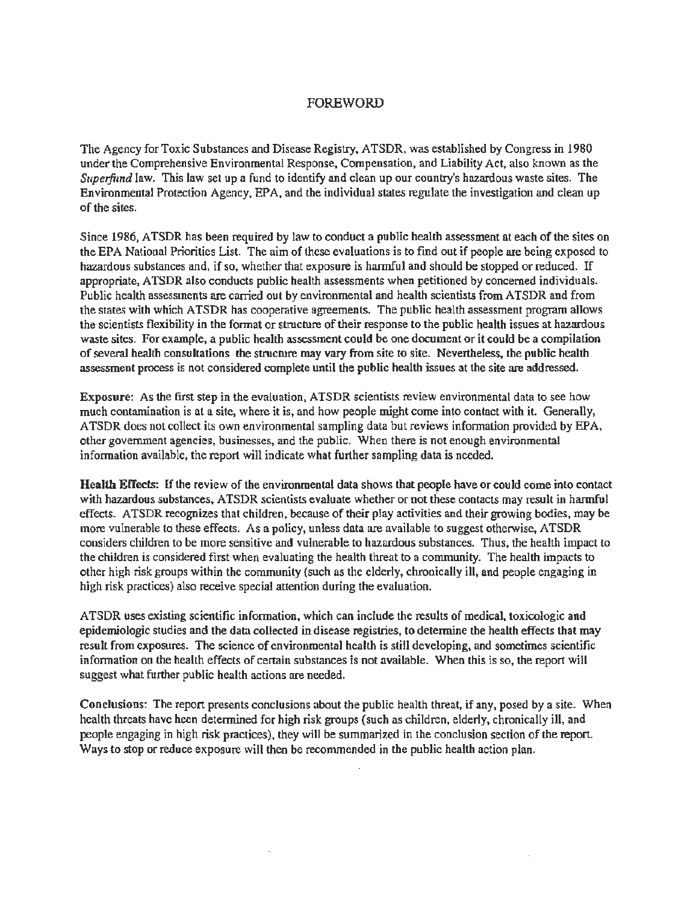# FOREWORD

The Agency for Toxic Substances and Disease Registry, ATSDR, was established by Congress in 1980 under the Comprehensive Environmental Response, Compensation, and Liability Act, also known as the *Superfund* law. This law set up a fund to identify and clean up our country's hazardous waste sites. The Environmental Protection Agency, EPA, and the individual states regulate the investigation and clean up of the sites.

Since 1986, ATSDR has been required by law to conduct a public health assessment at each of the sites on the EPA National Priorities List. The aim of these evaluations is to find out if people are being exposed to hazardous substances and, if so, whether that exposure is harmful and should be stopped or reduced. If appropriate, ATSDR also conducts public health assessments when petitioned by concerned individuals. Public health assessments are carried out by environmental and health scientists from ATSDR and from the states with which ATSDR has cooperative agreements. The public health assessment program allows the scientists flexibility in the format or structure of their response to the public health issues at hazardous waste sites. For example, a public health assessment could be one document or it could be a compilation of several health consultations the structure may vary from site to site. Nevertheless, the public health assessment process is not considered complete until the public health issues at the site are addressed.

**Exposure:** As the first step in the evaluation, ATSDR scientists review environmental data to see how much contamination is at a site, where it is, and how people might come into contact with it. Generally, ATSDR does not collect its own environmental sampling data but reviews information provided by EPA, other government agencies, businesses, and the public. When there is not enough environmental information available, the report will indicate what further sampling data is needed.

**Health Effects:** If the review of the environmental data shows that people have or could come into contact with hazardous substances, ATSDR scientists evaluate whether or not these contacts may result in harmful effects. ATSDR recognizes that children, because of their play activities and their growing bodies, may be more vulnerable to these effects. As a policy, unless data are available to suggest otherwise, ATSDR considers children to be more sensitive and vulnerable to hazardous substances. Thus, the health impact to the children is considered first when evaluating the health threat to a community. The health impacts to other high risk groups within the community (such as the elderly, chronically ill, and people engaging in high risk practices) also receive special attention during the evaluation.

ATSDR uses existing scientific information, which can include the results of medical, toxicologic and epidemiologic studies and the data collected in disease registries, to determine the health effects that may result from exposures. The science of environmental health is still developing, and sometimes scientific information on the health effects of certain substances is not available. When this is so, the report will suggest what further public health actions are needed.

**Conclusions:** The report presents conclusions about the public health threat, if any, posed by a site. When health threats have been determined for high risk groups (such as children, elderly, chronically ill, and people engaging in high risk practices), they will be summarized in the conclusion section of the report. Ways to stop or reduce exposure will then be recommended in the public health action plan.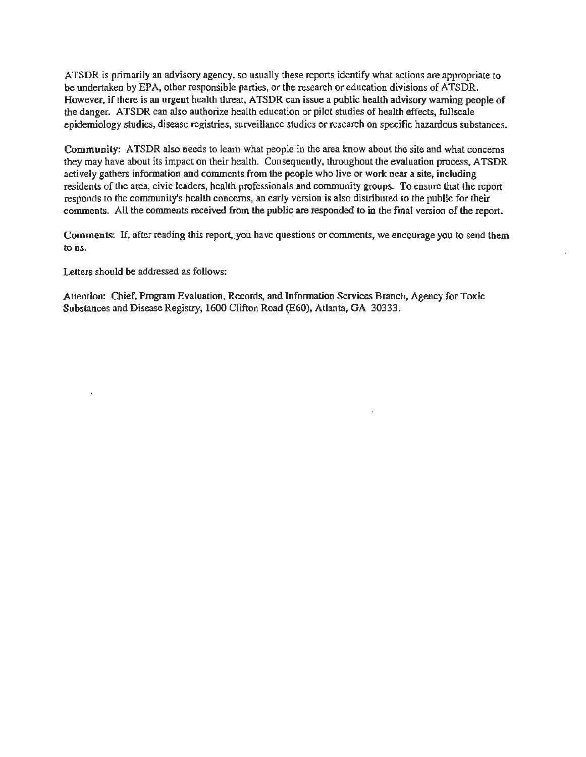ATSDR is primarily an advisory agency, so usually these reports identify what actions are appropriate to be undertaken by EPA, other responsible parties, or the research or education divisions of ATSDR. However, if there is an urgent health threat, ATSDR can issue a public health advisory warning people of the danger. ATSDR can also authorize health education or pilot studies of health effects, fullscale epidemiology studies, disease registries, surveillance studies or research on specific hazardous substances.

**Community:** ATSDR also needs to learn what people in the area know about the site and what concerns they may have about its impact on their health. Consequently, throughout the evaluation process, ATSDR actively gathers information and comments from the people who live or work near a site, including residents of the area, civic leaders, health professionals and community groups. To ensure that the report responds to the community's health concerns, an early version is also distributed to the public for their comments. All the comments received from the public are responded to in the final version of the report.

**Comments:** If, after reading this report, you have questions or comments, we encourage you to send them to us.

Letters should be addressed as follows:

Attention: Chief, Program Evaluation, Records, and Information Services Branch, Agency for Toxic Substances and Disease Registry, 1600 Clifton Road (E60), Atlanta, GA 30333.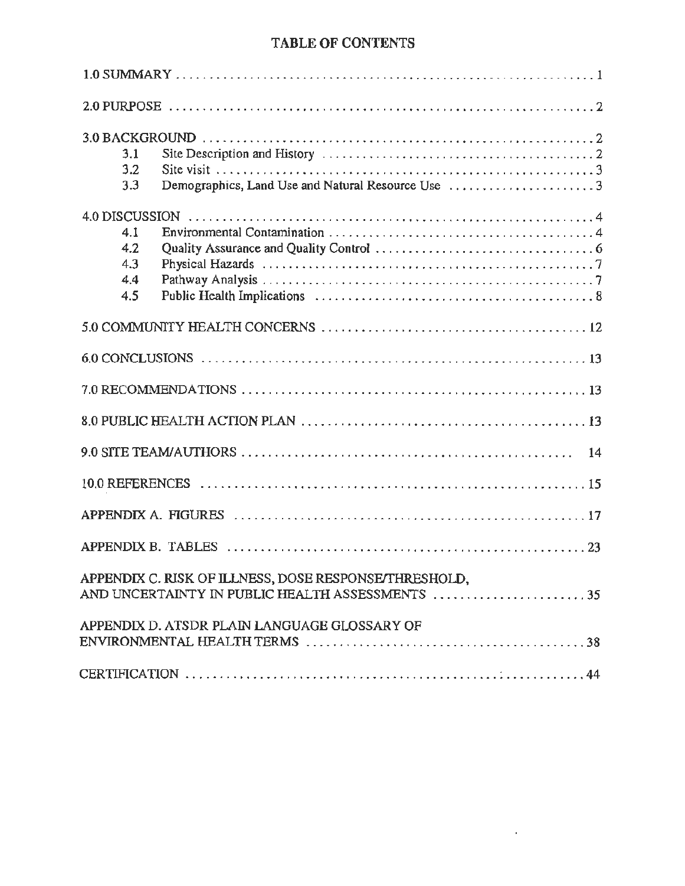# TABLE OF CONTENTS

1.0 SUMMARY .......... 1

2.0 PURPOSE .......... 2

3.0 BACKGROUND .......... 2
- 3.1 Site Description and History .......... 2
- 3.2 Site visit .......... 3
- 3.3 Demographics, Land Use and Natural Resource Use .......... 3

4.0 DISCUSSION .......... 4
- 4.1 Environmental Contamination .......... 4
- 4.2 Quality Assurance and Quality Control .......... 6
- 4.3 Physical Hazards .......... 7
- 4.4 Pathway Analysis .......... 7
- 4.5 Public Health Implications .......... 8

5.0 COMMUNITY HEALTH CONCERNS .......... 12

6.0 CONCLUSIONS .......... 13

7.0 RECOMMENDATIONS .......... 13

8.0 PUBLIC HEALTH ACTION PLAN .......... 13

9.0 SITE TEAM/AUTHORS .......... 14

10.0 REFERENCES .......... 15

APPENDIX A. FIGURES .......... 17

APPENDIX B. TABLES .......... 23

APPENDIX C. RISK OF ILLNESS, DOSE RESPONSE/THRESHOLD, AND UNCERTAINTY IN PUBLIC HEALTH ASSESSMENTS .......... 35

APPENDIX D. ATSDR PLAIN LANGUAGE GLOSSARY OF ENVIRONMENTAL HEALTH TERMS .......... 38

CERTIFICATION .......... 44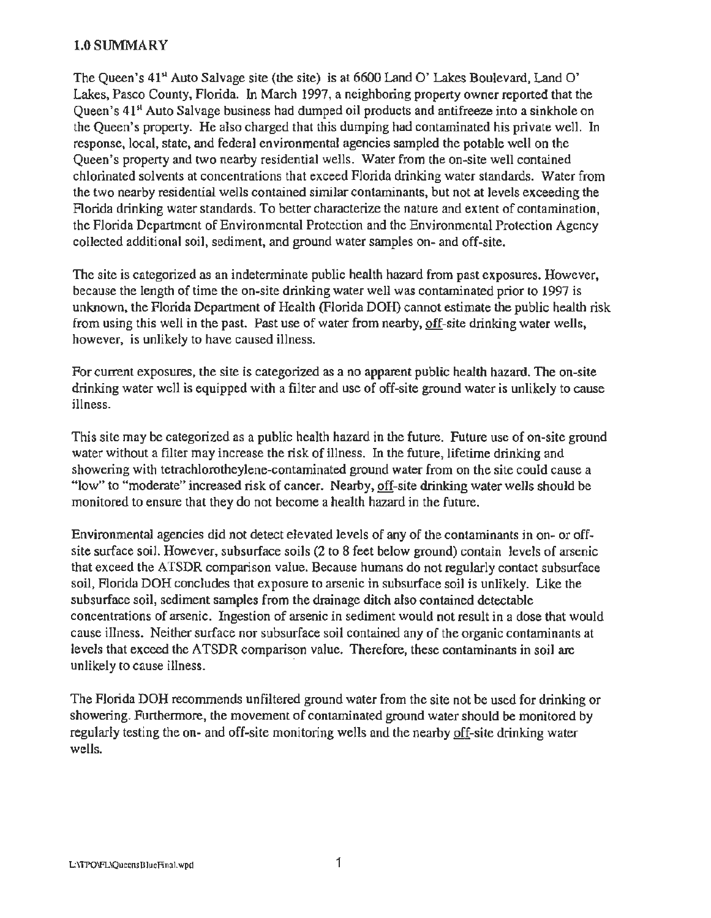## 1.0 SUMMARY

The Queen's 41st Auto Salvage site (the site) is at 6600 Land O' Lakes Boulevard, Land O' Lakes, Pasco County, Florida. In March 1997, a neighboring property owner reported that the Queen's 41st Auto Salvage business had dumped oil products and antifreeze into a sinkhole on the Queen's property. He also charged that this dumping had contaminated his private well. In response, local, state, and federal environmental agencies sampled the potable well on the Queen's property and two nearby residential wells. Water from the on-site well contained chlorinated solvents at concentrations that exceed Florida drinking water standards. Water from the two nearby residential wells contained similar contaminants, but not at levels exceeding the Florida drinking water standards. To better characterize the nature and extent of contamination, the Florida Department of Environmental Protection and the Environmental Protection Agency collected additional soil, sediment, and ground water samples on- and off-site.

The site is categorized as an indeterminate public health hazard from past exposures. However, because the length of time the on-site drinking water well was contaminated prior to 1997 is unknown, the Florida Department of Health (Florida DOH) cannot estimate the public health risk from using this well in the past. Past use of water from nearby, off-site drinking water wells, however, is unlikely to have caused illness.

For current exposures, the site is categorized as a no apparent public health hazard. The on-site drinking water well is equipped with a filter and use of off-site ground water is unlikely to cause illness.

This site may be categorized as a public health hazard in the future. Future use of on-site ground water without a filter may increase the risk of illness. In the future, lifetime drinking and showering with tetrachlorotheylene-contaminated ground water from on the site could cause a "low" to "moderate" increased risk of cancer. Nearby, off-site drinking water wells should be monitored to ensure that they do not become a health hazard in the future.

Environmental agencies did not detect elevated levels of any of the contaminants in on- or off-site surface soil. However, subsurface soils (2 to 8 feet below ground) contain levels of arsenic that exceed the ATSDR comparison value. Because humans do not regularly contact subsurface soil, Florida DOH concludes that exposure to arsenic in subsurface soil is unlikely. Like the subsurface soil, sediment samples from the drainage ditch also contained detectable concentrations of arsenic. Ingestion of arsenic in sediment would not result in a dose that would cause illness. Neither surface nor subsurface soil contained any of the organic contaminants at levels that exceed the ATSDR comparison value. Therefore, these contaminants in soil are unlikely to cause illness.

The Florida DOH recommends unfiltered ground water from the site not be used for drinking or showering. Furthermore, the movement of contaminated ground water should be monitored by regularly testing the on- and off-site monitoring wells and the nearby off-site drinking water wells.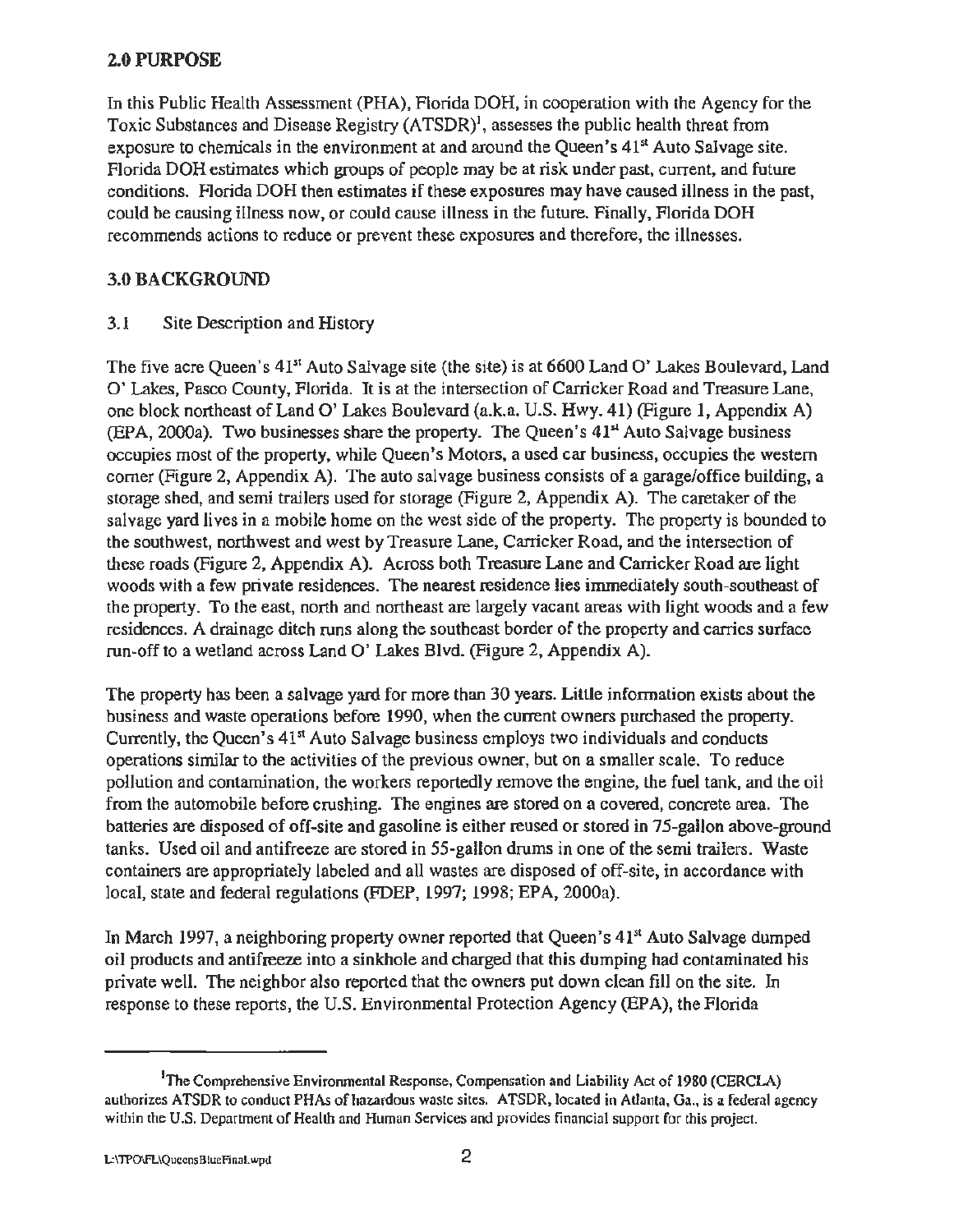## 2.0 PURPOSE

In this Public Health Assessment (PHA), Florida DOH, in cooperation with the Agency for the Toxic Substances and Disease Registry (ATSDR)[1], assesses the public health threat from exposure to chemicals in the environment at and around the Queen's 41[st] Auto Salvage site. Florida DOH estimates which groups of people may be at risk under past, current, and future conditions. Florida DOH then estimates if these exposures may have caused illness in the past, could be causing illness now, or could cause illness in the future. Finally, Florida DOH recommends actions to reduce or prevent these exposures and therefore, the illnesses.

## 3.0 BACKGROUND

### 3.1 Site Description and History

The five acre Queen's 41[st] Auto Salvage site (the site) is at 6600 Land O' Lakes Boulevard, Land O' Lakes, Pasco County, Florida. It is at the intersection of Carricker Road and Treasure Lane, one block northeast of Land O' Lakes Boulevard (a.k.a. U.S. Hwy. 41) (Figure 1, Appendix A) (EPA, 2000a). Two businesses share the property. The Queen's 41[st] Auto Salvage business occupies most of the property, while Queen's Motors, a used car business, occupies the western corner (Figure 2, Appendix A). The auto salvage business consists of a garage/office building, a storage shed, and semi trailers used for storage (Figure 2, Appendix A). The caretaker of the salvage yard lives in a mobile home on the west side of the property. The property is bounded to the southwest, northwest and west by Treasure Lane, Carricker Road, and the intersection of these roads (Figure 2, Appendix A). Across both Treasure Lane and Carricker Road are light woods with a few private residences. The nearest residence lies immediately south-southeast of the property. To the east, north and northeast are largely vacant areas with light woods and a few residences. A drainage ditch runs along the southeast border of the property and carries surface run-off to a wetland across Land O' Lakes Blvd. (Figure 2, Appendix A).

The property has been a salvage yard for more than 30 years. Little information exists about the business and waste operations before 1990, when the current owners purchased the property. Currently, the Queen's 41[st] Auto Salvage business employs two individuals and conducts operations similar to the activities of the previous owner, but on a smaller scale. To reduce pollution and contamination, the workers reportedly remove the engine, the fuel tank, and the oil from the automobile before crushing. The engines are stored on a covered, concrete area. The batteries are disposed of off-site and gasoline is either reused or stored in 75-gallon above-ground tanks. Used oil and antifreeze are stored in 55-gallon drums in one of the semi trailers. Waste containers are appropriately labeled and all wastes are disposed of off-site, in accordance with local, state and federal regulations (FDEP, 1997; 1998; EPA, 2000a).

In March 1997, a neighboring property owner reported that Queen's 41[st] Auto Salvage dumped oil products and antifreeze into a sinkhole and charged that this dumping had contaminated his private well. The neighbor also reported that the owners put down clean fill on the site. In response to these reports, the U.S. Environmental Protection Agency (EPA), the Florida

---

[1]The Comprehensive Environmental Response, Compensation and Liability Act of 1980 (CERCLA) authorizes ATSDR to conduct PHAs of hazardous waste sites. ATSDR, located in Atlanta, Ga., is a federal agency within the U.S. Department of Health and Human Services and provides financial support for this project.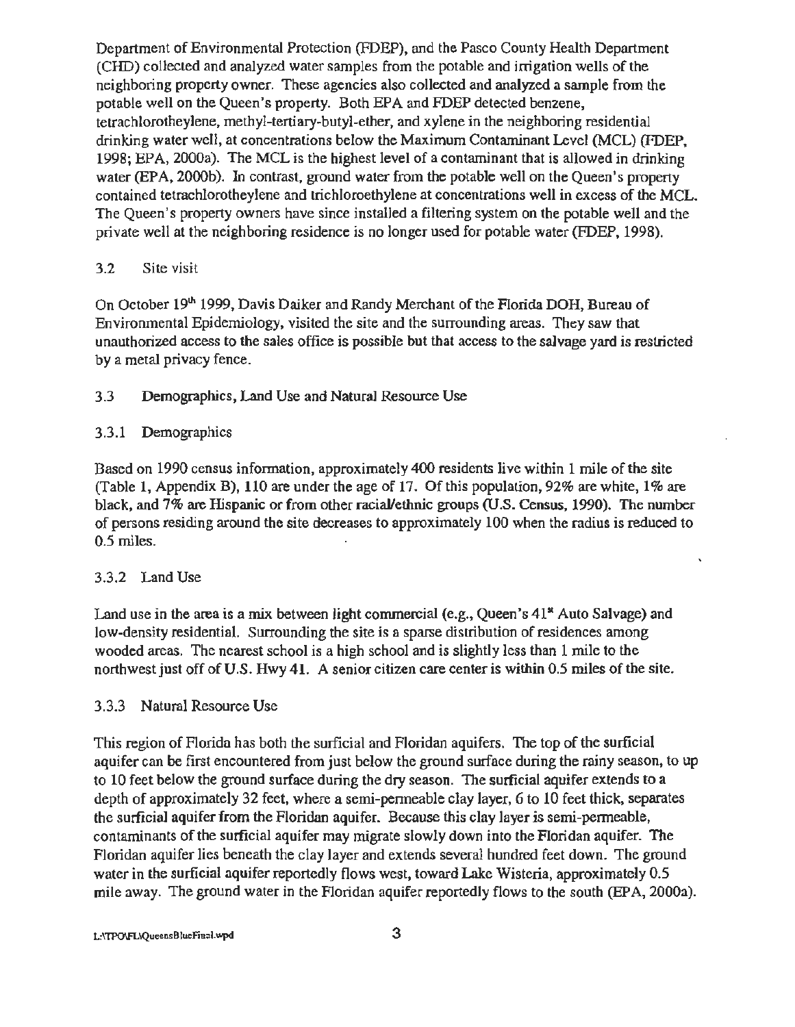Department of Environmental Protection (FDEP), and the Pasco County Health Department (CHD) collected and analyzed water samples from the potable and irrigation wells of the neighboring property owner. These agencies also collected and analyzed a sample from the potable well on the Queen's property. Both EPA and FDEP detected benzene, tetrachlorotheylene, methyl-tertiary-butyl-ether, and xylene in the neighboring residential drinking water well, at concentrations below the Maximum Contaminant Level (MCL) (FDEP, 1998; EPA, 2000a). The MCL is the highest level of a contaminant that is allowed in drinking water (EPA, 2000b). In contrast, ground water from the potable well on the Queen's property contained tetrachlorotheylene and trichloroethylene at concentrations well in excess of the MCL. The Queen's property owners have since installed a filtering system on the potable well and the private well at the neighboring residence is no longer used for potable water (FDEP, 1998).

## 3.2 Site visit

On October 19th 1999, Davis Daiker and Randy Merchant of the Florida DOH, Bureau of Environmental Epidemiology, visited the site and the surrounding areas. They saw that unauthorized access to the sales office is possible but that access to the salvage yard is restricted by a metal privacy fence.

## 3.3 Demographics, Land Use and Natural Resource Use

### 3.3.1 Demographics

Based on 1990 census information, approximately 400 residents live within 1 mile of the site (Table 1, Appendix B), 110 are under the age of 17. Of this population, 92% are white, 1% are black, and 7% are Hispanic or from other racial/ethnic groups (U.S. Census, 1990). The number of persons residing around the site decreases to approximately 100 when the radius is reduced to 0.5 miles.

### 3.3.2 Land Use

Land use in the area is a mix between light commercial (e.g., Queen's 41st Auto Salvage) and low-density residential. Surrounding the site is a sparse distribution of residences among wooded areas. The nearest school is a high school and is slightly less than 1 mile to the northwest just off of U.S. Hwy 41. A senior citizen care center is within 0.5 miles of the site.

### 3.3.3 Natural Resource Use

This region of Florida has both the surficial and Floridan aquifers. The top of the surficial aquifer can be first encountered from just below the ground surface during the rainy season, to up to 10 feet below the ground surface during the dry season. The surficial aquifer extends to a depth of approximately 32 feet, where a semi-permeable clay layer, 6 to 10 feet thick, separates the surficial aquifer from the Floridan aquifer. Because this clay layer is semi-permeable, contaminants of the surficial aquifer may migrate slowly down into the Floridan aquifer. The Floridan aquifer lies beneath the clay layer and extends several hundred feet down. The ground water in the surficial aquifer reportedly flows west, toward Lake Wisteria, approximately 0.5 mile away. The ground water in the Floridan aquifer reportedly flows to the south (EPA, 2000a).

L:\TPO\FL\QueensBlueFinal.wpd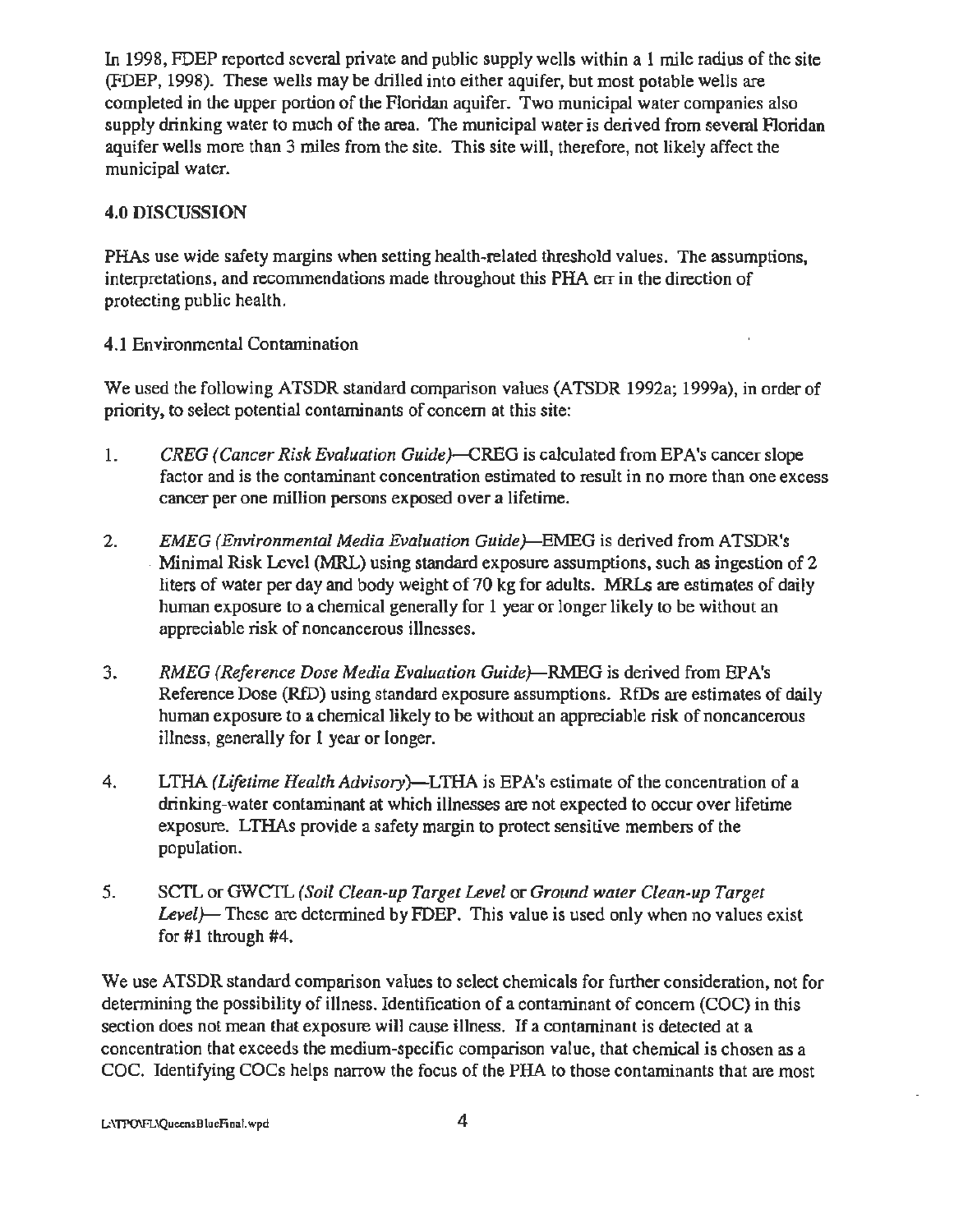In 1998, FDEP reported several private and public supply wells within a 1 mile radius of the site (FDEP, 1998). These wells may be drilled into either aquifer, but most potable wells are completed in the upper portion of the Floridan aquifer. Two municipal water companies also supply drinking water to much of the area. The municipal water is derived from several Floridan aquifer wells more than 3 miles from the site. This site will, therefore, not likely affect the municipal water.

## 4.0 DISCUSSION

PHAs use wide safety margins when setting health-related threshold values. The assumptions, interpretations, and recommendations made throughout this PHA err in the direction of protecting public health.

### 4.1 Environmental Contamination

We used the following ATSDR standard comparison values (ATSDR 1992a; 1999a), in order of priority, to select potential contaminants of concern at this site:

1. *CREG (Cancer Risk Evaluation Guide)*—CREG is calculated from EPA's cancer slope factor and is the contaminant concentration estimated to result in no more than one excess cancer per one million persons exposed over a lifetime.

2. *EMEG (Environmental Media Evaluation Guide)*—EMEG is derived from ATSDR's Minimal Risk Level (MRL) using standard exposure assumptions, such as ingestion of 2 liters of water per day and body weight of 70 kg for adults. MRLs are estimates of daily human exposure to a chemical generally for 1 year or longer likely to be without an appreciable risk of noncancerous illnesses.

3. *RMEG (Reference Dose Media Evaluation Guide)*—RMEG is derived from EPA's Reference Dose (RfD) using standard exposure assumptions. RfDs are estimates of daily human exposure to a chemical likely to be without an appreciable risk of noncancerous illness, generally for 1 year or longer.

4. LTHA *(Lifetime Health Advisory)*—LTHA is EPA's estimate of the concentration of a drinking-water contaminant at which illnesses are not expected to occur over lifetime exposure. LTHAs provide a safety margin to protect sensitive members of the population.

5. SCTL or GWCTL *(Soil Clean-up Target Level* or *Ground water Clean-up Target Level)*— These are determined by FDEP. This value is used only when no values exist for #1 through #4.

We use ATSDR standard comparison values to select chemicals for further consideration, not for determining the possibility of illness. Identification of a contaminant of concern (COC) in this section does not mean that exposure will cause illness. If a contaminant is detected at a concentration that exceeds the medium-specific comparison value, that chemical is chosen as a COC. Identifying COCs helps narrow the focus of the PHA to those contaminants that are most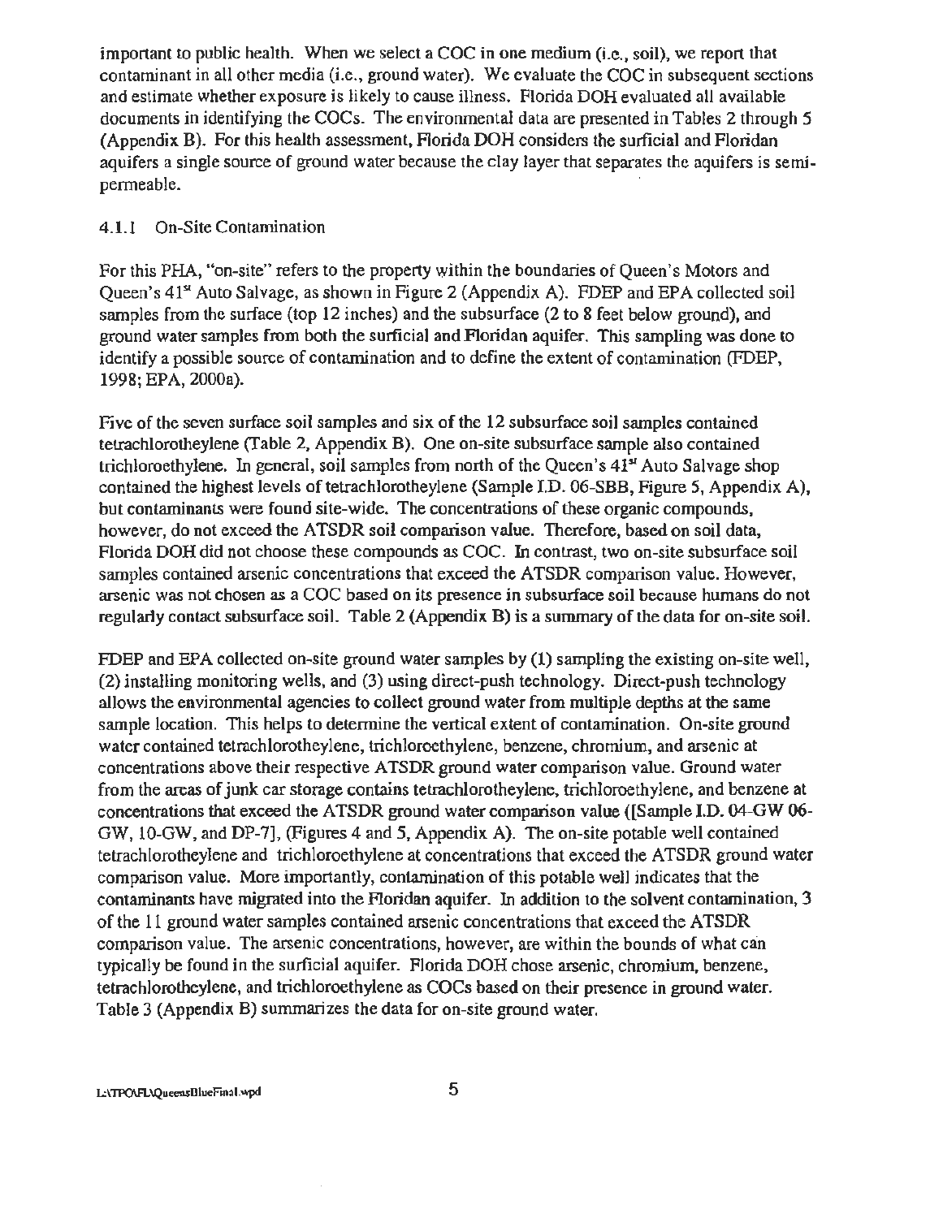important to public health. When we select a COC in one medium (i.e., soil), we report that contaminant in all other media (i.e., ground water). We evaluate the COC in subsequent sections and estimate whether exposure is likely to cause illness. Florida DOH evaluated all available documents in identifying the COCs. The environmental data are presented in Tables 2 through 5 (Appendix B). For this health assessment, Florida DOH considers the surficial and Floridan aquifers a single source of ground water because the clay layer that separates the aquifers is semi-permeable.

### 4.1.1 On-Site Contamination

For this PHA, "on-site" refers to the property within the boundaries of Queen's Motors and Queen's 41st Auto Salvage, as shown in Figure 2 (Appendix A). FDEP and EPA collected soil samples from the surface (top 12 inches) and the subsurface (2 to 8 feet below ground), and ground water samples from both the surficial and Floridan aquifer. This sampling was done to identify a possible source of contamination and to define the extent of contamination (FDEP, 1998; EPA, 2000a).

Five of the seven surface soil samples and six of the 12 subsurface soil samples contained tetrachlorotheylene (Table 2, Appendix B). One on-site subsurface sample also contained trichloroethylene. In general, soil samples from north of the Queen's 41st Auto Salvage shop contained the highest levels of tetrachlorotheylene (Sample I.D. 06-SBB, Figure 5, Appendix A), but contaminants were found site-wide. The concentrations of these organic compounds, however, do not exceed the ATSDR soil comparison value. Therefore, based on soil data, Florida DOH did not choose these compounds as COC. In contrast, two on-site subsurface soil samples contained arsenic concentrations that exceed the ATSDR comparison value. However, arsenic was not chosen as a COC based on its presence in subsurface soil because humans do not regularly contact subsurface soil. Table 2 (Appendix B) is a summary of the data for on-site soil.

FDEP and EPA collected on-site ground water samples by (1) sampling the existing on-site well, (2) installing monitoring wells, and (3) using direct-push technology. Direct-push technology allows the environmental agencies to collect ground water from multiple depths at the same sample location. This helps to determine the vertical extent of contamination. On-site ground water contained tetrachlorotheylene, trichloroethylene, benzene, chromium, and arsenic at concentrations above their respective ATSDR ground water comparison value. Ground water from the areas of junk car storage contains tetrachlorotheylene, trichloroethylene, and benzene at concentrations that exceed the ATSDR ground water comparison value ([Sample I.D. 04-GW 06-GW, 10-GW, and DP-7], (Figures 4 and 5, Appendix A). The on-site potable well contained tetrachlorotheylene and trichloroethylene at concentrations that exceed the ATSDR ground water comparison value. More importantly, contamination of this potable well indicates that the contaminants have migrated into the Floridan aquifer. In addition to the solvent contamination, 3 of the 11 ground water samples contained arsenic concentrations that exceed the ATSDR comparison value. The arsenic concentrations, however, are within the bounds of what can typically be found in the surficial aquifer. Florida DOH chose arsenic, chromium, benzene, tetrachlorotheylene, and trichloroethylene as COCs based on their presence in ground water. Table 3 (Appendix B) summarizes the data for on-site ground water.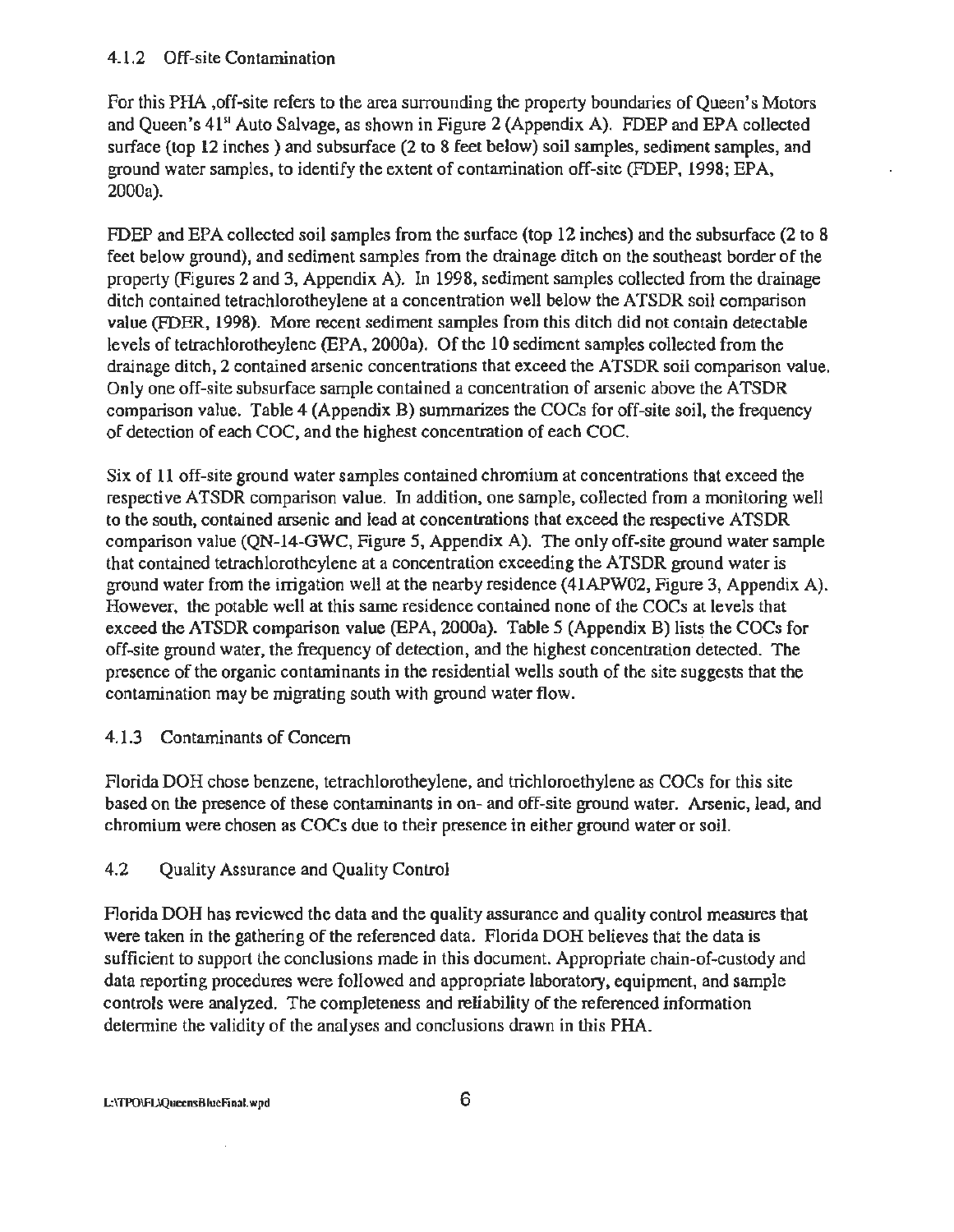### 4.1.2 Off-site Contamination

For this PHA ,off-site refers to the area surrounding the property boundaries of Queen's Motors and Queen's 41[st] Auto Salvage, as shown in Figure 2 (Appendix A). FDEP and EPA collected surface (top 12 inches ) and subsurface (2 to 8 feet below) soil samples, sediment samples, and ground water samples, to identify the extent of contamination off-site (FDEP, 1998; EPA, 2000a).

FDEP and EPA collected soil samples from the surface (top 12 inches) and the subsurface (2 to 8 feet below ground), and sediment samples from the drainage ditch on the southeast border of the property (Figures 2 and 3, Appendix A). In 1998, sediment samples collected from the drainage ditch contained tetrachlorotheylene at a concentration well below the ATSDR soil comparison value (FDER, 1998). More recent sediment samples from this ditch did not contain detectable levels of tetrachlorotheylene (EPA, 2000a). Of the 10 sediment samples collected from the drainage ditch, 2 contained arsenic concentrations that exceed the ATSDR soil comparison value. Only one off-site subsurface sample contained a concentration of arsenic above the ATSDR comparison value. Table 4 (Appendix B) summarizes the COCs for off-site soil, the frequency of detection of each COC, and the highest concentration of each COC.

Six of 11 off-site ground water samples contained chromium at concentrations that exceed the respective ATSDR comparison value. In addition, one sample, collected from a monitoring well to the south, contained arsenic and lead at concentrations that exceed the respective ATSDR comparison value (QN-14-GWC, Figure 5, Appendix A). The only off-site ground water sample that contained tetrachlorothcylene at a concentration exceeding the ATSDR ground water is ground water from the irrigation well at the nearby residence (41APW02, Figure 3, Appendix A). However, the potable well at this same residence contained none of the COCs at levels that exceed the ATSDR comparison value (EPA, 2000a). Table 5 (Appendix B) lists the COCs for off-site ground water, the frequency of detection, and the highest concentration detected. The presence of the organic contaminants in the residential wells south of the site suggests that the contamination may be migrating south with ground water flow.

### 4.1.3 Contaminants of Concern

Florida DOH chose benzene, tetrachlorotheylene, and trichloroethylene as COCs for this site based on the presence of these contaminants in on- and off-site ground water. Arsenic, lead, and chromium were chosen as COCs due to their presence in either ground water or soil.

## 4.2 Quality Assurance and Quality Control

Florida DOH has reviewed the data and the quality assurance and quality control measures that were taken in the gathering of the referenced data. Florida DOH believes that the data is sufficient to support the conclusions made in this document. Appropriate chain-of-custody and data reporting procedures were followed and appropriate laboratory, equipment, and sample controls were analyzed. The completeness and reliability of the referenced information determine the validity of the analyses and conclusions drawn in this PHA.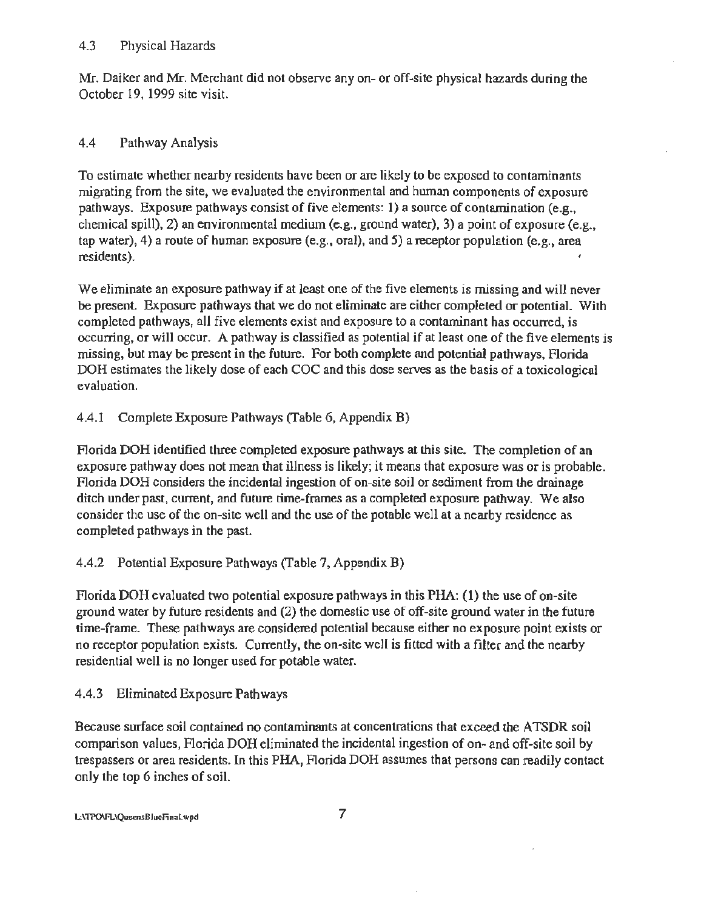### 4.3 Physical Hazards

Mr. Daiker and Mr. Merchant did not observe any on- or off-site physical hazards during the October 19, 1999 site visit.

### 4.4 Pathway Analysis

To estimate whether nearby residents have been or are likely to be exposed to contaminants migrating from the site, we evaluated the environmental and human components of exposure pathways. Exposure pathways consist of five elements: 1) a source of contamination (e.g., chemical spill), 2) an environmental medium (e.g., ground water), 3) a point of exposure (e.g., tap water), 4) a route of human exposure (e.g., oral), and 5) a receptor population (e.g., area residents).

We eliminate an exposure pathway if at least one of the five elements is missing and will never be present. Exposure pathways that we do not eliminate are either completed or potential. With completed pathways, all five elements exist and exposure to a contaminant has occurred, is occurring, or will occur. A pathway is classified as potential if at least one of the five elements is missing, but may be present in the future. For both complete and potential pathways, Florida DOH estimates the likely dose of each COC and this dose serves as the basis of a toxicological evaluation.

#### 4.4.1 Complete Exposure Pathways (Table 6, Appendix B)

Florida DOH identified three completed exposure pathways at this site. The completion of an exposure pathway does not mean that illness is likely; it means that exposure was or is probable. Florida DOH considers the incidental ingestion of on-site soil or sediment from the drainage ditch under past, current, and future time-frames as a completed exposure pathway. We also consider the use of the on-site well and the use of the potable well at a nearby residence as completed pathways in the past.

#### 4.4.2 Potential Exposure Pathways (Table 7, Appendix B)

Florida DOH evaluated two potential exposure pathways in this PHA: (1) the use of on-site ground water by future residents and (2) the domestic use of off-site ground water in the future time-frame. These pathways are considered potential because either no exposure point exists or no receptor population exists. Currently, the on-site well is fitted with a filter and the nearby residential well is no longer used for potable water.

#### 4.4.3 Eliminated Exposure Pathways

Because surface soil contained no contaminants at concentrations that exceed the ATSDR soil comparison values, Florida DOH eliminated the incidental ingestion of on- and off-site soil by trespassers or area residents. In this PHA, Florida DOH assumes that persons can readily contact only the top 6 inches of soil.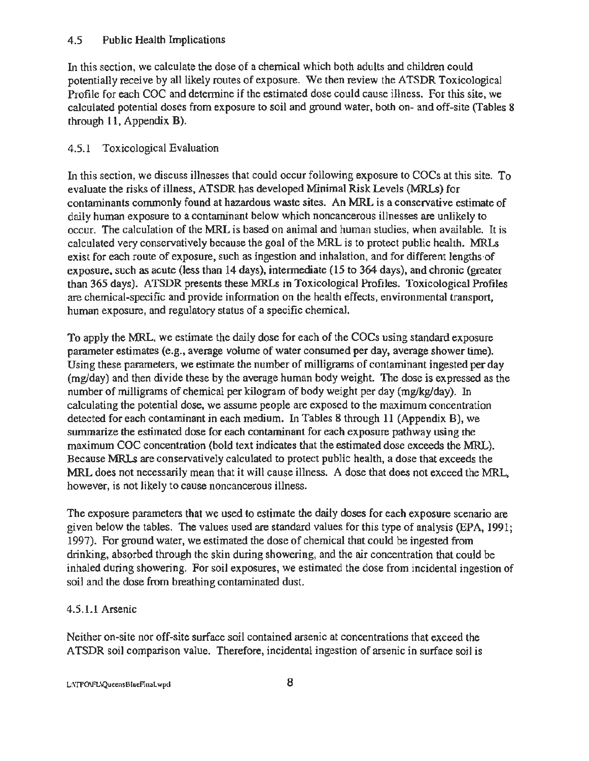## 4.5 Public Health Implications

In this section, we calculate the dose of a chemical which both adults and children could potentially receive by all likely routes of exposure. We then review the ATSDR Toxicological Profile for each COC and determine if the estimated dose could cause illness. For this site, we calculated potential doses from exposure to soil and ground water, both on- and off-site (Tables 8 through 11, Appendix B).

### 4.5.1 Toxicological Evaluation

In this section, we discuss illnesses that could occur following exposure to COCs at this site. To evaluate the risks of illness, ATSDR has developed Minimal Risk Levels (MRLs) for contaminants commonly found at hazardous waste sites. An MRL is a conservative estimate of daily human exposure to a contaminant below which noncancerous illnesses are unlikely to occur. The calculation of the MRL is based on animal and human studies, when available. It is calculated very conservatively because the goal of the MRL is to protect public health. MRLs exist for each route of exposure, such as ingestion and inhalation, and for different lengths of exposure, such as acute (less than 14 days), intermediate (15 to 364 days), and chronic (greater than 365 days). ATSDR presents these MRLs in Toxicological Profiles. Toxicological Profiles are chemical-specific and provide information on the health effects, environmental transport, human exposure, and regulatory status of a specific chemical.

To apply the MRL, we estimate the daily dose for each of the COCs using standard exposure parameter estimates (e.g., average volume of water consumed per day, average shower time). Using these parameters, we estimate the number of milligrams of contaminant ingested per day (mg/day) and then divide these by the average human body weight. The dose is expressed as the number of milligrams of chemical per kilogram of body weight per day (mg/kg/day). In calculating the potential dose, we assume people are exposed to the maximum concentration detected for each contaminant in each medium. In Tables 8 through 11 (Appendix B), we summarize the estimated dose for each contaminant for each exposure pathway using the maximum COC concentration (bold text indicates that the estimated dose exceeds the MRL). Because MRLs are conservatively calculated to protect public health, a dose that exceeds the MRL does not necessarily mean that it will cause illness. A dose that does not exceed the MRL, however, is not likely to cause noncancerous illness.

The exposure parameters that we used to estimate the daily doses for each exposure scenario are given below the tables. The values used are standard values for this type of analysis (EPA, 1991; 1997). For ground water, we estimated the dose of chemical that could be ingested from drinking, absorbed through the skin during showering, and the air concentration that could be inhaled during showering. For soil exposures, we estimated the dose from incidental ingestion of soil and the dose from breathing contaminated dust.

#### 4.5.1.1 Arsenic

Neither on-site nor off-site surface soil contained arsenic at concentrations that exceed the ATSDR soil comparison value. Therefore, incidental ingestion of arsenic in surface soil is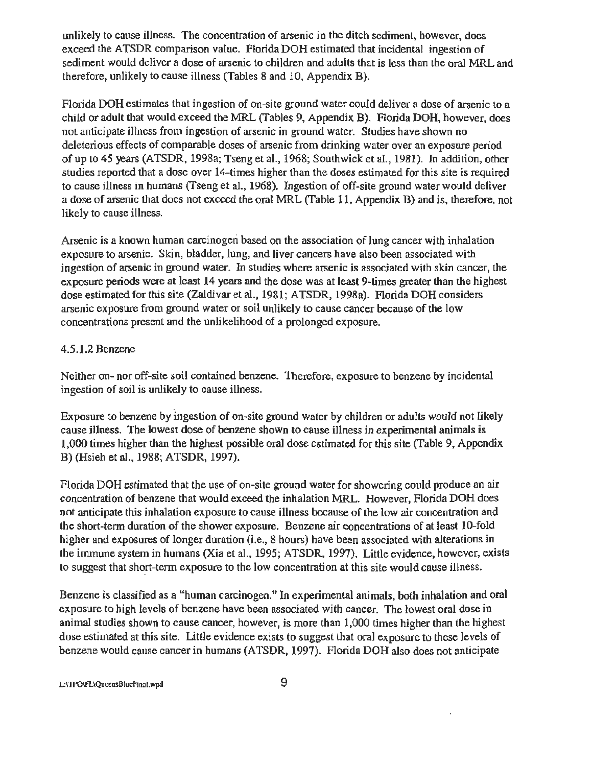unlikely to cause illness. The concentration of arsenic in the ditch sediment, however, does exceed the ATSDR comparison value. Florida DOH estimated that incidental ingestion of sediment would deliver a dose of arsenic to children and adults that is less than the oral MRL and therefore, unlikely to cause illness (Tables 8 and 10, Appendix B).

Florida DOH estimates that ingestion of on-site ground water could deliver a dose of arsenic to a child or adult that would exceed the MRL (Tables 9, Appendix B). Florida DOH, however, does not anticipate illness from ingestion of arsenic in ground water. Studies have shown no deleterious effects of comparable doses of arsenic from drinking water over an exposure period of up to 45 years (ATSDR, 1998a; Tseng et al., 1968; Southwick et al., 1981). In addition, other studies reported that a dose over 14-times higher than the doses estimated for this site is required to cause illness in humans (Tseng et al., 1968). Ingestion of off-site ground water would deliver a dose of arsenic that does not exceed the oral MRL (Table 11, Appendix B) and is, therefore, not likely to cause illness.

Arsenic is a known human carcinogen based on the association of lung cancer with inhalation exposure to arsenic. Skin, bladder, lung, and liver cancers have also been associated with ingestion of arsenic in ground water. In studies where arsenic is associated with skin cancer, the exposure periods were at least 14 years and the dose was at least 9-times greater than the highest dose estimated for this site (Zaldivar et al., 1981; ATSDR, 1998a). Florida DOH considers arsenic exposure from ground water or soil unlikely to cause cancer because of the low concentrations present and the unlikelihood of a prolonged exposure.

#### 4.5.1.2 Benzene

Neither on- nor off-site soil contained benzene. Therefore, exposure to benzene by incidental ingestion of soil is unlikely to cause illness.

Exposure to benzene by ingestion of on-site ground water by children or adults would not likely cause illness. The lowest dose of benzene shown to cause illness in experimental animals is 1,000 times higher than the highest possible oral dose estimated for this site (Table 9, Appendix B) (Hsieh et al., 1988; ATSDR, 1997).

Florida DOH estimated that the use of on-site ground water for showering could produce an air concentration of benzene that would exceed the inhalation MRL. However, Florida DOH does not anticipate this inhalation exposure to cause illness because of the low air concentration and the short-term duration of the shower exposure. Benzene air concentrations of at least 10-fold higher and exposures of longer duration (i.e., 8 hours) have been associated with alterations in the immune system in humans (Xia et al., 1995; ATSDR, 1997). Little evidence, however, exists to suggest that short-term exposure to the low concentration at this site would cause illness.

Benzene is classified as a "human carcinogen." In experimental animals, both inhalation and oral exposure to high levels of benzene have been associated with cancer. The lowest oral dose in animal studies shown to cause cancer, however, is more than 1,000 times higher than the highest dose estimated at this site. Little evidence exists to suggest that oral exposure to these levels of benzene would cause cancer in humans (ATSDR, 1997). Florida DOH also does not anticipate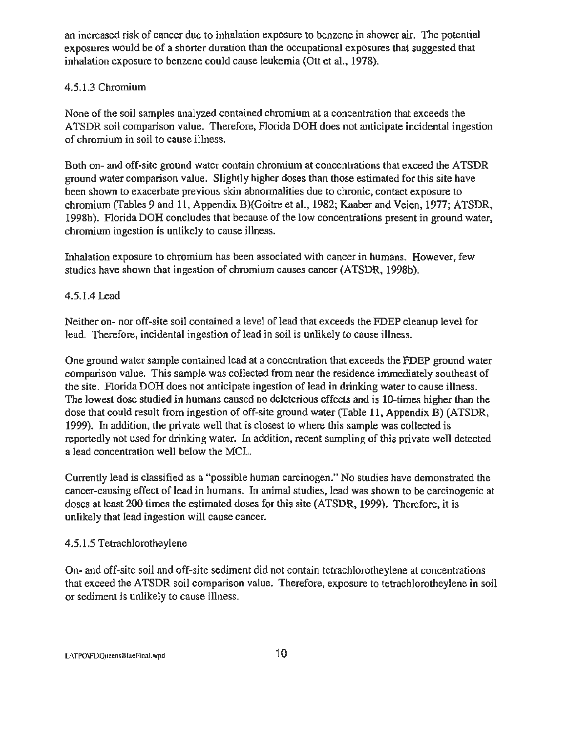an increased risk of cancer due to inhalation exposure to benzene in shower air. The potential exposures would be of a shorter duration than the occupational exposures that suggested that inhalation exposure to benzene could cause leukemia (Ott et al., 1978).

#### 4.5.1.3 Chromium

None of the soil samples analyzed contained chromium at a concentration that exceeds the ATSDR soil comparison value. Therefore, Florida DOH does not anticipate incidental ingestion of chromium in soil to cause illness.

Both on- and off-site ground water contain chromium at concentrations that exceed the ATSDR ground water comparison value. Slightly higher doses than those estimated for this site have been shown to exacerbate previous skin abnormalities due to chronic, contact exposure to chromium (Tables 9 and 11, Appendix B)(Goitre et al., 1982; Kaaber and Veien, 1977; ATSDR, 1998b). Florida DOH concludes that because of the low concentrations present in ground water, chromium ingestion is unlikely to cause illness.

Inhalation exposure to chromium has been associated with cancer in humans. However, few studies have shown that ingestion of chromium causes cancer (ATSDR, 1998b).

#### 4.5.1.4 Lead

Neither on- nor off-site soil contained a level of lead that exceeds the FDEP cleanup level for lead. Therefore, incidental ingestion of lead in soil is unlikely to cause illness.

One ground water sample contained lead at a concentration that exceeds the FDEP ground water comparison value. This sample was collected from near the residence immediately southeast of the site. Florida DOH does not anticipate ingestion of lead in drinking water to cause illness. The lowest dose studied in humans caused no deleterious effects and is 10-times higher than the dose that could result from ingestion of off-site ground water (Table 11, Appendix B) (ATSDR, 1999). In addition, the private well that is closest to where this sample was collected is reportedly not used for drinking water. In addition, recent sampling of this private well detected a lead concentration well below the MCL.

Currently lead is classified as a "possible human carcinogen." No studies have demonstrated the cancer-causing effect of lead in humans. In animal studies, lead was shown to be carcinogenic at doses at least 200 times the estimated doses for this site (ATSDR, 1999). Therefore, it is unlikely that lead ingestion will cause cancer.

#### 4.5.1.5 Tetrachlorotheylene

On- and off-site soil and off-site sediment did not contain tetrachlorotheylene at concentrations that exceed the ATSDR soil comparison value. Therefore, exposure to tetrachlorotheylene in soil or sediment is unlikely to cause illness.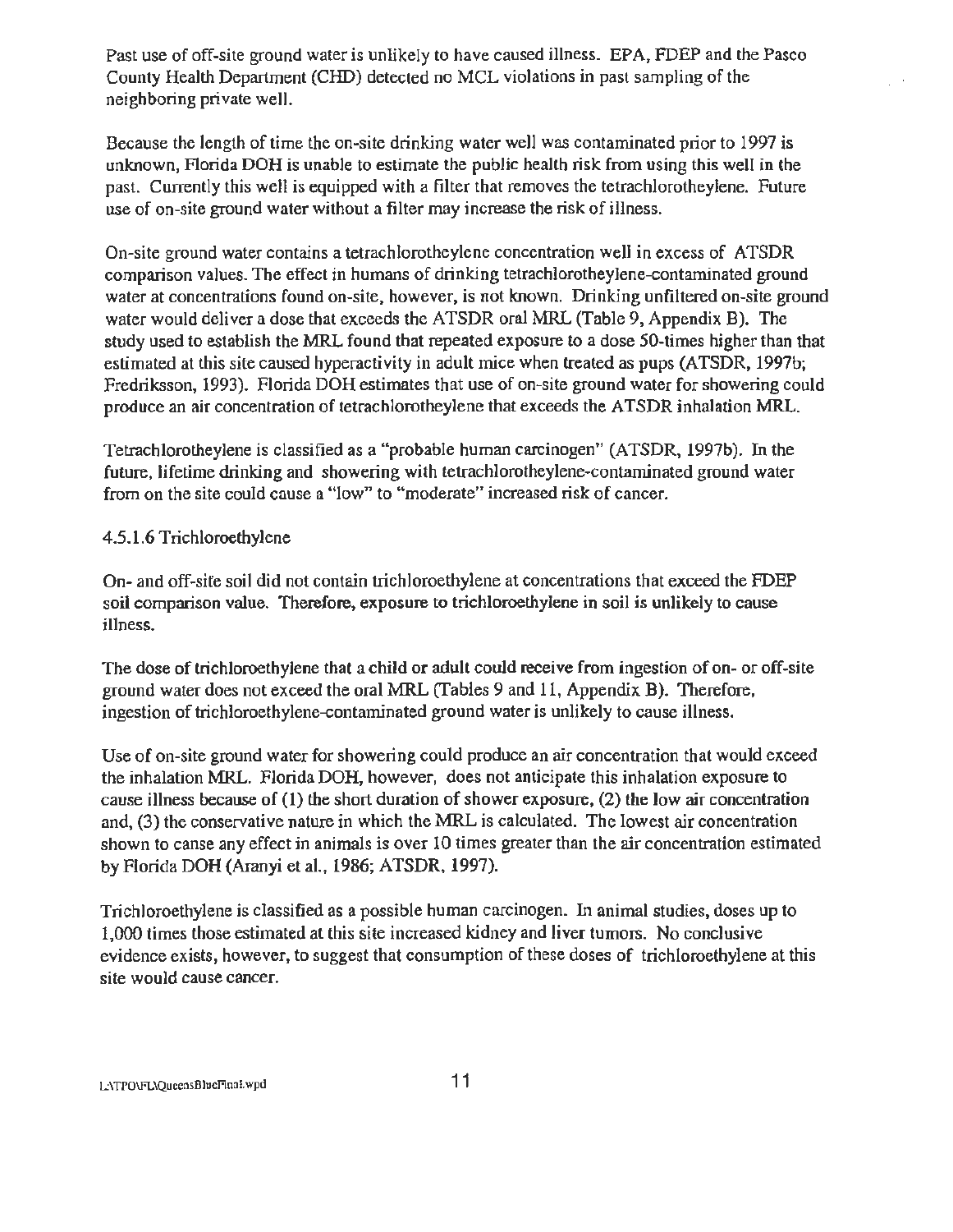Past use of off-site ground water is unlikely to have caused illness. EPA, FDEP and the Pasco County Health Department (CHD) detected no MCL violations in past sampling of the neighboring private well.

Because the length of time the on-site drinking water well was contaminated prior to 1997 is unknown, Florida DOH is unable to estimate the public health risk from using this well in the past. Currently this well is equipped with a filter that removes the tetrachlorotheylene. Future use of on-site ground water without a filter may increase the risk of illness.

On-site ground water contains a tetrachlorotheylene concentration well in excess of ATSDR comparison values. The effect in humans of drinking tetrachlorotheylene-contaminated ground water at concentrations found on-site, however, is not known. Drinking unfiltered on-site ground water would deliver a dose that exceeds the ATSDR oral MRL (Table 9, Appendix B). The study used to establish the MRL found that repeated exposure to a dose 50-times higher than that estimated at this site caused hyperactivity in adult mice when treated as pups (ATSDR, 1997b; Fredriksson, 1993). Florida DOH estimates that use of on-site ground water for showering could produce an air concentration of tetrachlorotheylene that exceeds the ATSDR inhalation MRL.

Tetrachlorotheylene is classified as a "probable human carcinogen" (ATSDR, 1997b). In the future, lifetime drinking and showering with tetrachlorotheylene-contaminated ground water from on the site could cause a "low" to "moderate" increased risk of cancer.

#### 4.5.1.6 Trichloroethylene

On- and off-site soil did not contain trichloroethylene at concentrations that exceed the FDEP soil comparison value. Therefore, exposure to trichloroethylene in soil is unlikely to cause illness.

The dose of trichloroethylene that a child or adult could receive from ingestion of on- or off-site ground water does not exceed the oral MRL (Tables 9 and 11, Appendix B). Therefore, ingestion of trichloroethylene-contaminated ground water is unlikely to cause illness.

Use of on-site ground water for showering could produce an air concentration that would exceed the inhalation MRL. Florida DOH, however, does not anticipate this inhalation exposure to cause illness because of (1) the short duration of shower exposure, (2) the low air concentration and, (3) the conservative nature in which the MRL is calculated. The lowest air concentration shown to cause any effect in animals is over 10 times greater than the air concentration estimated by Florida DOH (Aranyi et al., 1986; ATSDR, 1997).

Trichloroethylene is classified as a possible human carcinogen. In animal studies, doses up to 1,000 times those estimated at this site increased kidney and liver tumors. No conclusive evidence exists, however, to suggest that consumption of these doses of trichloroethylene at this site would cause cancer.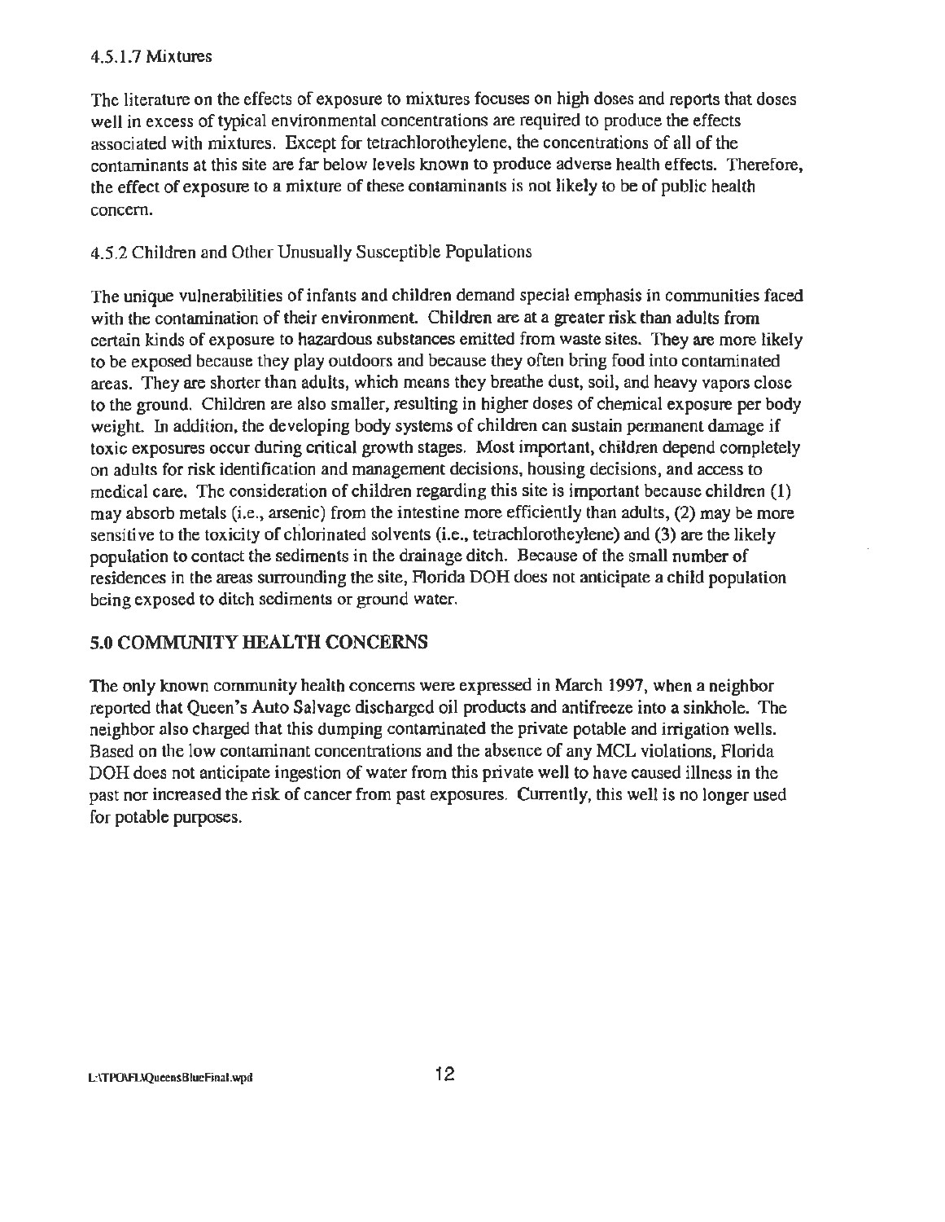#### 4.5.1.7 Mixtures

The literature on the effects of exposure to mixtures focuses on high doses and reports that doses well in excess of typical environmental concentrations are required to produce the effects associated with mixtures. Except for tetrachlorotheylene, the concentrations of all of the contaminants at this site are far below levels known to produce adverse health effects. Therefore, the effect of exposure to a mixture of these contaminants is not likely to be of public health concern.

### 4.5.2 Children and Other Unusually Susceptible Populations

The unique vulnerabilities of infants and children demand special emphasis in communities faced with the contamination of their environment. Children are at a greater risk than adults from certain kinds of exposure to hazardous substances emitted from waste sites. They are more likely to be exposed because they play outdoors and because they often bring food into contaminated areas. They are shorter than adults, which means they breathe dust, soil, and heavy vapors close to the ground. Children are also smaller, resulting in higher doses of chemical exposure per body weight. In addition, the developing body systems of children can sustain permanent damage if toxic exposures occur during critical growth stages. Most important, children depend completely on adults for risk identification and management decisions, housing decisions, and access to medical care. The consideration of children regarding this site is important because children (1) may absorb metals (i.e., arsenic) from the intestine more efficiently than adults, (2) may be more sensitive to the toxicity of chlorinated solvents (i.e., tetrachlorotheylene) and (3) are the likely population to contact the sediments in the drainage ditch. Because of the small number of residences in the areas surrounding the site, Florida DOH does not anticipate a child population being exposed to ditch sediments or ground water.

## 5.0 COMMUNITY HEALTH CONCERNS

The only known community health concerns were expressed in March 1997, when a neighbor reported that Queen's Auto Salvage discharged oil products and antifreeze into a sinkhole. The neighbor also charged that this dumping contaminated the private potable and irrigation wells. Based on the low contaminant concentrations and the absence of any MCL violations, Florida DOH does not anticipate ingestion of water from this private well to have caused illness in the past nor increased the risk of cancer from past exposures. Currently, this well is no longer used for potable purposes.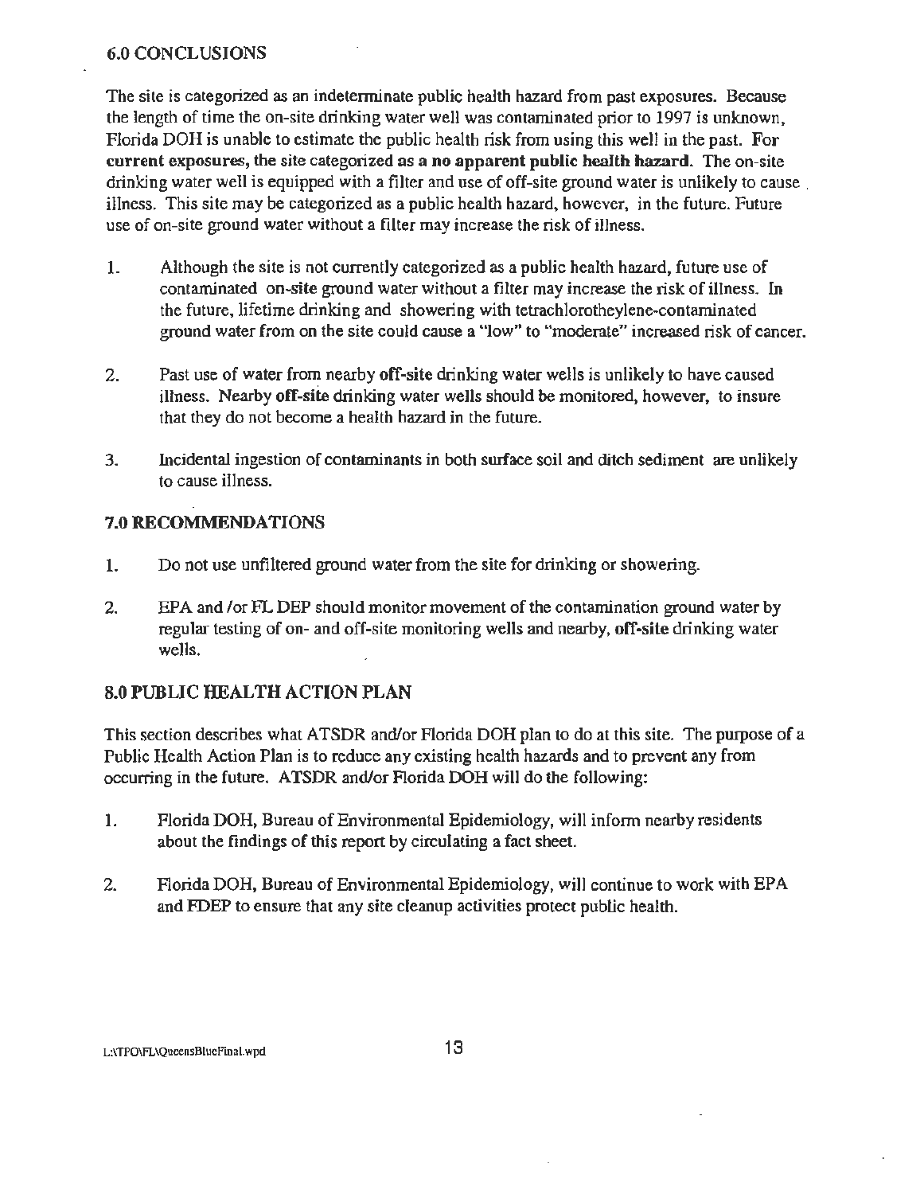## 6.0 CONCLUSIONS

The site is categorized as an indeterminate public health hazard from past exposures. Because the length of time the on-site drinking water well was contaminated prior to 1997 is unknown, Florida DOH is unable to estimate the public health risk from using this well in the past. For **current exposures, the site categorized as a no apparent public health hazard.** The on-site drinking water well is equipped with a filter and use of off-site ground water is unlikely to cause illness. This site may be categorized as a public health hazard, however, in the future. Future use of on-site ground water without a filter may increase the risk of illness.

1. Although the site is not currently categorized as a public health hazard, future use of contaminated on-site ground water without a filter may increase the risk of illness. In the future, lifetime drinking and showering with tetrachlorotheylene-contaminated ground water from on the site could cause a "low" to "moderate" increased risk of cancer.

2. Past use of water from nearby **off-site** drinking water wells is unlikely to have caused illness. Nearby **off-site** drinking water wells should be monitored, however, to insure that they do not become a health hazard in the future.

3. Incidental ingestion of contaminants in both surface soil and ditch sediment are unlikely to cause illness.

## 7.0 RECOMMENDATIONS

1. Do not use unfiltered ground water from the site for drinking or showering.

2. EPA and /or FL DEP should monitor movement of the contamination ground water by regular testing of on- and off-site monitoring wells and nearby, **off-site** drinking water wells.

## 8.0 PUBLIC HEALTH ACTION PLAN

This section describes what ATSDR and/or Florida DOH plan to do at this site. The purpose of a Public Health Action Plan is to reduce any existing health hazards and to prevent any from occurring in the future. ATSDR and/or Florida DOH will do the following:

1. Florida DOH, Bureau of Environmental Epidemiology, will inform nearby residents about the findings of this report by circulating a fact sheet.

2. Florida DOH, Bureau of Environmental Epidemiology, will continue to work with EPA and FDEP to ensure that any site cleanup activities protect public health.

L:\TPO\FL\QueensBlueFinal.wpd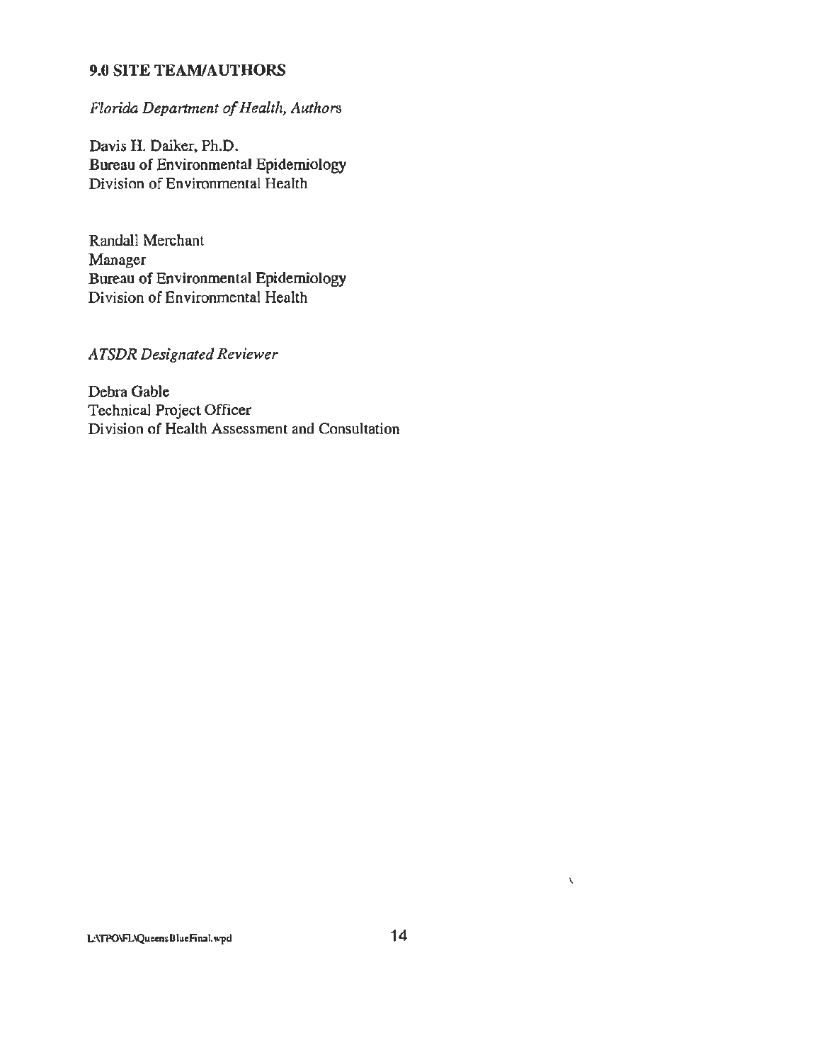## 9.0 SITE TEAM/AUTHORS

*Florida Department of Health, Authors*

Davis H. Daiker, Ph.D.
Bureau of Environmental Epidemiology
Division of Environmental Health

Randall Merchant
Manager
Bureau of Environmental Epidemiology
Division of Environmental Health

*ATSDR Designated Reviewer*

Debra Gable
Technical Project Officer
Division of Health Assessment and Consultation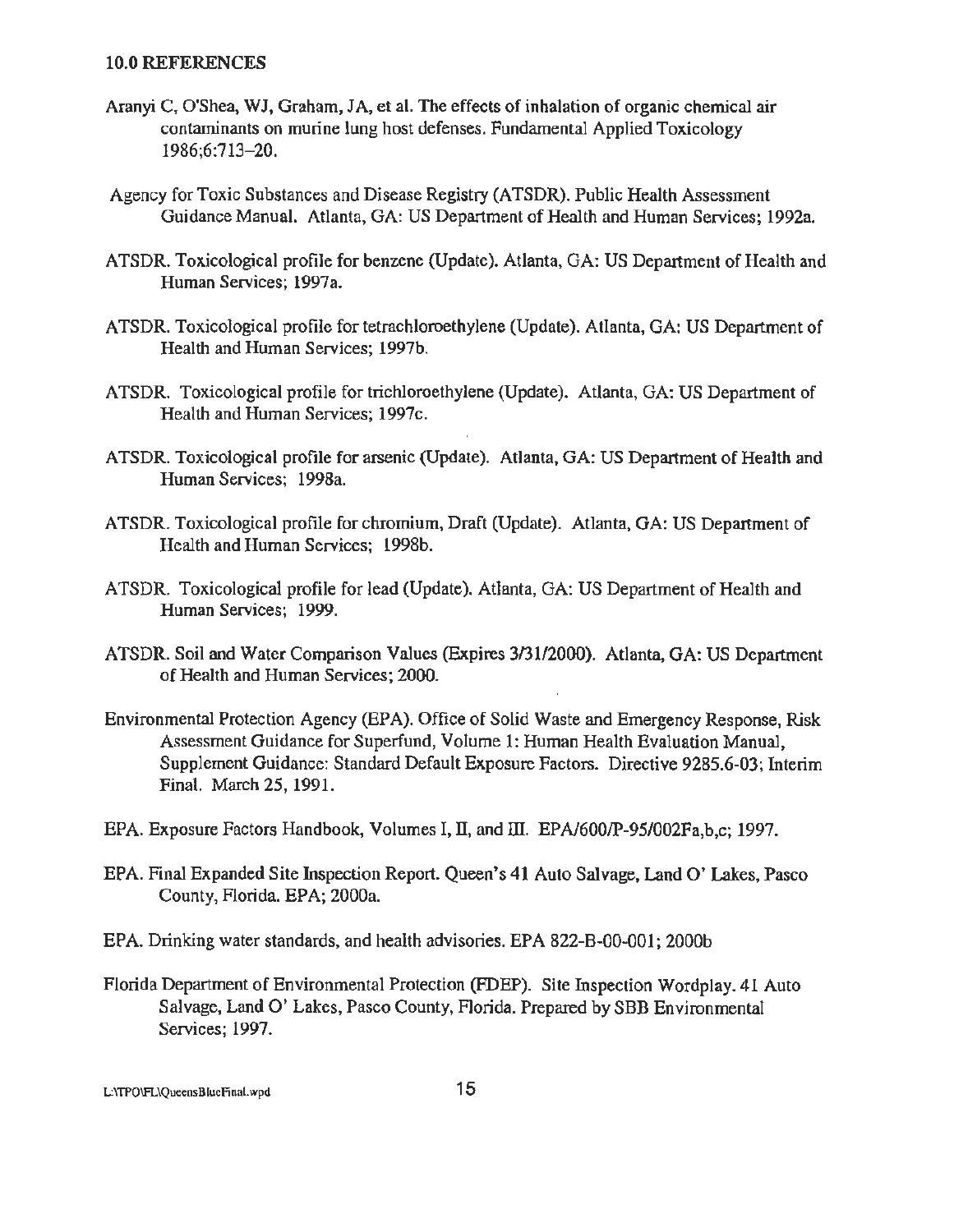## 10.0 REFERENCES

Aranyi C, O'Shea, WJ, Graham, JA, et al. The effects of inhalation of organic chemical air contaminants on murine lung host defenses. Fundamental Applied Toxicology 1986;6:713–20.

Agency for Toxic Substances and Disease Registry (ATSDR). Public Health Assessment Guidance Manual. Atlanta, GA: US Department of Health and Human Services; 1992a.

ATSDR. Toxicological profile for benzene (Update). Atlanta, GA: US Department of Health and Human Services; 1997a.

ATSDR. Toxicological profile for tetrachloroethylene (Update). Atlanta, GA: US Department of Health and Human Services; 1997b.

ATSDR. Toxicological profile for trichloroethylene (Update). Atlanta, GA: US Department of Health and Human Services; 1997c.

ATSDR. Toxicological profile for arsenic (Update). Atlanta, GA: US Department of Health and Human Services; 1998a.

ATSDR. Toxicological profile for chromium, Draft (Update). Atlanta, GA: US Department of Health and Human Services; 1998b.

ATSDR. Toxicological profile for lead (Update). Atlanta, GA: US Department of Health and Human Services; 1999.

ATSDR. Soil and Water Comparison Values (Expires 3/31/2000). Atlanta, GA: US Department of Health and Human Services; 2000.

Environmental Protection Agency (EPA). Office of Solid Waste and Emergency Response, Risk Assessment Guidance for Superfund, Volume 1: Human Health Evaluation Manual, Supplement Guidance: Standard Default Exposure Factors. Directive 9285.6-03; Interim Final. March 25, 1991.

EPA. Exposure Factors Handbook, Volumes I, II, and III. EPA/600/P-95/002Fa,b,c; 1997.

EPA. Final Expanded Site Inspection Report. Queen's 41 Auto Salvage, Land O' Lakes, Pasco County, Florida. EPA; 2000a.

EPA. Drinking water standards, and health advisories. EPA 822-B-00-001; 2000b

Florida Department of Environmental Protection (FDEP). Site Inspection Wordplay. 41 Auto Salvage, Land O' Lakes, Pasco County, Florida. Prepared by SBB Environmental Services; 1997.

L:\TPO\FL\QueensBlueFinal.wpd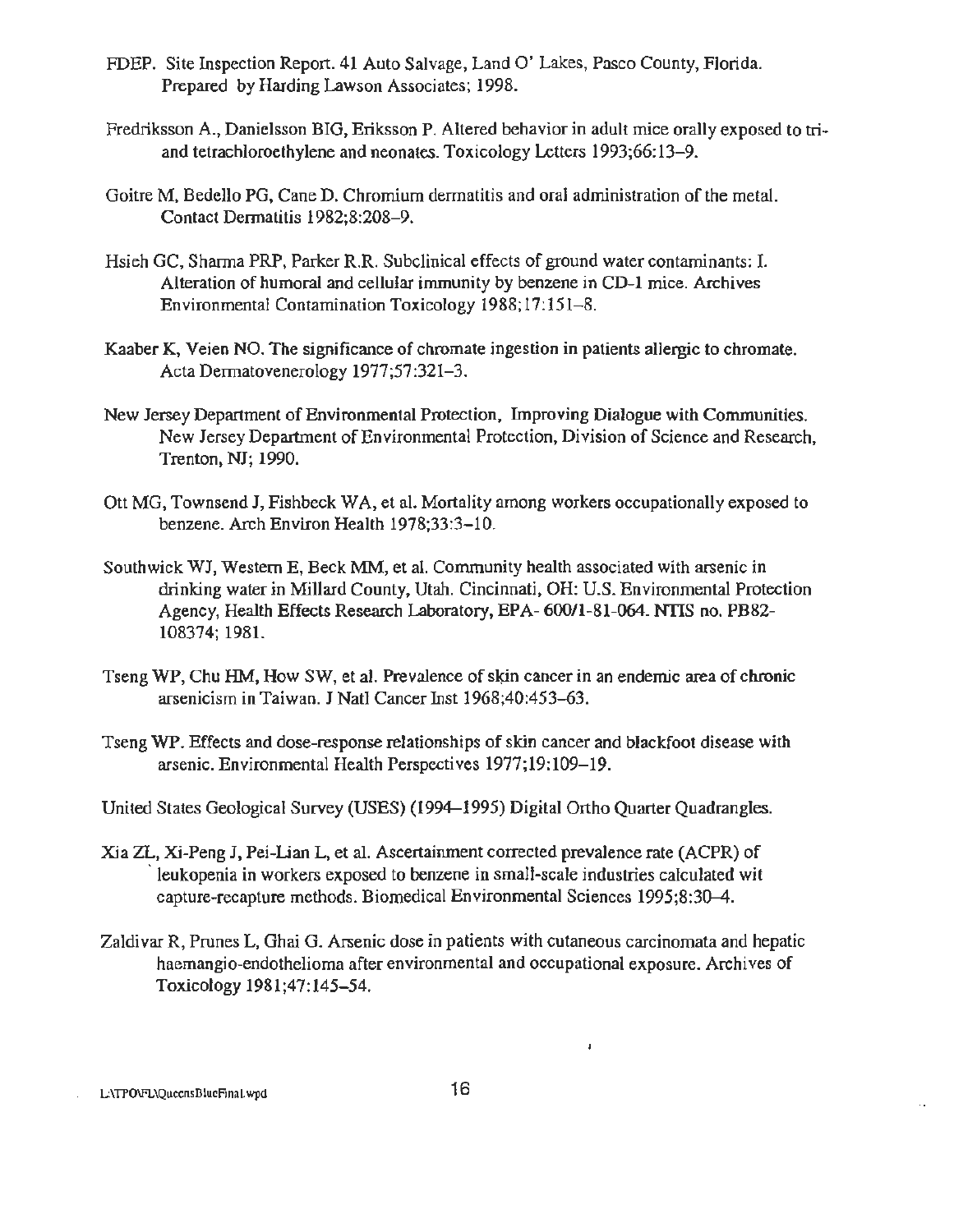FDEP. Site Inspection Report. 41 Auto Salvage, Land O' Lakes, Pasco County, Florida. Prepared by Harding Lawson Associates; 1998.

Fredriksson A., Danielsson BIG, Eriksson P. Altered behavior in adult mice orally exposed to tri- and tetrachloroethylene and neonates. Toxicology Letters 1993;66:13–9.

Goitre M, Bedello PG, Cane D. Chromium dermatitis and oral administration of the metal. Contact Dermatitis 1982;8:208–9.

Hsieh GC, Sharma PRP, Parker R.R. Subclinical effects of ground water contaminants: I. Alteration of humoral and cellular immunity by benzene in CD-1 mice. Archives Environmental Contamination Toxicology 1988;17:151–8.

Kaaber K, Veien NO. The significance of chromate ingestion in patients allergic to chromate. Acta Dermatovenerology 1977;57:321–3.

New Jersey Department of Environmental Protection, Improving Dialogue with Communities. New Jersey Department of Environmental Protection, Division of Science and Research, Trenton, NJ; 1990.

Ott MG, Townsend J, Fishbeck WA, et al. Mortality among workers occupationally exposed to benzene. Arch Environ Health 1978;33:3–10.

Southwick WJ, Western E, Beck MM, et al. Community health associated with arsenic in drinking water in Millard County, Utah. Cincinnati, OH: U.S. Environmental Protection Agency, Health Effects Research Laboratory, EPA- 600/1-81-064. NTIS no. PB82-108374; 1981.

Tseng WP, Chu HM, How SW, et al. Prevalence of skin cancer in an endemic area of chronic arsenicism in Taiwan. J Natl Cancer Inst 1968;40:453–63.

Tseng WP. Effects and dose-response relationships of skin cancer and blackfoot disease with arsenic. Environmental Health Perspectives 1977;19:109–19.

United States Geological Survey (USES) (1994–1995) Digital Ortho Quarter Quadrangles.

Xia ZL, Xi-Peng J, Pei-Lian L, et al. Ascertainment corrected prevalence rate (ACPR) of leukopenia in workers exposed to benzene in small-scale industries calculated wit capture-recapture methods. Biomedical Environmental Sciences 1995;8:30–4.

Zaldivar R, Prunes L, Ghai G. Arsenic dose in patients with cutaneous carcinomata and hepatic haemangio-endothelioma after environmental and occupational exposure. Archives of Toxicology 1981;47:145–54.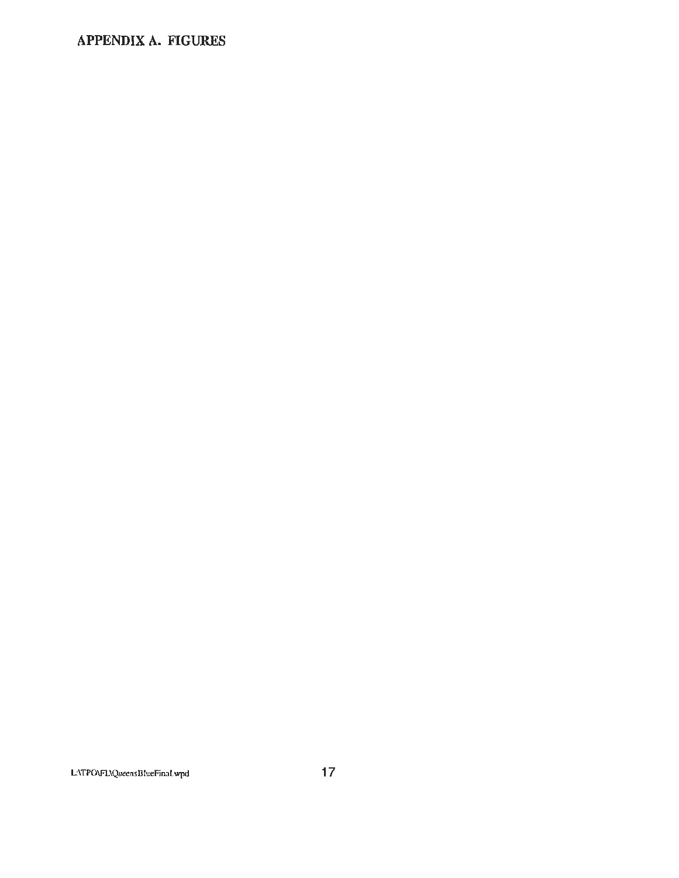# APPENDIX A. FIGURES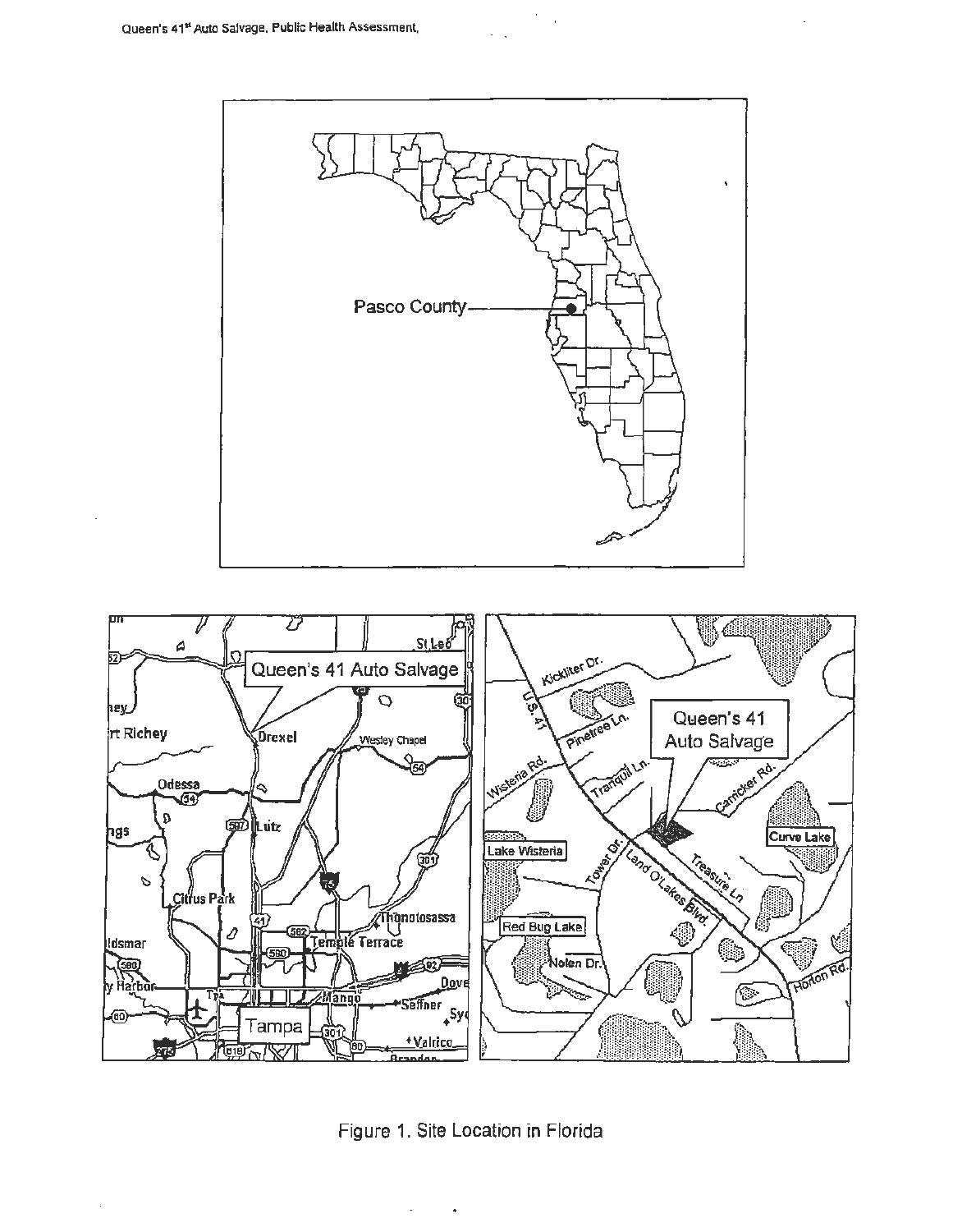Figure 1. Site Location in Florida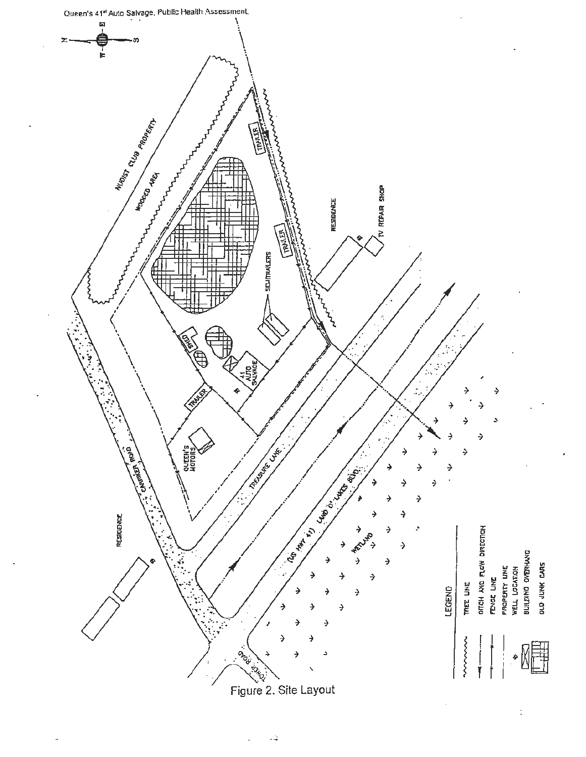Figure 2. Site Layout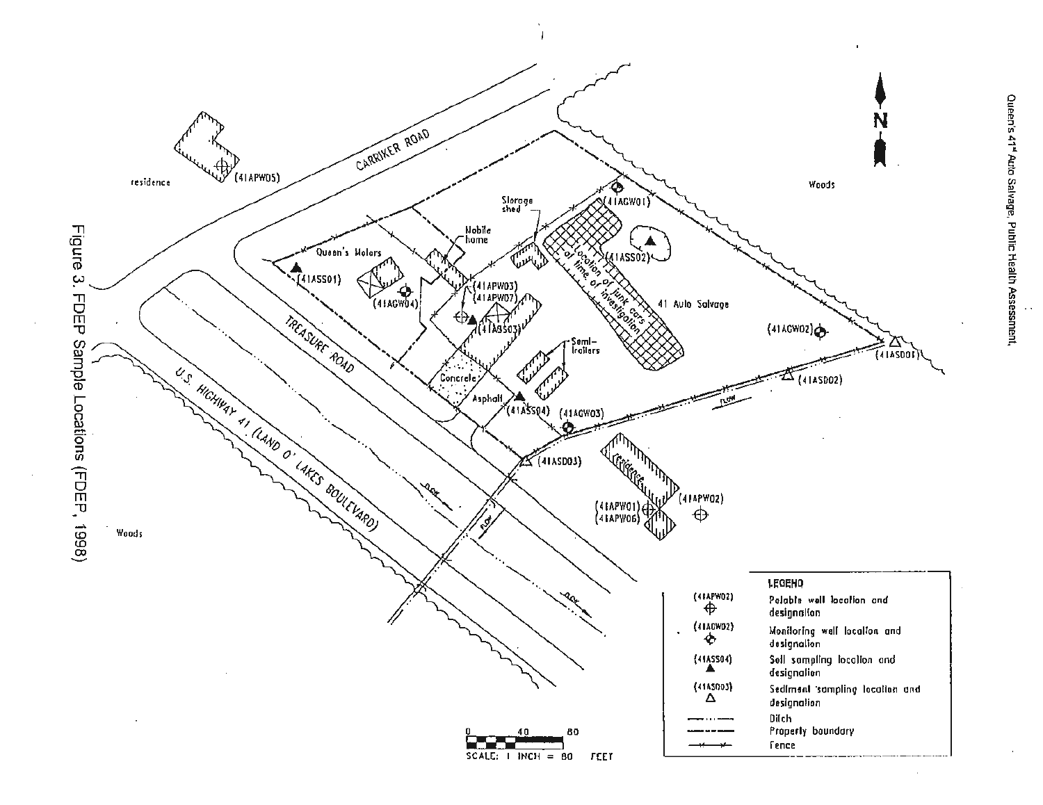Figure 3. FDEP Sample Locations (FDEP, 1998)

CARRIKER ROAD

residence

(41APW05)

Woods

N

Queen's Motors

Mobile home

Storage shed

(41AGW01)

Location of junk cars at time of investigation

(41ASS02)

(41ASS01)

(41AGW04)

(41APW03)

(41APW07)

(41ASS03)

41 Auto Salvage

(41AGW02)

(41ASD01)

Semi-trailers

(41ASD02)

Concrete

Asphalt

(41ASS04)

(41AGW03)

FLOW

TREASURE ROAD

(41ASD03)

residence

U.S. HIGHWAY 41 (LAND O' LAKES BOULEVARD)

FLOW

(41APW01)

(41APW06)

(41APW02)

Woods

LEGEND

| Symbol | Description |
| --- | --- |
| (41APW02) | Potable well location and designation |
| (41AGW02) | Monitoring well location and designation |
| (41ASS04) | Soil sampling location and designation |
| (41ASD03) | Sediment sampling location and designation |
| | Ditch |
| | Property boundary |
| | Fence |

0 40 80

SCALE: 1 INCH = 80 FEET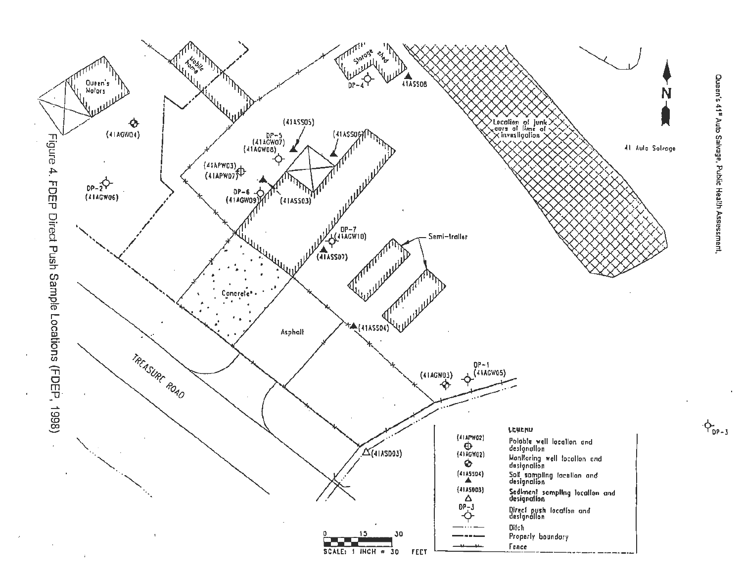Figure 4. FDEP Direct Push Sample Locations (FDEP, 1998)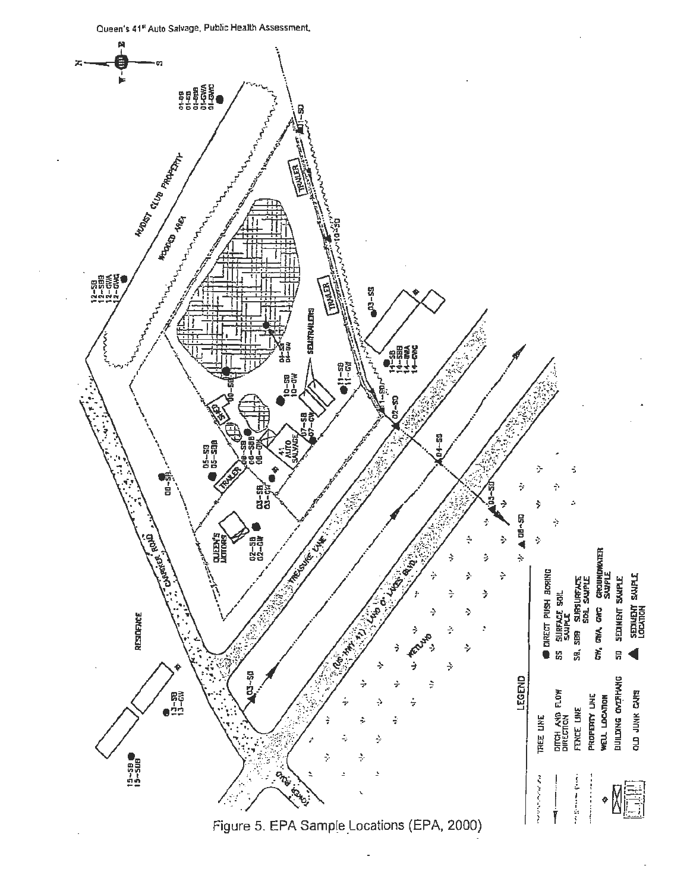Figure 5. EPA Sample Locations (EPA, 2000)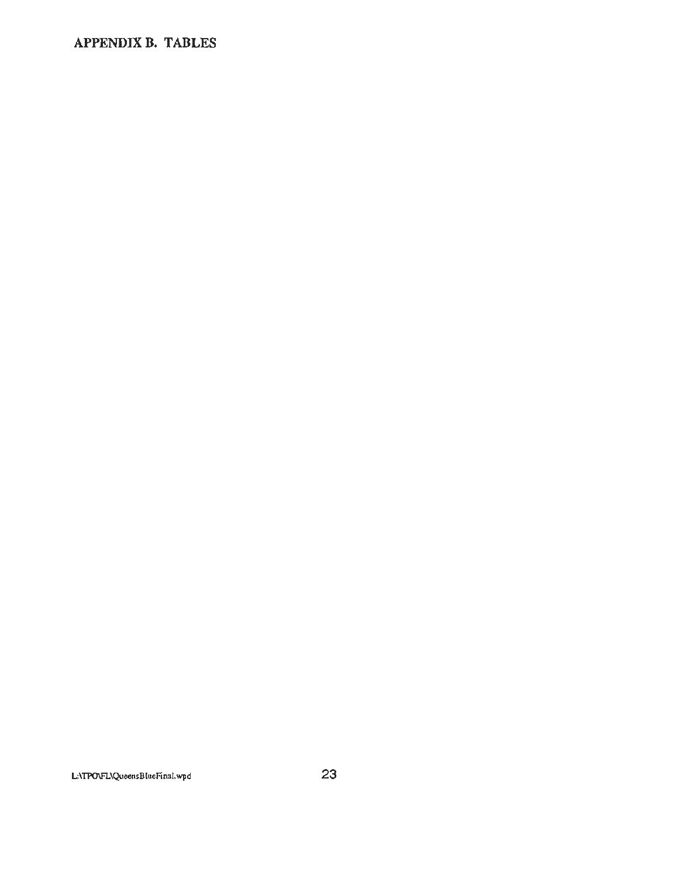# APPENDIX B. TABLES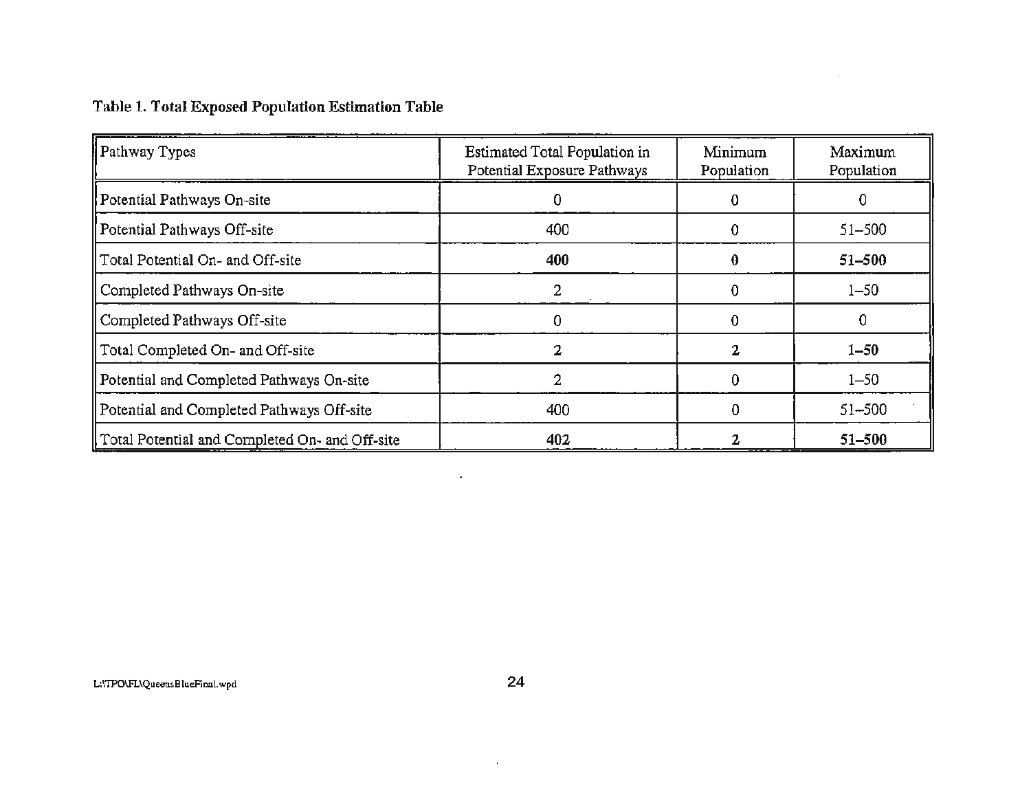**Table 1. Total Exposed Population Estimation Table**

| Pathway Types | Estimated Total Population in Potential Exposure Pathways | Minimum Population | Maximum Population |
|---|---|---|---|
| Potential Pathways On-site | 0 | 0 | 0 |
| Potential Pathways Off-site | 400 | 0 | 51–500 |
| Total Potential On- and Off-site | **400** | **0** | **51–500** |
| Completed Pathways On-site | 2 | 0 | 1–50 |
| Completed Pathways Off-site | 0 | 0 | 0 |
| Total Completed On- and Off-site | **2** | **2** | **1–50** |
| Potential and Completed Pathways On-site | 2 | 0 | 1–50 |
| Potential and Completed Pathways Off-site | 400 | 0 | 51–500 |
| Total Potential and Completed On- and Off-site | **402** | **2** | **51–500** |

L:\TPO\FL\QueensBlueFinal.wpd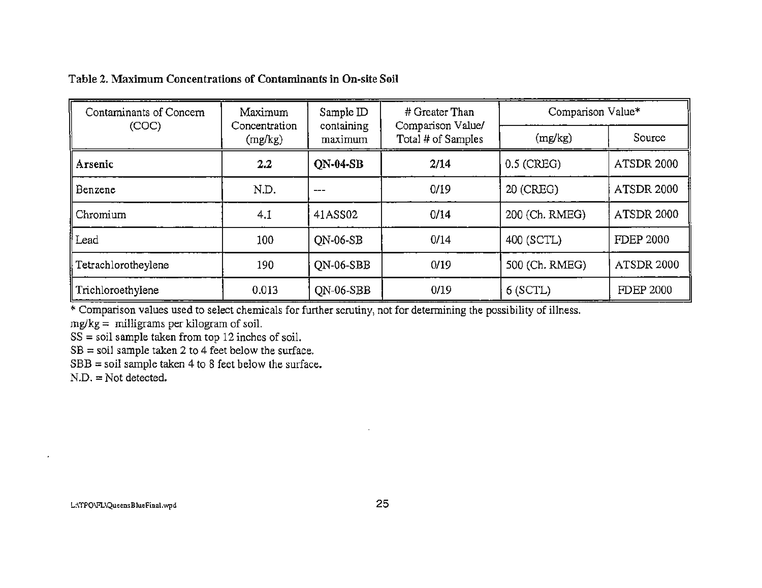**Table 2. Maximum Concentrations of Contaminants in On-site Soil**

| Contaminants of Concern (COC) | Maximum Concentration (mg/kg) | Sample ID containing maximum | # Greater Than Comparison Value/ Total # of Samples | Comparison Value* | |
|---|---|---|---|---|---|
| | | | | (mg/kg) | Source |
| **Arsenic** | **2.2** | **QN-04-SB** | **2/14** | 0.5 (CREG) | ATSDR 2000 |
| Benzene | N.D. | --- | 0/19 | 20 (CREG) | ATSDR 2000 |
| Chromium | 4.1 | 41ASS02 | 0/14 | 200 (Ch. RMEG) | ATSDR 2000 |
| Lead | 100 | QN-06-SB | 0/14 | 400 (SCTL) | FDEP 2000 |
| Tetrachlorotheylene | 190 | QN-06-SBB | 0/19 | 500 (Ch. RMEG) | ATSDR 2000 |
| Trichloroethylene | 0.013 | QN-06-SBB | 0/19 | 6 (SCTL) | FDEP 2000 |

* Comparison values used to select chemicals for further scrutiny, not for determining the possibility of illness.
mg/kg = milligrams per kilogram of soil.
SS = soil sample taken from top 12 inches of soil.
SB = soil sample taken 2 to 4 feet below the surface.
SBB = soil sample taken 4 to 8 feet below the surface.
N.D. = Not detected.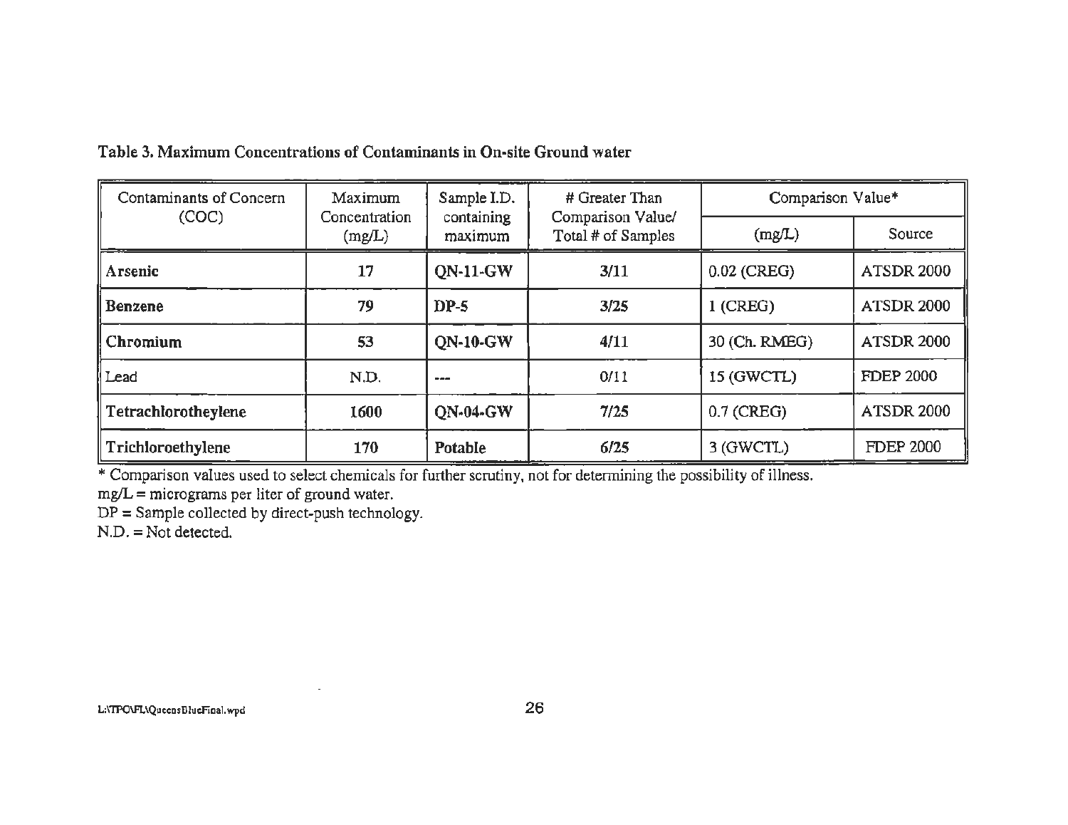**Table 3. Maximum Concentrations of Contaminants in On-site Ground water**

| Contaminants of Concern (COC) | Maximum Concentration (mg/L) | Sample I.D. containing maximum | # Greater Than Comparison Value/ Total # of Samples | Comparison Value* | |
|---|---|---|---|---|---|
| | | | | (mg/L) | Source |
| **Arsenic** | **17** | **QN-11-GW** | **3/11** | 0.02 (CREG) | ATSDR 2000 |
| **Benzene** | **79** | **DP-5** | **3/25** | 1 (CREG) | ATSDR 2000 |
| **Chromium** | **53** | **QN-10-GW** | **4/11** | 30 (Ch. RMEG) | ATSDR 2000 |
| Lead | N.D. | --- | 0/11 | 15 (GWCTL) | FDEP 2000 |
| **Tetrachlorotheylene** | **1600** | **QN-04-GW** | **7/25** | 0.7 (CREG) | ATSDR 2000 |
| **Trichloroethylene** | **170** | **Potable** | **6/25** | 3 (GWCTL) | FDEP 2000 |

\* Comparison values used to select chemicals for further scrutiny, not for determining the possibility of illness.
mg/L = micrograms per liter of ground water.
DP = Sample collected by direct-push technology.
N.D. = Not detected.

L:\TPO\FL\QueensBlueFinal.wpd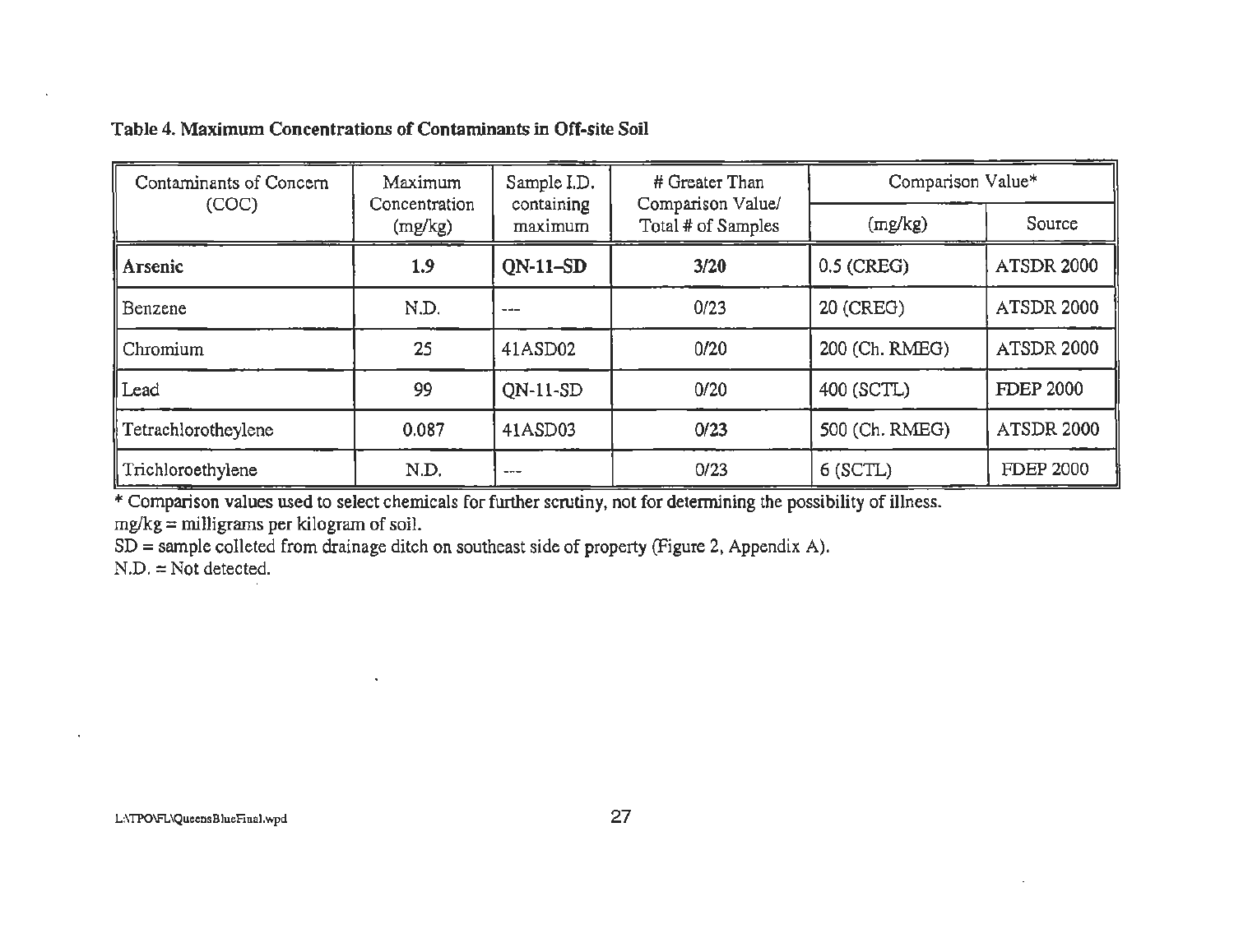**Table 4. Maximum Concentrations of Contaminants in Off-site Soil**

| Contaminants of Concern (COC) | Maximum Concentration (mg/kg) | Sample I.D. containing maximum | # Greater Than Comparison Value/ Total # of Samples | Comparison Value* | |
|---|---|---|---|---|---|
| | | | | (mg/kg) | Source |
| **Arsenic** | **1.9** | **QN-11–SD** | **3/20** | 0.5 (CREG) | ATSDR 2000 |
| Benzene | N.D. | --- | 0/23 | 20 (CREG) | ATSDR 2000 |
| Chromium | 25 | 41ASD02 | 0/20 | 200 (Ch. RMEG) | ATSDR 2000 |
| Lead | 99 | QN-11-SD | 0/20 | 400 (SCTL) | FDEP 2000 |
| Tetrachlorotheylene | 0.087 | 41ASD03 | **0/23** | 500 (Ch. RMEG) | ATSDR 2000 |
| Trichloroethylene | N.D. | --- | 0/23 | 6 (SCTL) | FDEP 2000 |

* Comparison values used to select chemicals for further scrutiny, not for determining the possibility of illness.
mg/kg = milligrams per kilogram of soil.
SD = sample colleted from drainage ditch on southeast side of property (Figure 2, Appendix A).
N.D. = Not detected.

L:\TPO\FL\QueensBlueFinal.wpd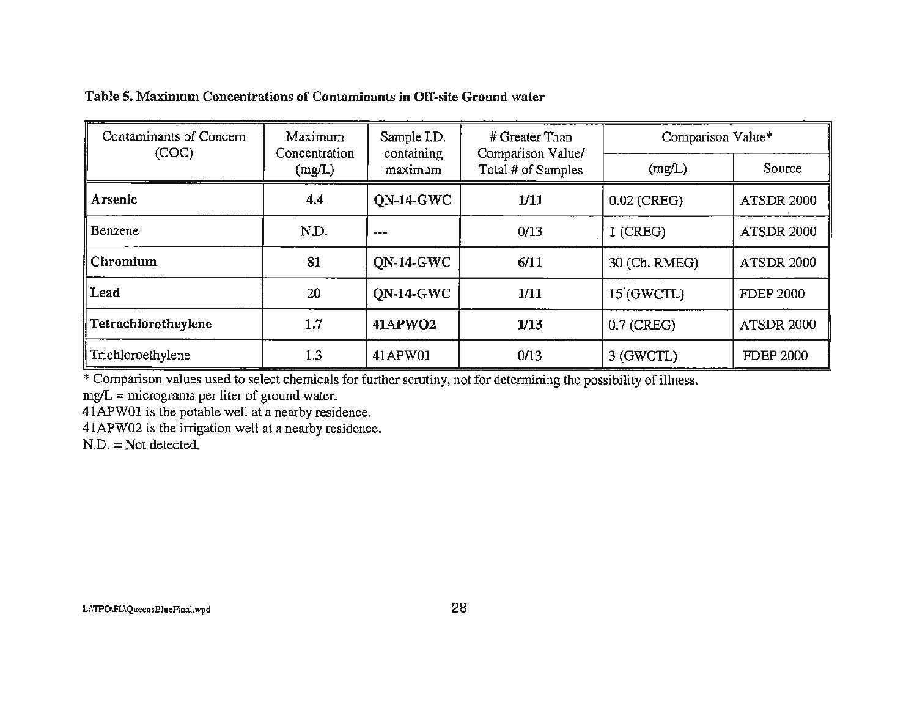**Table 5. Maximum Concentrations of Contaminants in Off-site Ground water**

| Contaminants of Concern (COC) | Maximum Concentration (mg/L) | Sample I.D. containing maximum | # Greater Than Comparison Value/ Total # of Samples | Comparison Value* | |
|---|---|---|---|---|---|
| | | | | (mg/L) | Source |
| **Arsenic** | **4.4** | **QN-14-GWC** | **1/11** | 0.02 (CREG) | ATSDR 2000 |
| Benzene | N.D. | --- | 0/13 | 1 (CREG) | ATSDR 2000 |
| **Chromium** | **81** | **QN-14-GWC** | **6/11** | 30 (Ch. RMEG) | ATSDR 2000 |
| **Lead** | 20 | QN-14-GWC | 1/11 | 15 (GWCTL) | FDEP 2000 |
| **Tetrachlorotheylene** | 1.7 | **41APWO2** | **1/13** | 0.7 (CREG) | ATSDR 2000 |
| Trichloroethylene | 1.3 | 41APW01 | 0/13 | 3 (GWCTL) | FDEP 2000 |

* Comparison values used to select chemicals for further scrutiny, not for determining the possibility of illness.

mg/L = micrograms per liter of ground water.

41APW01 is the potable well at a nearby residence.

41APW02 is the irrigation well at a nearby residence.

N.D. = Not detected.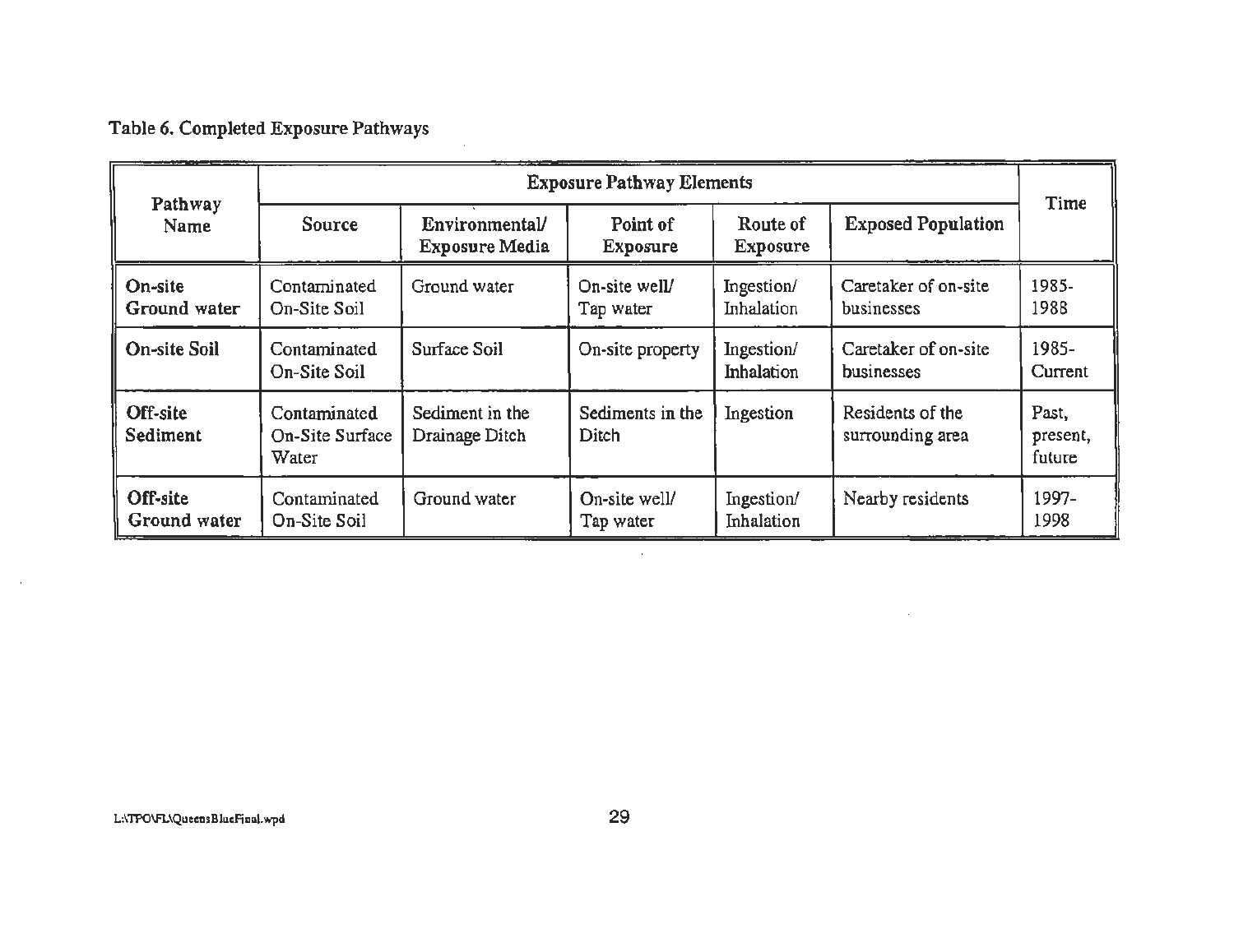Table 6. Completed Exposure Pathways

| Pathway Name | Exposure Pathway Elements | | | | | Time |
|---|---|---|---|---|---|---|
| | Source | Environmental/ Exposure Media | Point of Exposure | Route of Exposure | Exposed Population | |
| **On-site Ground water** | Contaminated On-Site Soil | Ground water | On-site well/ Tap water | Ingestion/ Inhalation | Caretaker of on-site businesses | 1985-1988 |
| **On-site Soil** | Contaminated On-Site Soil | Surface Soil | On-site property | Ingestion/ Inhalation | Caretaker of on-site businesses | 1985-Current |
| **Off-site Sediment** | Contaminated On-Site Surface Water | Sediment in the Drainage Ditch | Sediments in the Ditch | Ingestion | Residents of the surrounding area | Past, present, future |
| **Off-site Ground water** | Contaminated On-Site Soil | Ground water | On-site well/ Tap water | Ingestion/ Inhalation | Nearby residents | 1997-1998 |

L:\TPO\FL\QueensBlueFinal.wpd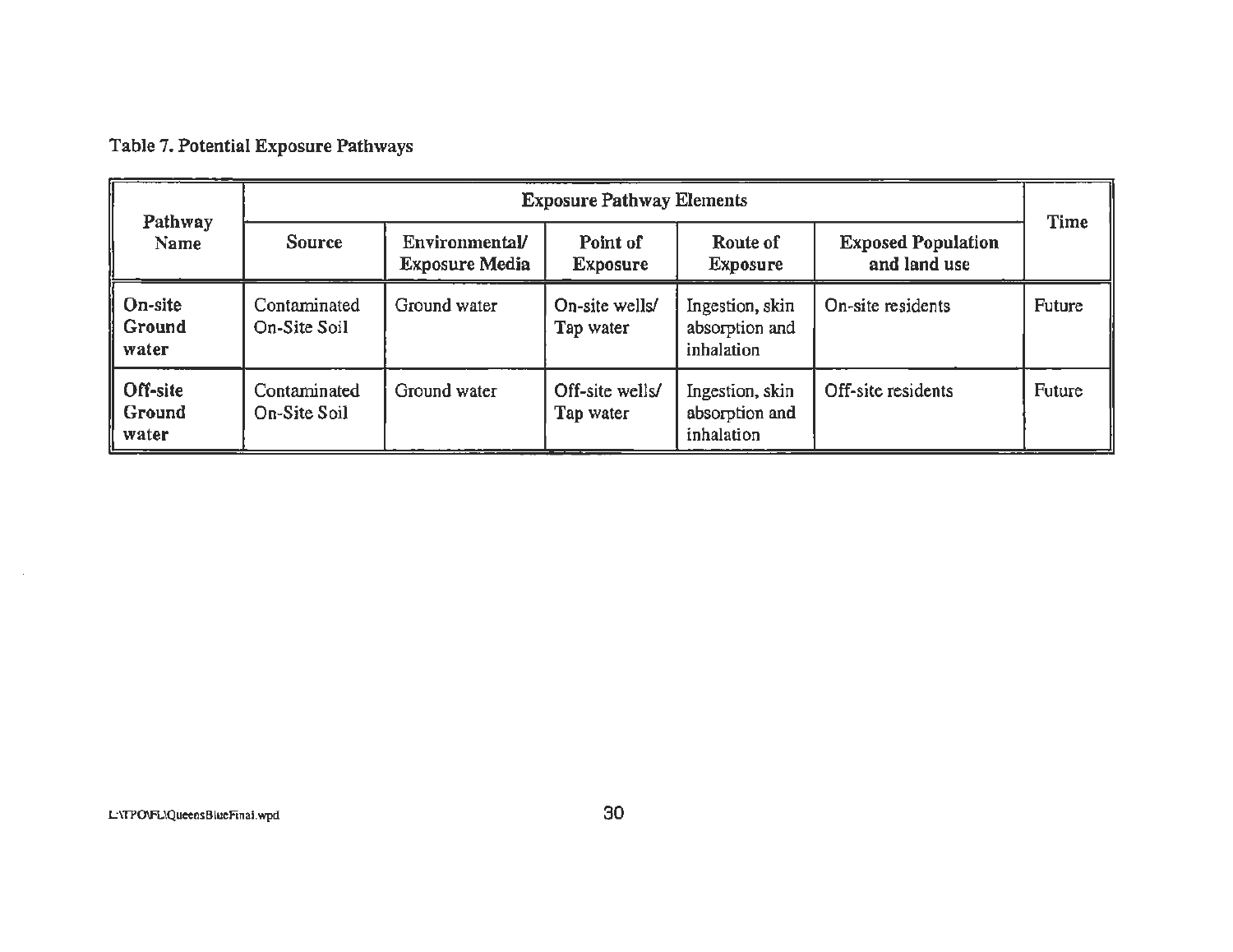Table 7. Potential Exposure Pathways

| Pathway Name | Exposure Pathway Elements | | | | | Time |
|---|---|---|---|---|---|---|
| | Source | Environmental/ Exposure Media | Point of Exposure | Route of Exposure | Exposed Population and land use | |
| **On-site Ground water** | Contaminated On-Site Soil | Ground water | On-site wells/ Tap water | Ingestion, skin absorption and inhalation | On-site residents | Future |
| **Off-site Ground water** | Contaminated On-Site Soil | Ground water | Off-site wells/ Tap water | Ingestion, skin absorption and inhalation | Off-site residents | Future |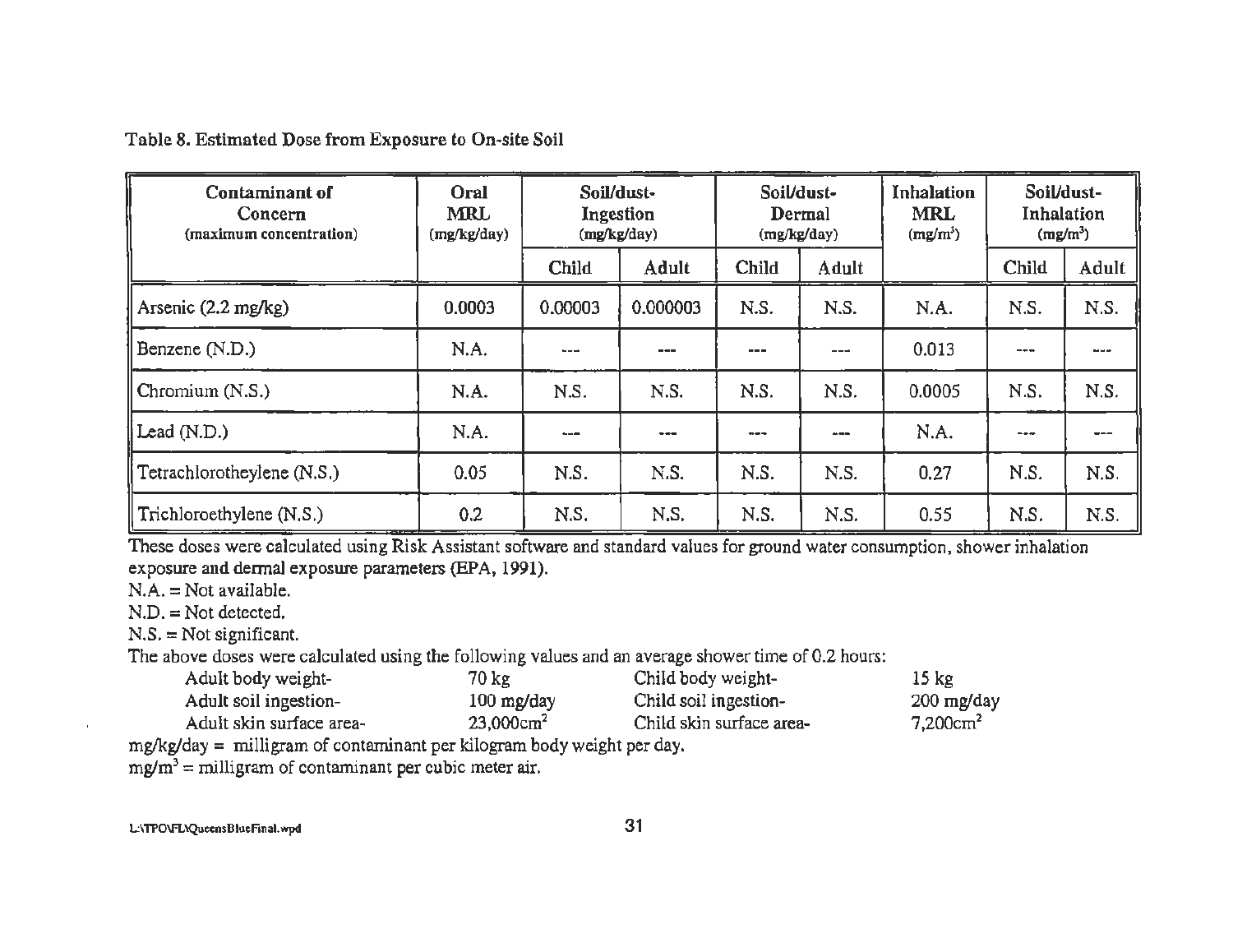Table 8. Estimated Dose from Exposure to On-site Soil

| Contaminant of Concern (maximum concentration) | Oral MRL (mg/kg/day) | Soil/dust-Ingestion (mg/kg/day) | | Soil/dust-Dermal (mg/kg/day) | | Inhalation MRL (mg/m³) | Soil/dust-Inhalation (mg/m³) | |
|---|---|---|---|---|---|---|---|---|
| | | Child | Adult | Child | Adult | | Child | Adult |
| Arsenic (2.2 mg/kg) | 0.0003 | 0.00003 | 0.000003 | N.S. | N.S. | N.A. | N.S. | N.S. |
| Benzene (N.D.) | N.A. | --- | --- | --- | --- | 0.013 | --- | --- |
| Chromium (N.S.) | N.A. | N.S. | N.S. | N.S. | N.S. | 0.0005 | N.S. | N.S. |
| Lead (N.D.) | N.A. | --- | --- | --- | --- | N.A. | --- | --- |
| Tetrachlorotheylene (N.S.) | 0.05 | N.S. | N.S. | N.S. | N.S. | 0.27 | N.S. | N.S. |
| Trichloroethylene (N.S.) | 0.2 | N.S. | N.S. | N.S. | N.S. | 0.55 | N.S. | N.S. |

These doses were calculated using Risk Assistant software and standard values for ground water consumption, shower inhalation exposure and dermal exposure parameters (EPA, 1991).

N.A. = Not available.

N.D. = Not detected.

N.S. = Not significant.

The above doses were calculated using the following values and an average shower time of 0.2 hours:

| | | | |
|---|---|---|---|
| Adult body weight- | 70 kg | Child body weight- | 15 kg |
| Adult soil ingestion- | 100 mg/day | Child soil ingestion- | 200 mg/day |
| Adult skin surface area- | 23,000cm² | Child skin surface area- | 7,200cm² |

mg/kg/day = milligram of contaminant per kilogram body weight per day.

mg/m³ = milligram of contaminant per cubic meter air.

L:\TPO\FL\QueensBlueFinal.wpd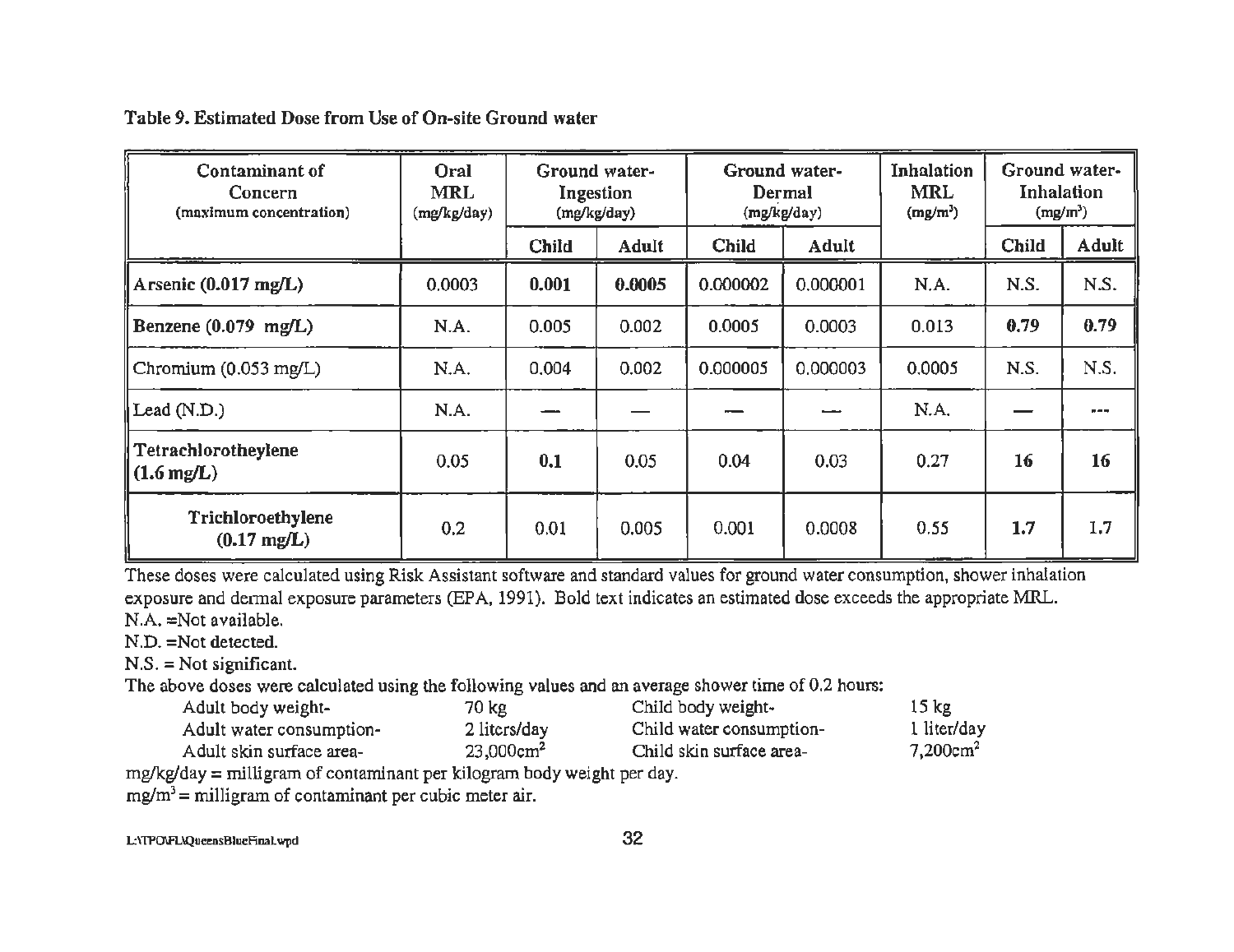Table 9. Estimated Dose from Use of On-site Ground water

| Contaminant of Concern (maximum concentration) | Oral MRL (mg/kg/day) | Ground water-Ingestion (mg/kg/day) | | Ground water-Dermal (mg/kg/day) | | Inhalation MRL ($mg/m^3$) | Ground water-Inhalation ($mg/m^3$) | |
|---|---|---|---|---|---|---|---|---|
| | | Child | Adult | Child | Adult | | Child | Adult |
| **Arsenic (0.017 mg/L)** | 0.0003 | **0.001** | **0.0005** | 0.000002 | 0.000001 | N.A. | N.S. | N.S. |
| **Benzene (0.079 mg/L)** | N.A. | 0.005 | 0.002 | 0.0005 | 0.0003 | 0.013 | **0.79** | **0.79** |
| Chromium (0.053 mg/L) | N.A. | 0.004 | 0.002 | 0.000005 | 0.000003 | 0.0005 | N.S. | N.S. |
| Lead (N.D.) | N.A. | — | — | — | — | N.A. | — | --- |
| **Tetrachlorotheylene (1.6 mg/L)** | 0.05 | **0.1** | 0.05 | 0.04 | 0.03 | 0.27 | **16** | **16** |
| **Trichloroethylene (0.17 mg/L)** | 0.2 | 0.01 | 0.005 | 0.001 | 0.0008 | 0.55 | **1.7** | 1.7 |

These doses were calculated using Risk Assistant software and standard values for ground water consumption, shower inhalation exposure and dermal exposure parameters (EPA, 1991). Bold text indicates an estimated dose exceeds the appropriate MRL.

N.A. =Not available.

N.D. =Not detected.

N.S. = Not significant.

The above doses were calculated using the following values and an average shower time of 0.2 hours:

| | | | |
|---|---|---|---|
| Adult body weight- | 70 kg | Child body weight- | 15 kg |
| Adult water consumption- | 2 liters/day | Child water consumption- | 1 liter/day |
| Adult skin surface area- | 23,000$cm^2$ | Child skin surface area- | 7,200$cm^2$ |

mg/kg/day = milligram of contaminant per kilogram body weight per day.

$mg/m^3$ = milligram of contaminant per cubic meter air.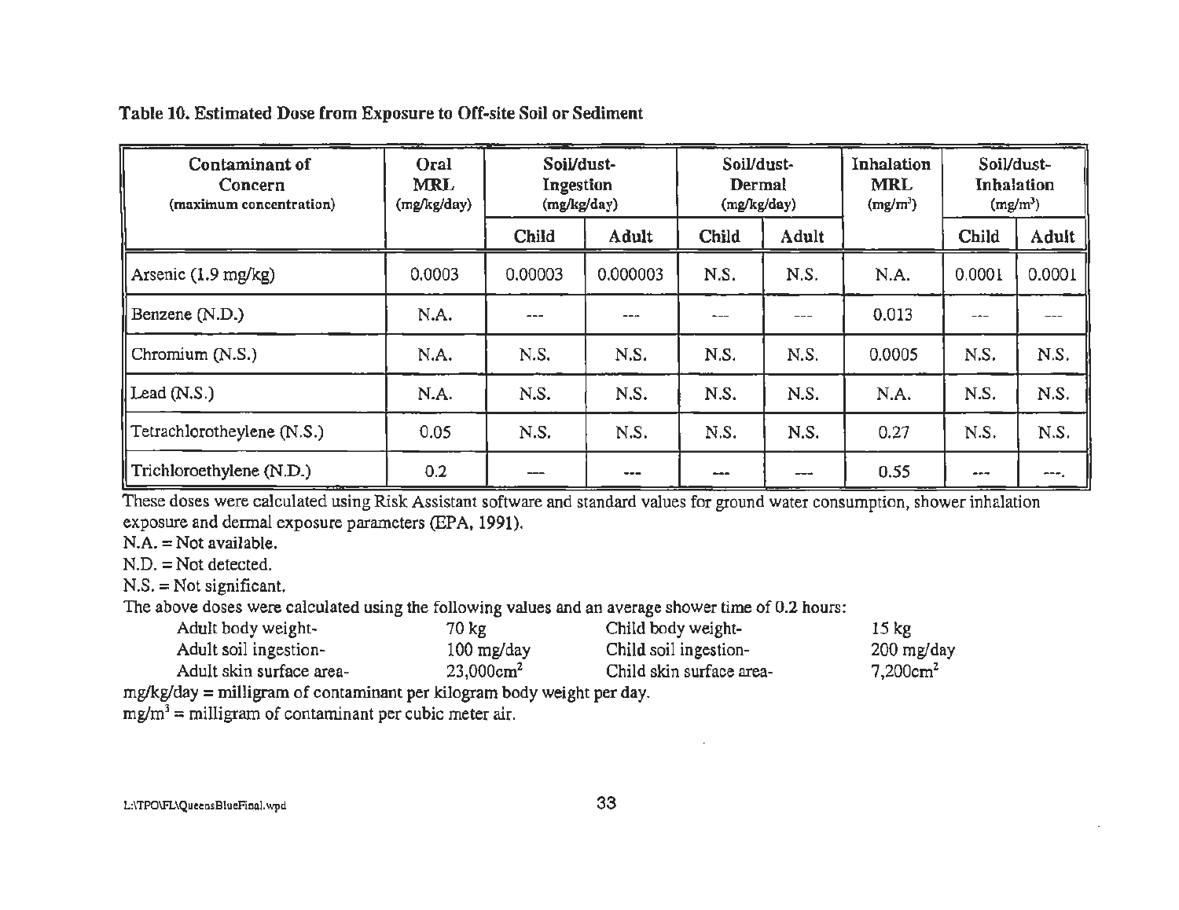**Table 10. Estimated Dose from Exposure to Off-site Soil or Sediment**

| Contaminant of Concern (maximum concentration) | Oral MRL (mg/kg/day) | Soil/dust-Ingestion (mg/kg/day) | | Soil/dust-Dermal (mg/kg/day) | | Inhalation MRL ($mg/m^3$) | Soil/dust-Inhalation ($mg/m^3$) | |
|---|---|---|---|---|---|---|---|---|
| | | Child | Adult | Child | Adult | | Child | Adult |
| Arsenic (1.9 mg/kg) | 0.0003 | 0.00003 | 0.000003 | N.S. | N.S. | N.A. | 0.0001 | 0.0001 |
| Benzene (N.D.) | N.A. | --- | --- | --- | --- | 0.013 | --- | --- |
| Chromium (N.S.) | N.A. | N.S. | N.S. | N.S. | N.S. | 0.0005 | N.S. | N.S. |
| Lead (N.S.) | N.A. | N.S. | N.S. | N.S. | N.S. | N.A. | N.S. | N.S. |
| Tetrachlorotheylene (N.S.) | 0.05 | N.S. | N.S. | N.S. | N.S. | 0.27 | N.S. | N.S. |
| Trichloroethylene (N.D.) | 0.2 | --- | --- | --- | --- | 0.55 | --- | ---. |

These doses were calculated using Risk Assistant software and standard values for ground water consumption, shower inhalation exposure and dermal exposure parameters (EPA, 1991).

N.A. = Not available.

N.D. = Not detected.

N.S. = Not significant.

The above doses were calculated using the following values and an average shower time of 0.2 hours:

| | | | |
|---|---|---|---|
| Adult body weight- | 70 kg | Child body weight- | 15 kg |
| Adult soil ingestion- | 100 mg/day | Child soil ingestion- | 200 mg/day |
| Adult skin surface area- | $23{,}000cm^2$ | Child skin surface area- | $7{,}200cm^2$ |

mg/kg/day = milligram of contaminant per kilogram body weight per day.

$mg/m^3$ = milligram of contaminant per cubic meter air.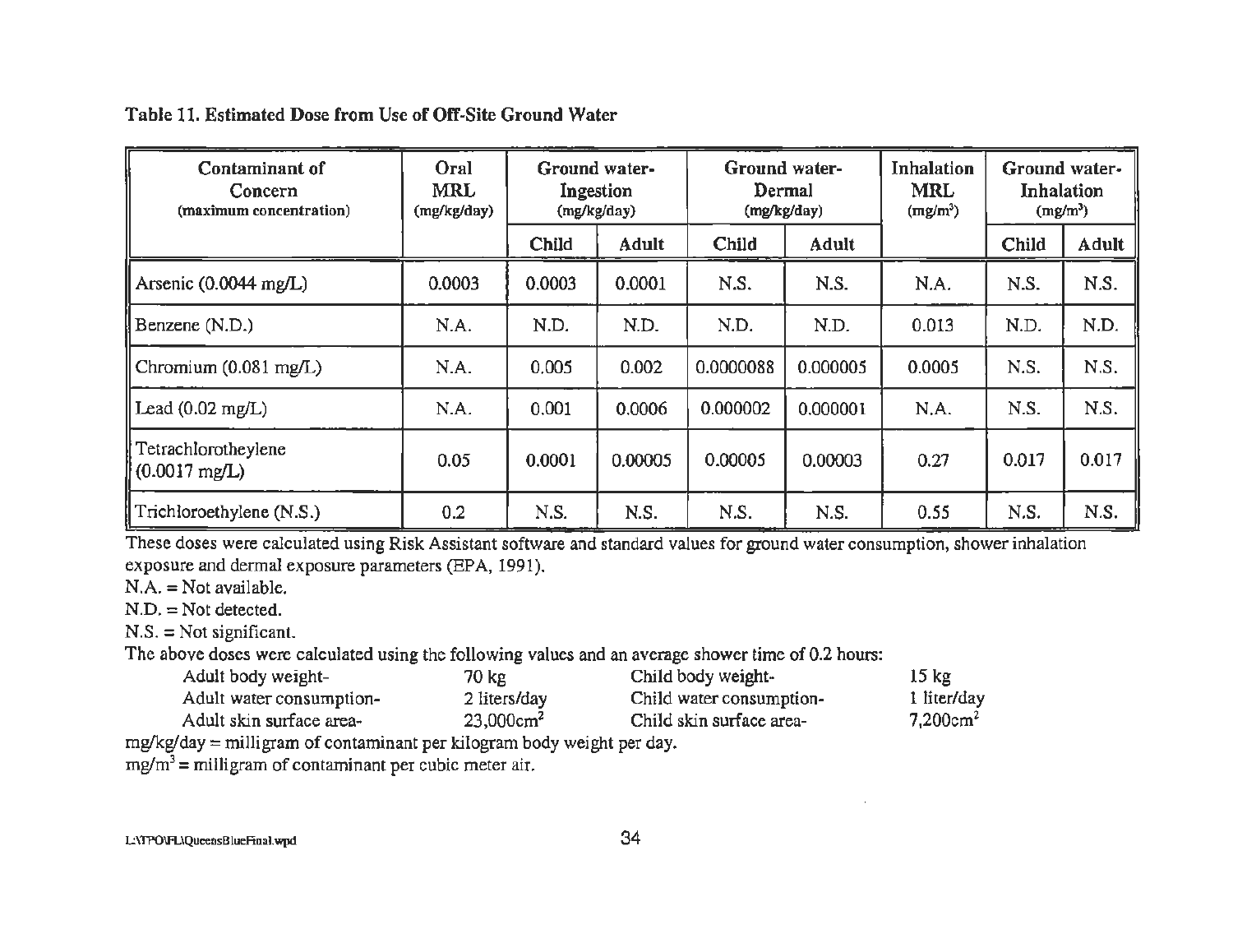**Table 11. Estimated Dose from Use of Off-Site Ground Water**

| Contaminant of Concern (maximum concentration) | Oral MRL (mg/kg/day) | Ground water-Ingestion (mg/kg/day) | | Ground water-Dermal (mg/kg/day) | | Inhalation MRL (mg/m³) | Ground water-Inhalation (mg/m³) | |
|---|---|---|---|---|---|---|---|---|
| | | Child | Adult | Child | Adult | | Child | Adult |
| Arsenic (0.0044 mg/L) | 0.0003 | 0.0003 | 0.0001 | N.S. | N.S. | N.A. | N.S. | N.S. |
| Benzene (N.D.) | N.A. | N.D. | N.D. | N.D. | N.D. | 0.013 | N.D. | N.D. |
| Chromium (0.081 mg/L) | N.A. | 0.005 | 0.002 | 0.0000088 | 0.000005 | 0.0005 | N.S. | N.S. |
| Lead (0.02 mg/L) | N.A. | 0.001 | 0.0006 | 0.000002 | 0.000001 | N.A. | N.S. | N.S. |
| Tetrachlorotheylene (0.0017 mg/L) | 0.05 | 0.0001 | 0.00005 | 0.00005 | 0.00003 | 0.27 | 0.017 | 0.017 |
| Trichloroethylene (N.S.) | 0.2 | N.S. | N.S. | N.S. | N.S. | 0.55 | N.S. | N.S. |

These doses were calculated using Risk Assistant software and standard values for ground water consumption, shower inhalation exposure and dermal exposure parameters (EPA, 1991).

N.A. = Not available.

N.D. = Not detected.

N.S. = Not significant.

The above doses were calculated using the following values and an average shower time of 0.2 hours:

| | | | |
|---|---|---|---|
| Adult body weight- | 70 kg | Child body weight- | 15 kg |
| Adult water consumption- | 2 liters/day | Child water consumption- | 1 liter/day |
| Adult skin surface area- | 23,000cm² | Child skin surface area- | 7,200cm² |

mg/kg/day = milligram of contaminant per kilogram body weight per day.

mg/m³ = milligram of contaminant per cubic meter air.

L:\TPO\FL\QueensBlueFinal.wpd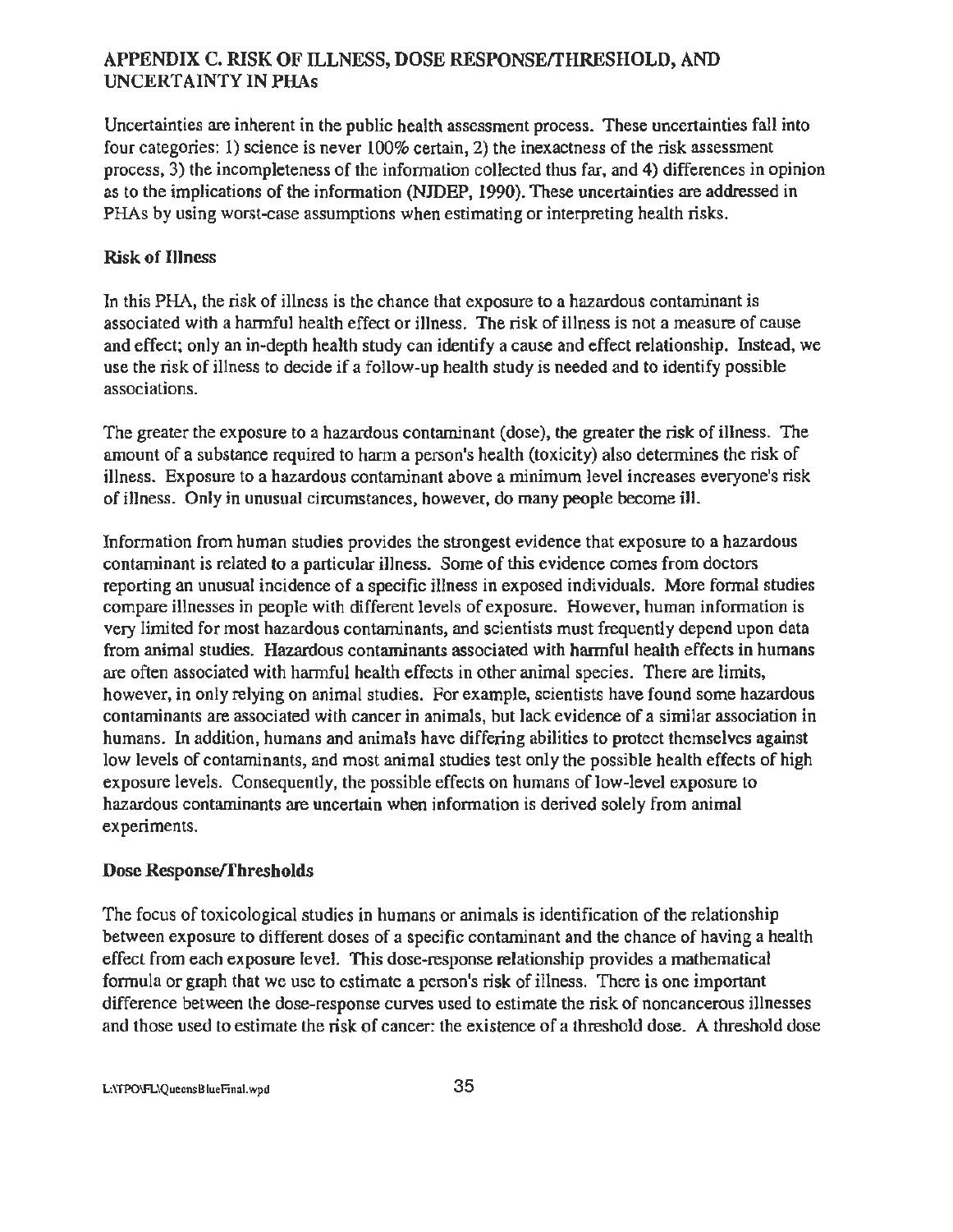## APPENDIX C. RISK OF ILLNESS, DOSE RESPONSE/THRESHOLD, AND UNCERTAINTY IN PHAs

Uncertainties are inherent in the public health assessment process. These uncertainties fall into four categories: 1) science is never 100% certain, 2) the inexactness of the risk assessment process, 3) the incompleteness of the information collected thus far, and 4) differences in opinion as to the implications of the information (NJDEP, 1990). These uncertainties are addressed in PHAs by using worst-case assumptions when estimating or interpreting health risks.

### Risk of Illness

In this PHA, the risk of illness is the chance that exposure to a hazardous contaminant is associated with a harmful health effect or illness. The risk of illness is not a measure of cause and effect; only an in-depth health study can identify a cause and effect relationship. Instead, we use the risk of illness to decide if a follow-up health study is needed and to identify possible associations.

The greater the exposure to a hazardous contaminant (dose), the greater the risk of illness. The amount of a substance required to harm a person's health (toxicity) also determines the risk of illness. Exposure to a hazardous contaminant above a minimum level increases everyone's risk of illness. Only in unusual circumstances, however, do many people become ill.

Information from human studies provides the strongest evidence that exposure to a hazardous contaminant is related to a particular illness. Some of this evidence comes from doctors reporting an unusual incidence of a specific illness in exposed individuals. More formal studies compare illnesses in people with different levels of exposure. However, human information is very limited for most hazardous contaminants, and scientists must frequently depend upon data from animal studies. Hazardous contaminants associated with harmful health effects in humans are often associated with harmful health effects in other animal species. There are limits, however, in only relying on animal studies. For example, scientists have found some hazardous contaminants are associated with cancer in animals, but lack evidence of a similar association in humans. In addition, humans and animals have differing abilities to protect themselves against low levels of contaminants, and most animal studies test only the possible health effects of high exposure levels. Consequently, the possible effects on humans of low-level exposure to hazardous contaminants are uncertain when information is derived solely from animal experiments.

### Dose Response/Thresholds

The focus of toxicological studies in humans or animals is identification of the relationship between exposure to different doses of a specific contaminant and the chance of having a health effect from each exposure level. This dose-response relationship provides a mathematical formula or graph that we use to estimate a person's risk of illness. There is one important difference between the dose-response curves used to estimate the risk of noncancerous illnesses and those used to estimate the risk of cancer: the existence of a threshold dose. A threshold dose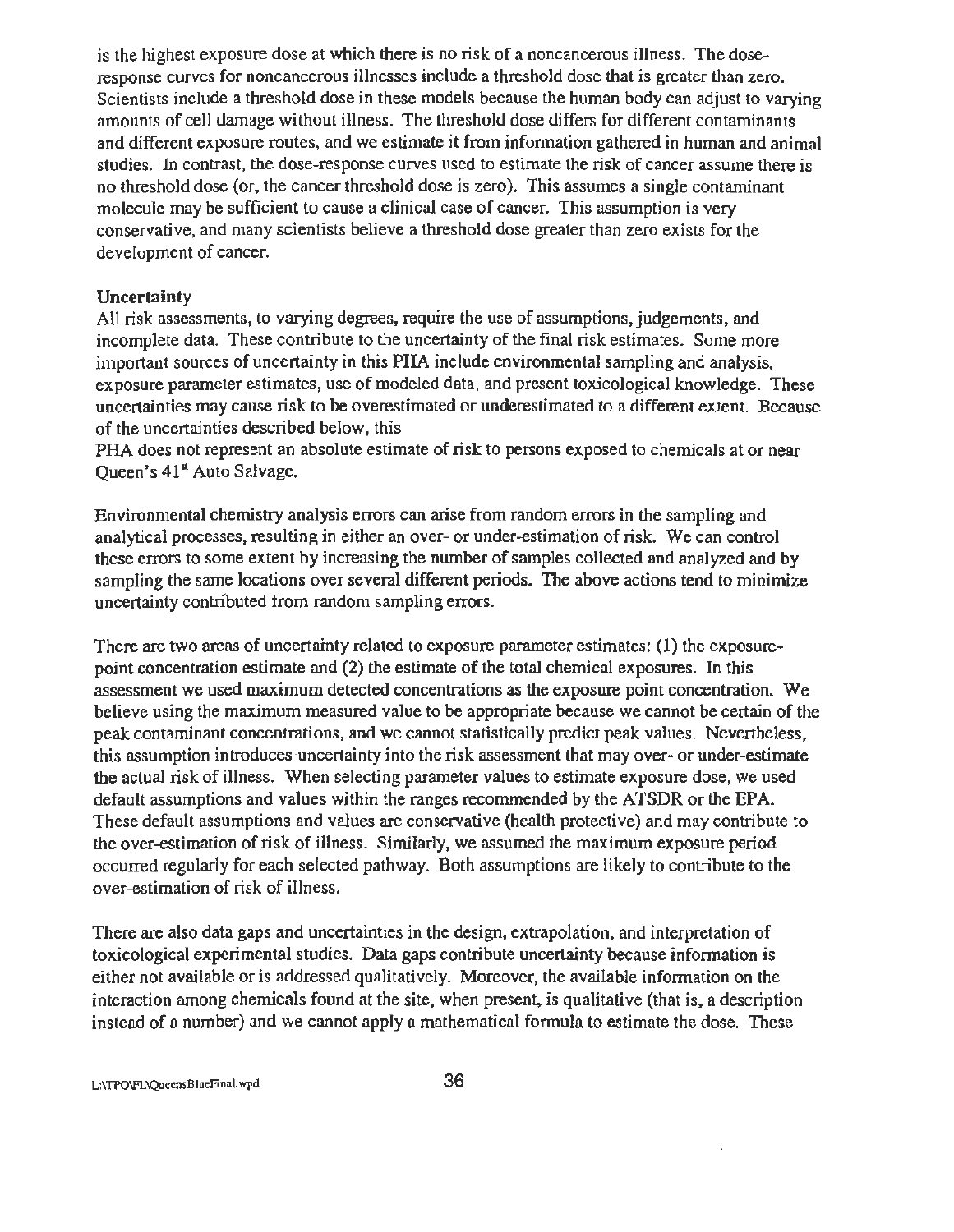is the highest exposure dose at which there is no risk of a noncancerous illness. The dose-response curves for noncancerous illnesses include a threshold dose that is greater than zero. Scientists include a threshold dose in these models because the human body can adjust to varying amounts of cell damage without illness. The threshold dose differs for different contaminants and different exposure routes, and we estimate it from information gathered in human and animal studies. In contrast, the dose-response curves used to estimate the risk of cancer assume there is no threshold dose (or, the cancer threshold dose is zero). This assumes a single contaminant molecule may be sufficient to cause a clinical case of cancer. This assumption is very conservative, and many scientists believe a threshold dose greater than zero exists for the development of cancer.

**Uncertainty**

All risk assessments, to varying degrees, require the use of assumptions, judgements, and incomplete data. These contribute to the uncertainty of the final risk estimates. Some more important sources of uncertainty in this PHA include environmental sampling and analysis, exposure parameter estimates, use of modeled data, and present toxicological knowledge. These uncertainties may cause risk to be overestimated or underestimated to a different extent. Because of the uncertainties described below, this PHA does not represent an absolute estimate of risk to persons exposed to chemicals at or near Queen's 41st Auto Salvage.

Environmental chemistry analysis errors can arise from random errors in the sampling and analytical processes, resulting in either an over- or under-estimation of risk. We can control these errors to some extent by increasing the number of samples collected and analyzed and by sampling the same locations over several different periods. The above actions tend to minimize uncertainty contributed from random sampling errors.

There are two areas of uncertainty related to exposure parameter estimates: (1) the exposure-point concentration estimate and (2) the estimate of the total chemical exposures. In this assessment we used maximum detected concentrations as the exposure point concentration. We believe using the maximum measured value to be appropriate because we cannot be certain of the peak contaminant concentrations, and we cannot statistically predict peak values. Nevertheless, this assumption introduces uncertainty into the risk assessment that may over- or under-estimate the actual risk of illness. When selecting parameter values to estimate exposure dose, we used default assumptions and values within the ranges recommended by the ATSDR or the EPA. These default assumptions and values are conservative (health protective) and may contribute to the over-estimation of risk of illness. Similarly, we assumed the maximum exposure period occurred regularly for each selected pathway. Both assumptions are likely to contribute to the over-estimation of risk of illness.

There are also data gaps and uncertainties in the design, extrapolation, and interpretation of toxicological experimental studies. Data gaps contribute uncertainty because information is either not available or is addressed qualitatively. Moreover, the available information on the interaction among chemicals found at the site, when present, is qualitative (that is, a description instead of a number) and we cannot apply a mathematical formula to estimate the dose. These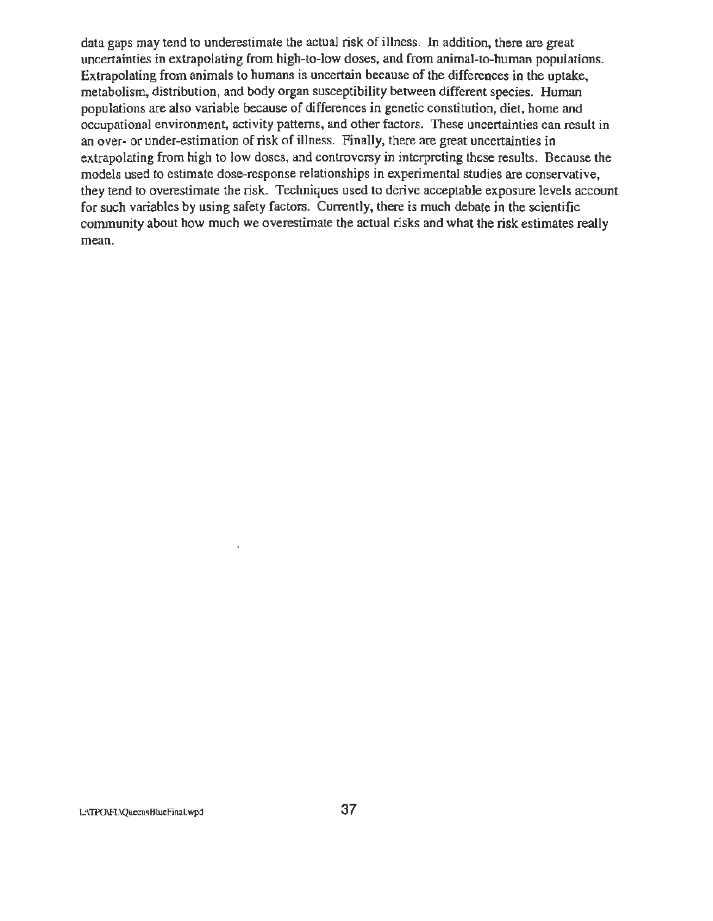data gaps may tend to underestimate the actual risk of illness. In addition, there are great uncertainties in extrapolating from high-to-low doses, and from animal-to-human populations. Extrapolating from animals to humans is uncertain because of the differences in the uptake, metabolism, distribution, and body organ susceptibility between different species. Human populations are also variable because of differences in genetic constitution, diet, home and occupational environment, activity patterns, and other factors. These uncertainties can result in an over- or under-estimation of risk of illness. Finally, there are great uncertainties in extrapolating from high to low doses, and controversy in interpreting these results. Because the models used to estimate dose-response relationships in experimental studies are conservative, they tend to overestimate the risk. Techniques used to derive acceptable exposure levels account for such variables by using safety factors. Currently, there is much debate in the scientific community about how much we overestimate the actual risks and what the risk estimates really mean.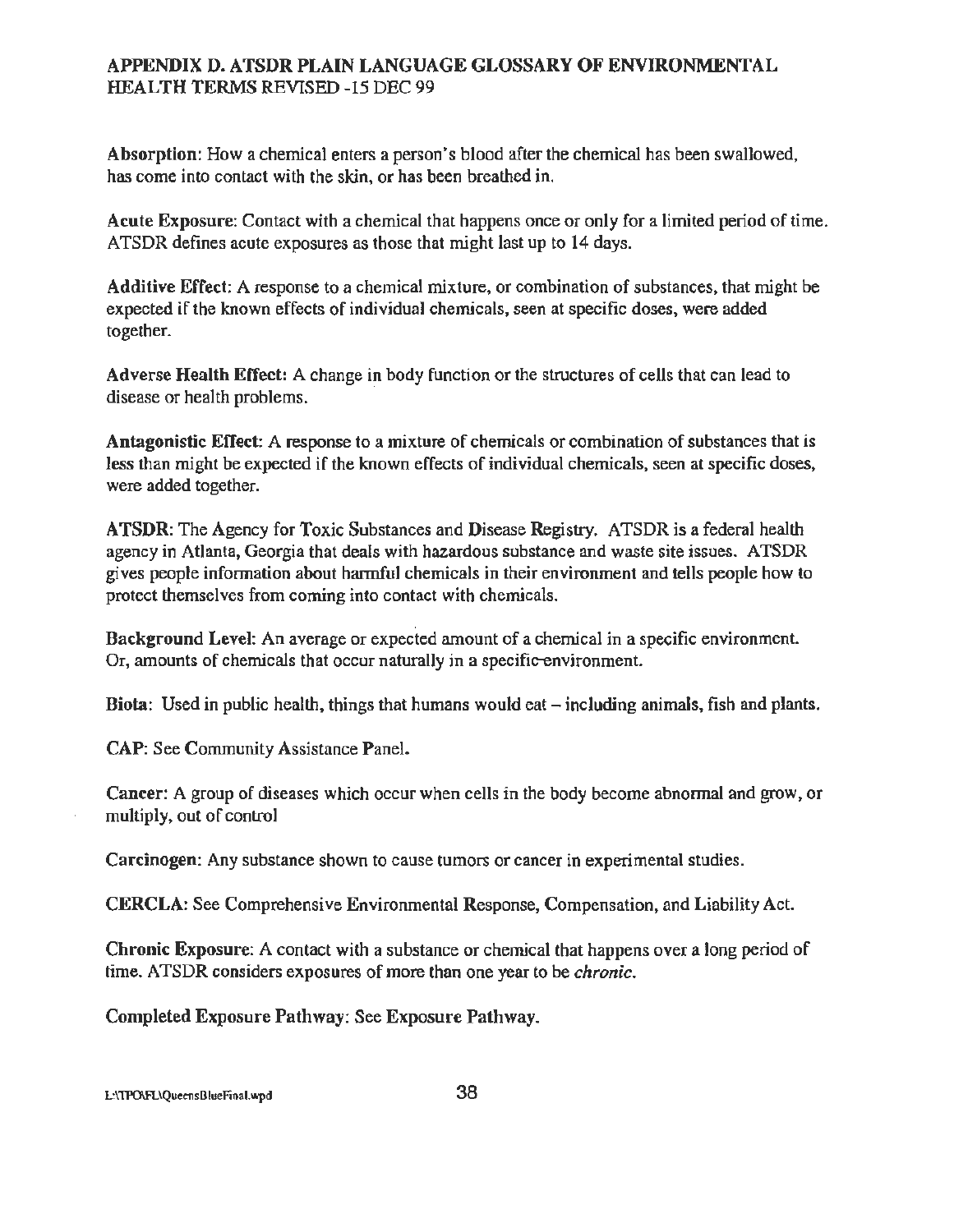## APPENDIX D. ATSDR PLAIN LANGUAGE GLOSSARY OF ENVIRONMENTAL HEALTH TERMS REVISED -15 DEC 99

**Absorption**: How a chemical enters a person's blood after the chemical has been swallowed, has come into contact with the skin, or has been breathed in.

**Acute Exposure**: Contact with a chemical that happens once or only for a limited period of time. ATSDR defines acute exposures as those that might last up to 14 days.

**Additive Effect**: A response to a chemical mixture, or combination of substances, that might be expected if the known effects of individual chemicals, seen at specific doses, were added together.

**Adverse Health Effect**: A change in body function or the structures of cells that can lead to disease or health problems.

**Antagonistic Effect**: A response to a mixture of chemicals or combination of substances that is less than might be expected if the known effects of individual chemicals, seen at specific doses, were added together.

**ATSDR**: The Agency for Toxic Substances and Disease Registry. ATSDR is a federal health agency in Atlanta, Georgia that deals with hazardous substance and waste site issues. ATSDR gives people information about harmful chemicals in their environment and tells people how to protect themselves from coming into contact with chemicals.

**Background Level**: An average or expected amount of a chemical in a specific environment. Or, amounts of chemicals that occur naturally in a specific environment.

**Biota**: Used in public health, things that humans would eat – including animals, fish and plants.

**CAP**: See Community Assistance Panel.

**Cancer**: A group of diseases which occur when cells in the body become abnormal and grow, or multiply, out of control

**Carcinogen**: Any substance shown to cause tumors or cancer in experimental studies.

**CERCLA**: See Comprehensive Environmental Response, Compensation, and Liability Act.

**Chronic Exposure**: A contact with a substance or chemical that happens over a long period of time. ATSDR considers exposures of more than one year to be *chronic*.

**Completed Exposure Pathway**: See Exposure Pathway.

L:\TPO\FL\QueensBlueFinal.wpd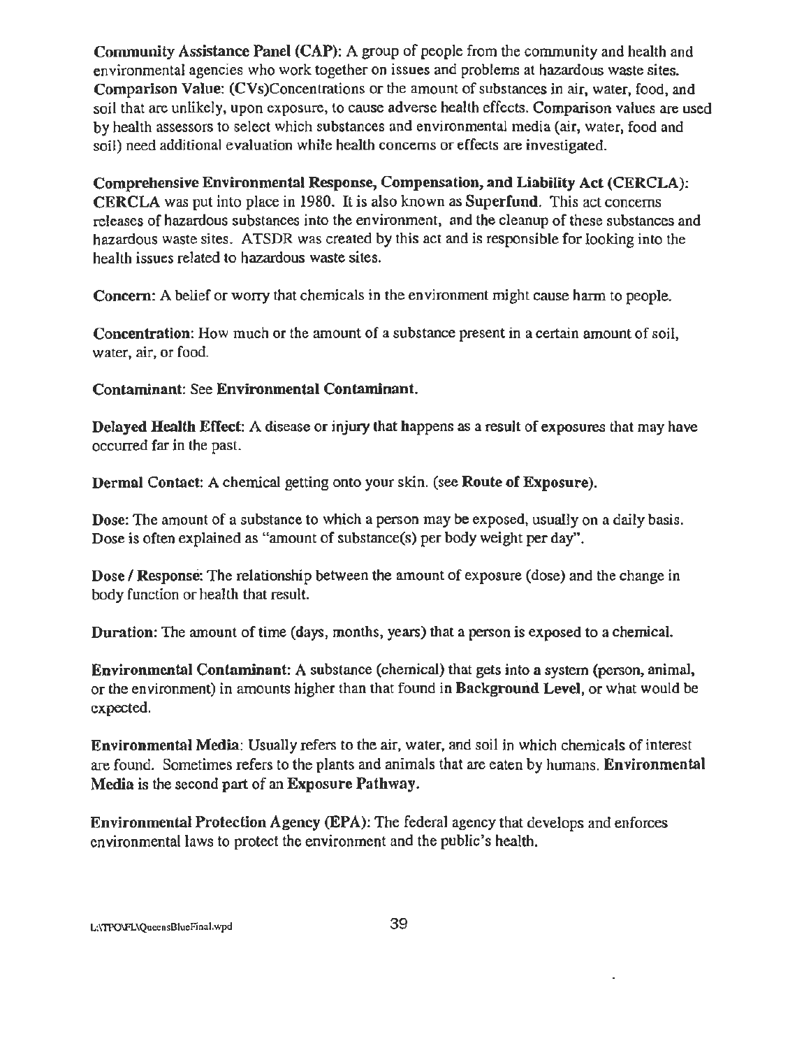**Community Assistance Panel (CAP)**: A group of people from the community and health and environmental agencies who work together on issues and problems at hazardous waste sites.
**Comparison Value**: **(CVs)**Concentrations or the amount of substances in air, water, food, and soil that are unlikely, upon exposure, to cause adverse health effects. Comparison values are used by health assessors to select which substances and environmental media (air, water, food and soil) need additional evaluation while health concerns or effects are investigated.

**Comprehensive Environmental Response, Compensation, and Liability Act (CERCLA): CERCLA** was put into place in 1980. It is also known as **Superfund**. This act concerns releases of hazardous substances into the environment, and the cleanup of these substances and hazardous waste sites. ATSDR was created by this act and is responsible for looking into the health issues related to hazardous waste sites.

**Concern**: A belief or worry that chemicals in the environment might cause harm to people.

**Concentration**: How much or the amount of a substance present in a certain amount of soil, water, air, or food.

**Contaminant**: See **Environmental Contaminant.**

**Delayed Health Effect**: A disease or injury that happens as a result of exposures that may have occurred far in the past.

**Dermal Contact**: A chemical getting onto your skin. (see **Route of Exposure**).

**Dose**: The amount of a substance to which a person may be exposed, usually on a daily basis. Dose is often explained as "amount of substance(s) per body weight per day".

**Dose / Response**: The relationship between the amount of exposure (dose) and the change in body function or health that result.

**Duration**: The amount of time (days, months, years) that a person is exposed to a chemical.

**Environmental Contaminant**: A substance (chemical) that gets into a system (person, animal, or the environment) in amounts higher than that found in **Background Level**, or what would be expected.

**Environmental Media**: Usually refers to the air, water, and soil in which chemicals of interest are found. Sometimes refers to the plants and animals that are eaten by humans. **Environmental Media** is the second part of an **Exposure Pathway.**

**Environmental Protection Agency (EPA)**: The federal agency that develops and enforces environmental laws to protect the environment and the public's health.

L:\TPO\FL\QueensBlueFinal.wpd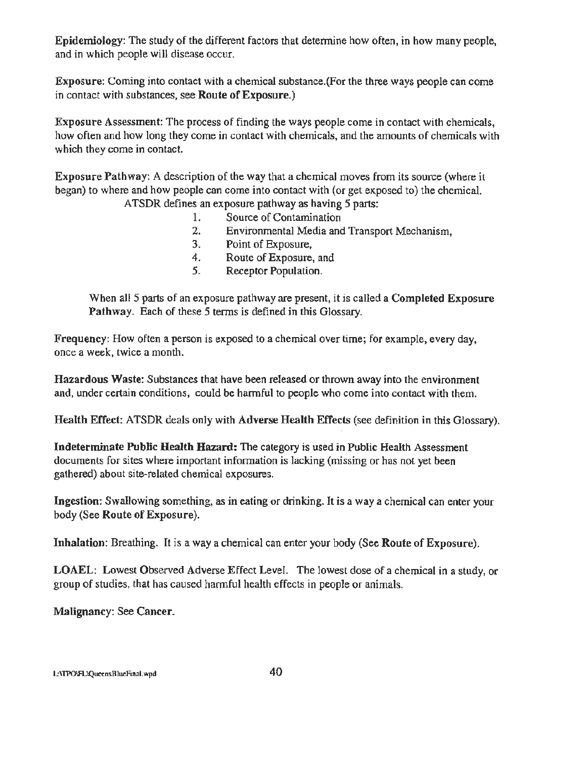**Epidemiology**: The study of the different factors that determine how often, in how many people, and in which people will disease occur.

**Exposure**: Coming into contact with a chemical substance.(For the three ways people can come in contact with substances, see **Route of Exposure**.)

**Exposure Assessment**: The process of finding the ways people come in contact with chemicals, how often and how long they come in contact with chemicals, and the amounts of chemicals with which they come in contact.

**Exposure Pathway**: A description of the way that a chemical moves from its source (where it began) to where and how people can come into contact with (or get exposed to) the chemical.

ATSDR defines an exposure pathway as having 5 parts:

1. Source of Contamination
2. Environmental Media and Transport Mechanism,
3. Point of Exposure,
4. Route of Exposure, and
5. Receptor Population.

When all 5 parts of an exposure pathway are present, it is called a **Completed Exposure Pathway**. Each of these 5 terms is defined in this Glossary.

**Frequency**: How often a person is exposed to a chemical over time; for example, every day, once a week, twice a month.

**Hazardous Waste:** Substances that have been released or thrown away into the environment and, under certain conditions, could be harmful to people who come into contact with them.

**Health Effect**: ATSDR deals only with **Adverse Health Effects** (see definition in this Glossary).

**Indeterminate Public Health Hazard:** The category is used in Public Health Assessment documents for sites where important information is lacking (missing or has not yet been gathered) about site-related chemical exposures.

**Ingestion**: Swallowing something, as in eating or drinking. It is a way a chemical can enter your body (See **Route of Exposure**).

**Inhalation**: Breathing. It is a way a chemical can enter your body (See **Route of Exposure**).

**LOAEL**: Lowest Observed Adverse Effect Level. The lowest dose of a chemical in a study, or group of studies, that has caused harmful health effects in people or animals.

**Malignancy**: See **Cancer**.

L:\TPO\FL\QueensBlueFinal.wpd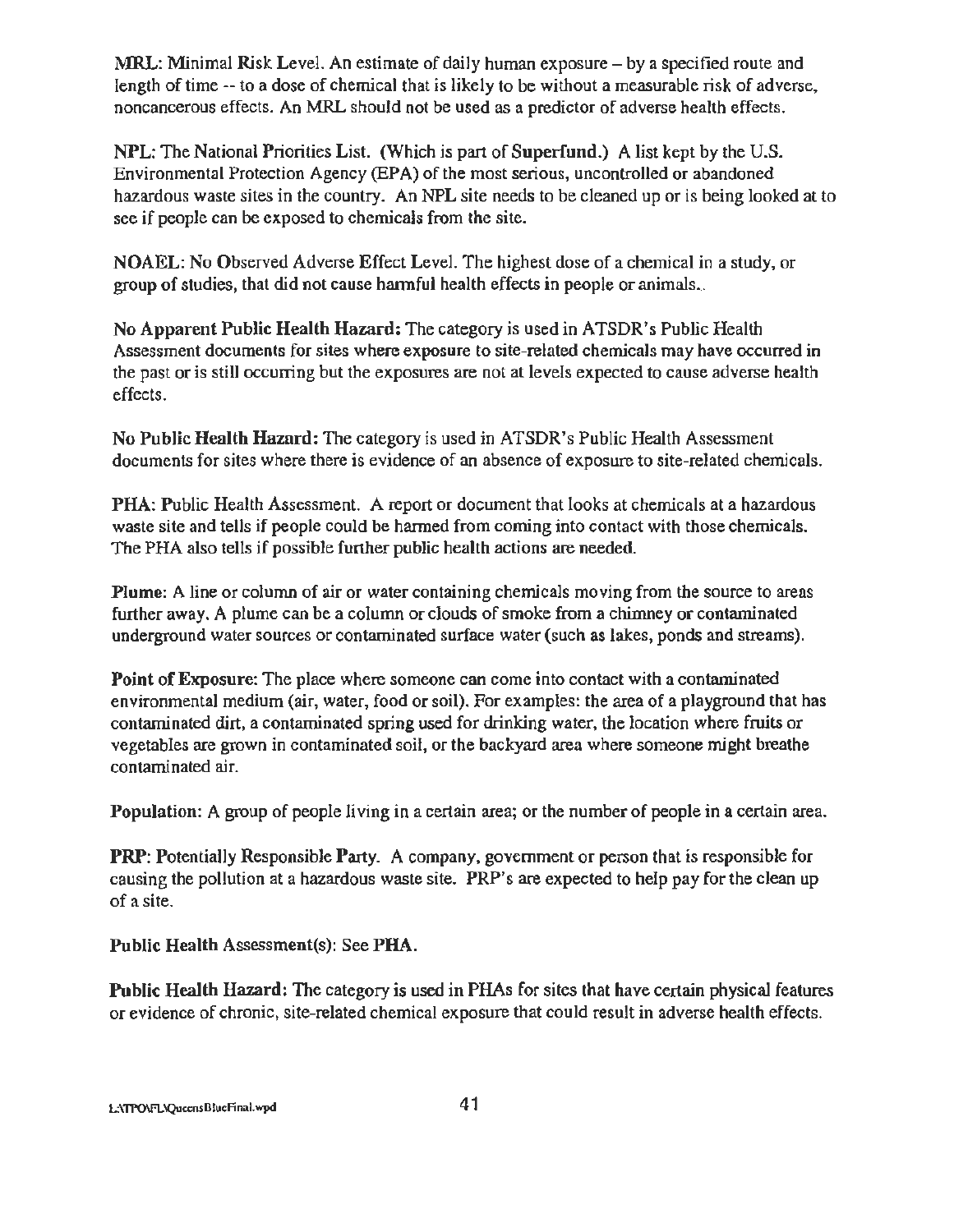**MRL**: Minimal Risk Level. An estimate of daily human exposure – by a specified route and length of time -- to a dose of chemical that is likely to be without a measurable risk of adverse, noncancerous effects. An MRL should not be used as a predictor of adverse health effects.

**NPL**: The National Priorities List. (Which is part of **Superfund**.) A list kept by the U.S. Environmental Protection Agency (EPA) of the most serious, uncontrolled or abandoned hazardous waste sites in the country. An NPL site needs to be cleaned up or is being looked at to see if people can be exposed to chemicals from the site.

**NOAEL**: No Observed Adverse Effect Level. The highest dose of a chemical in a study, or group of studies, that did not cause harmful health effects in people or animals..

**No Apparent Public Health Hazard:** The category is used in ATSDR's Public Health Assessment documents for sites where exposure to site-related chemicals may have occurred in the past or is still occurring but the exposures are not at levels expected to cause adverse health effects.

**No Public Health Hazard:** The category is used in ATSDR's Public Health Assessment documents for sites where there is evidence of an absence of exposure to site-related chemicals.

**PHA**: Public Health Assessment. A report or document that looks at chemicals at a hazardous waste site and tells if people could be harmed from coming into contact with those chemicals. The PHA also tells if possible further public health actions are needed.

**Plume**: A line or column of air or water containing chemicals moving from the source to areas further away. A plume can be a column or clouds of smoke from a chimney or contaminated underground water sources or contaminated surface water (such as lakes, ponds and streams).

**Point of Exposure**: The place where someone can come into contact with a contaminated environmental medium (air, water, food or soil). For examples: the area of a playground that has contaminated dirt, a contaminated spring used for drinking water, the location where fruits or vegetables are grown in contaminated soil, or the backyard area where someone might breathe contaminated air.

**Population**: A group of people living in a certain area; or the number of people in a certain area.

**PRP**: Potentially Responsible Party. A company, government or person that is responsible for causing the pollution at a hazardous waste site. PRP's are expected to help pay for the clean up of a site.

**Public Health** Assessment(s): See **PHA**.

**Public Health Hazard**: The category is used in PHAs for sites that have certain physical features or evidence of chronic, site-related chemical exposure that could result in adverse health effects.

L:\TPO\FL\QueensBlueFinal.wpd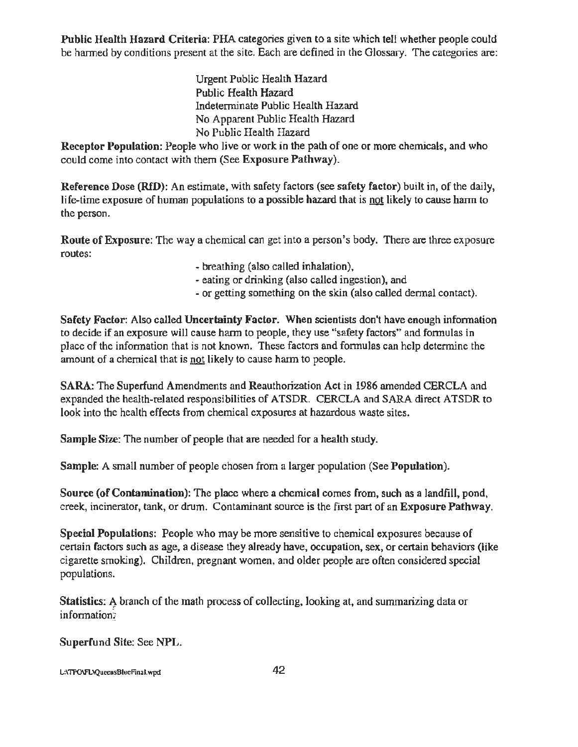**Public Health Hazard Criteria**: PHA categories given to a site which tell whether people could be harmed by conditions present at the site. Each are defined in the Glossary. The categories are:

Urgent Public Health Hazard
Public Health Hazard
Indeterminate Public Health Hazard
No Apparent Public Health Hazard
No Public Health Hazard

**Receptor Population**: People who live or work in the path of one or more chemicals, and who could come into contact with them (See **Exposure Pathway**).

**Reference Dose (RfD)**: An estimate, with safety factors (see **safety factor**) built in, of the daily, life-time exposure of human populations to a possible hazard that is <u>not</u> likely to cause harm to the person.

**Route of Exposure**: The way a chemical can get into a person's body. There are three exposure routes:

- breathing (also called inhalation),
- eating or drinking (also called ingestion), and
- or getting something on the skin (also called dermal contact).

**Safety Factor**: Also called **Uncertainty Factor. When scientists don't have enough information to decide if an exposure will cause harm to people, they use "safety factors" and formulas in place of the information that is not known. These factors and formulas can help determine the amount of a chemical that is <u>not</u> likely to cause harm to people.**

**SARA**: The Superfund Amendments and Reauthorization Act in 1986 amended CERCLA and expanded the health-related responsibilities of ATSDR. CERCLA and SARA direct ATSDR to look into the health effects from chemical exposures at hazardous waste sites.

**Sample Size**: The number of people that are needed for a health study.

**Sample**: A small number of people chosen from a larger population (See **Population**).

**Source (of Contamination)**: The place where a chemical comes from, such as a landfill, pond, creek, incinerator, tank, or drum. Contaminant source is the first part of an **Exposure Pathway**.

**Special Populations**: People who may be more sensitive to chemical exposures because of certain factors such as age, a disease they already have, occupation, sex, or certain behaviors (like cigarette smoking). Children, pregnant women, and older people are often considered special populations.

**Statistics**: A branch of the math process of collecting, looking at, and summarizing data or information.

**Superfund Site**: See **NPL**.

L:\TPO\FL\QueensBlueFinal.wpd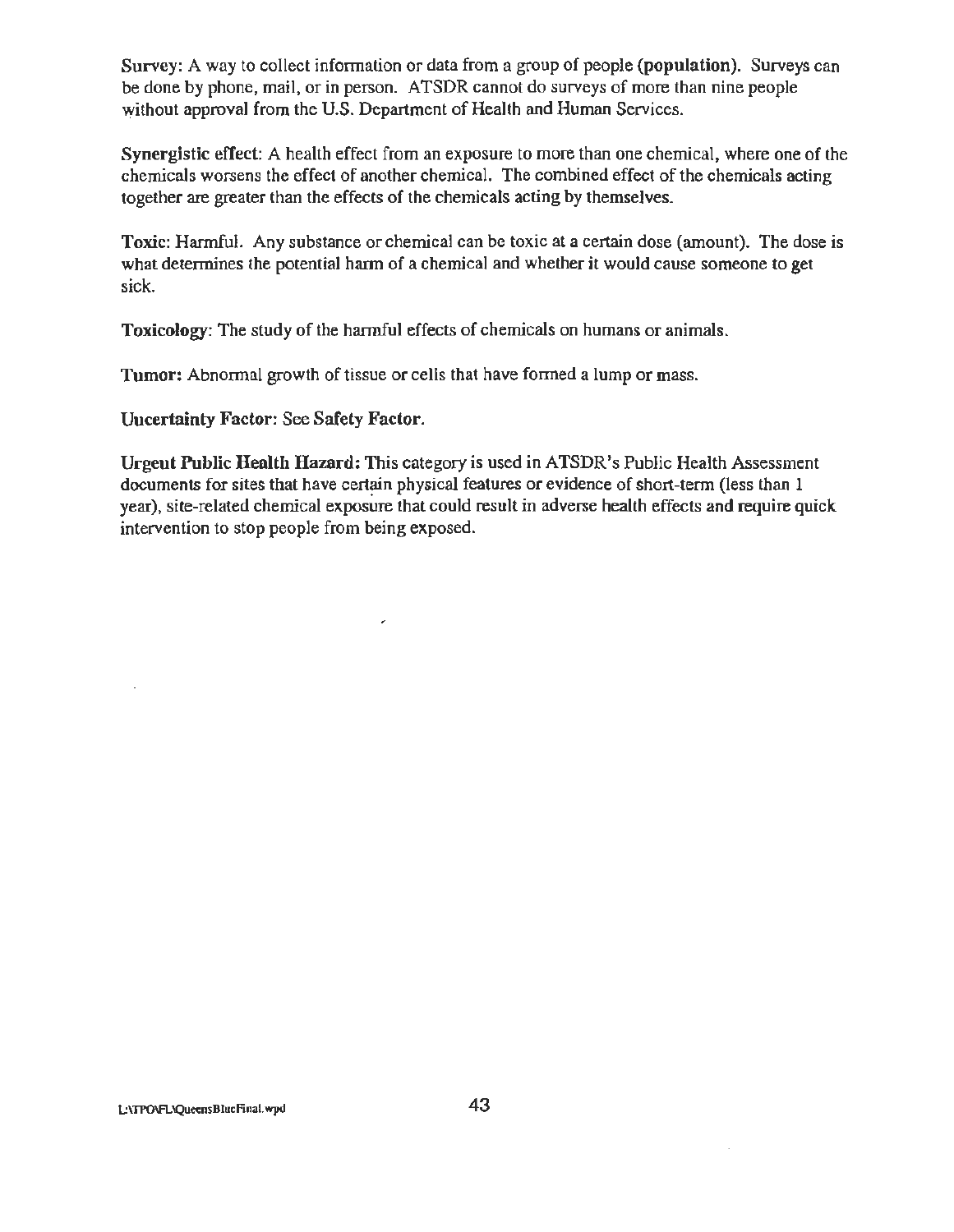**Survey**: A way to collect information or data from a group of people **(population)**. Surveys can be done by phone, mail, or in person. ATSDR cannot do surveys of more than nine people without approval from the U.S. Department of Health and Human Services.

**Synergistic effect**: A health effect from an exposure to more than one chemical, where one of the chemicals worsens the effect of another chemical. The combined effect of the chemicals acting together are greater than the effects of the chemicals acting by themselves.

**Toxic**: Harmful. Any substance or chemical can be toxic at a certain dose (amount). The dose is what determines the potential harm of a chemical and whether it would cause someone to get sick.

**Toxicology**: The study of the harmful effects of chemicals on humans or animals.

**Tumor:** Abnormal growth of tissue or cells that have formed a lump or mass.

**Uncertainty Factor**: See **Safety Factor**.

**Urgent Public Health Hazard:** This category is used in ATSDR's Public Health Assessment documents for sites that have certain physical features or evidence of short-term (less than 1 year), site-related chemical exposure that could result in adverse health effects and require quick intervention to stop people from being exposed.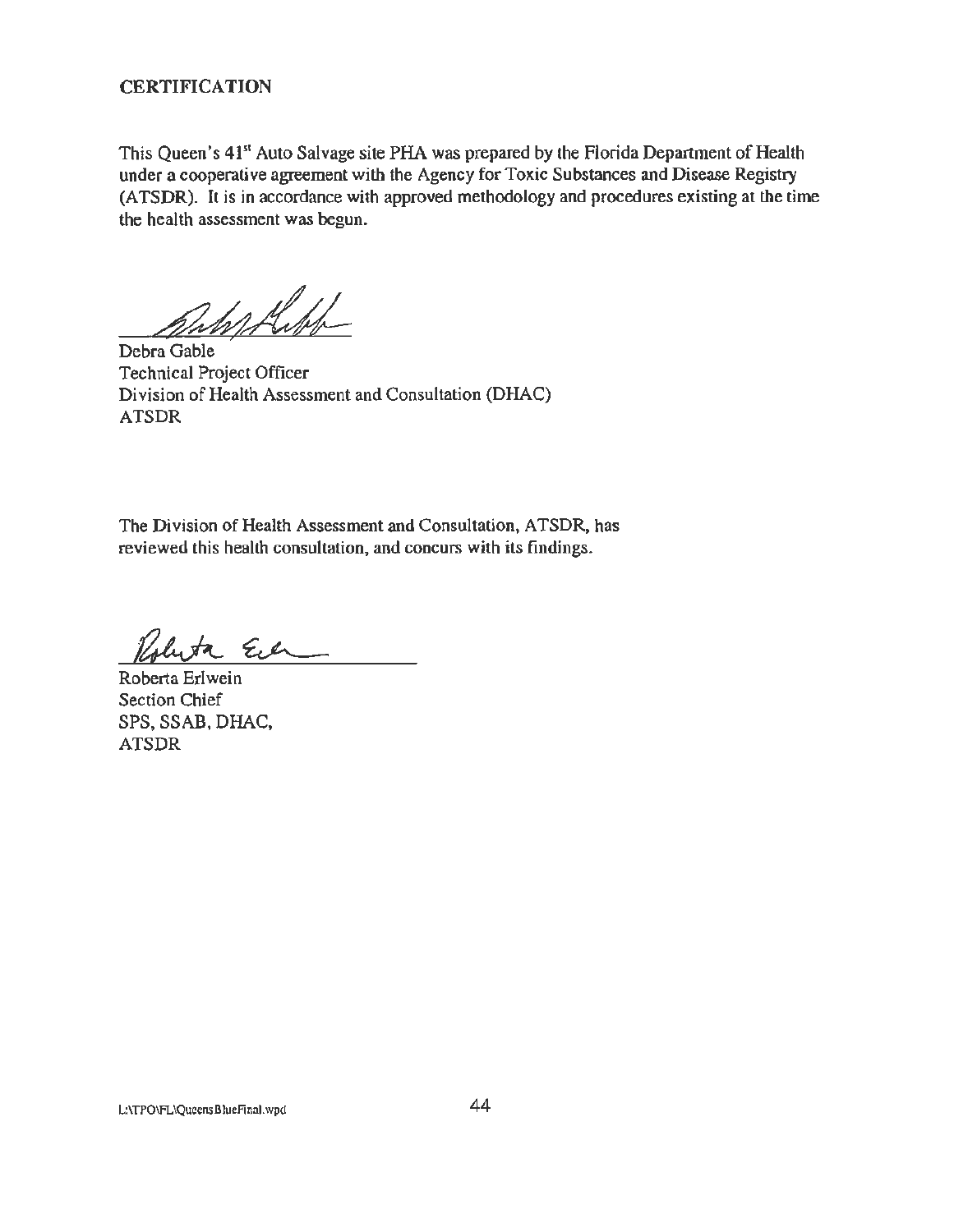## CERTIFICATION

This Queen's 41st Auto Salvage site PHA was prepared by the Florida Department of Health under a cooperative agreement with the Agency for Toxic Substances and Disease Registry (ATSDR). It is in accordance with approved methodology and procedures existing at the time the health assessment was begun.

Debra Gable
Technical Project Officer
Division of Health Assessment and Consultation (DHAC)
ATSDR

The Division of Health Assessment and Consultation, ATSDR, has reviewed this health consultation, and concurs with its findings.

Roberta Erlwein
Section Chief
SPS, SSAB, DHAC,
ATSDR

L:\TPO\FL\QueensBlueFinal.wpd